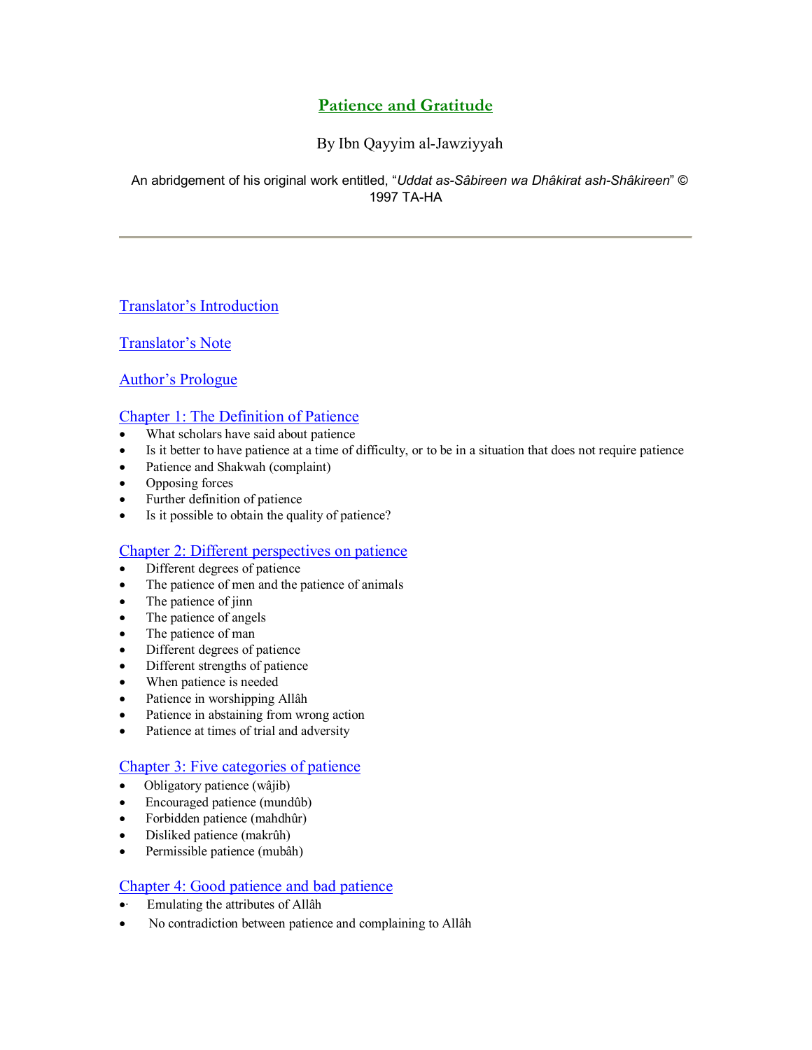# Patience and Gratitude

By Ibn Qayyim al-Jawziyyah

An abridgement of his original work entitled, "*Uddat as-Sâbireen wa Dhâkirat ash-Shâkireen*" © 1997 TA-HA

---

Translator's Introduction

Translator's Note

Author's Prologue

## Chapter 1: The Definition of Patience

- What scholars have said about patience
- Is it better to have patience at a time of difficulty, or to be in a situation that does not require patience
- Patience and Shakwah (complaint)
- Opposing forces
- Further definition of patience
- Is it possible to obtain the quality of patience?

## Chapter 2: Different perspectives on patience

- Different degrees of patience
- The patience of men and the patience of animals
- The patience of jinn
- The patience of angels
- The patience of man
- Different degrees of patience
- Different strengths of patience
- When patience is needed
- Patience in worshipping Allâh
- Patience in abstaining from wrong action
- Patience at times of trial and adversity

## Chapter 3: Five categories of patience

- Obligatory patience (wâjib)
- Encouraged patience (mundûb)
- Forbidden patience (mahdhûr)
- Disliked patience (makrûh)
- Permissible patience (mubâh)

## Chapter 4: Good patience and bad patience

- Emulating the attributes of Allâh
- No contradiction between patience and complaining to Allâh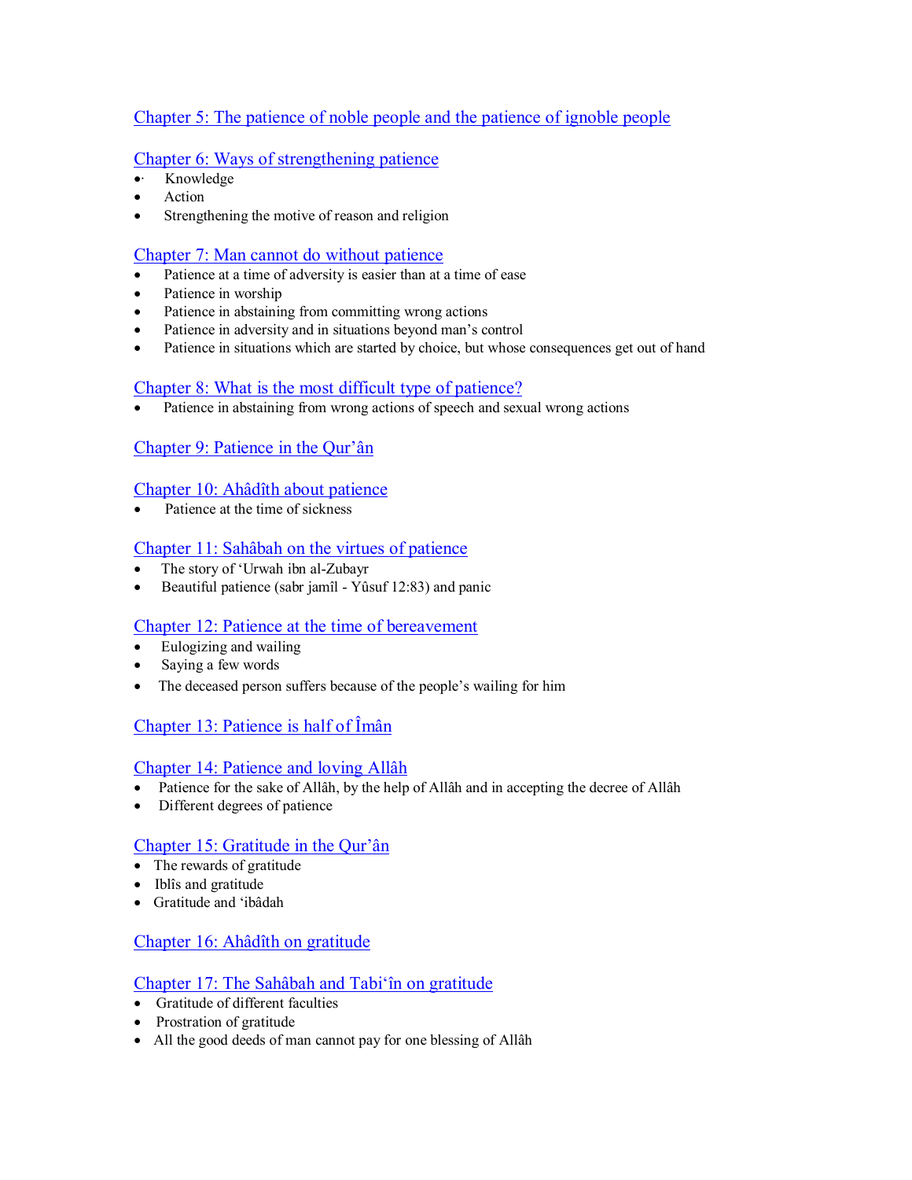Chapter 5: The patience of noble people and the patience of ignoble people

Chapter 6: Ways of strengthening patience
- Knowledge
- Action
- Strengthening the motive of reason and religion

Chapter 7: Man cannot do without patience
- Patience at a time of adversity is easier than at a time of ease
- Patience in worship
- Patience in abstaining from committing wrong actions
- Patience in adversity and in situations beyond man's control
- Patience in situations which are started by choice, but whose consequences get out of hand

Chapter 8: What is the most difficult type of patience?
- Patience in abstaining from wrong actions of speech and sexual wrong actions

Chapter 9: Patience in the Qur'ân

Chapter 10: Ahâdîth about patience
- Patience at the time of sickness

Chapter 11: Sahâbah on the virtues of patience
- The story of 'Urwah ibn al-Zubayr
- Beautiful patience (sabr jamîl - Yûsuf 12:83) and panic

Chapter 12: Patience at the time of bereavement
- Eulogizing and wailing
- Saying a few words
- The deceased person suffers because of the people's wailing for him

Chapter 13: Patience is half of Îmân

Chapter 14: Patience and loving Allâh
- Patience for the sake of Allâh, by the help of Allâh and in accepting the decree of Allâh
- Different degrees of patience

Chapter 15: Gratitude in the Qur'ân
- The rewards of gratitude
- Iblîs and gratitude
- Gratitude and 'ibâdah

Chapter 16: Ahâdîth on gratitude

Chapter 17: The Sahâbah and Tabi'în on gratitude
- Gratitude of different faculties
- Prostration of gratitude
- All the good deeds of man cannot pay for one blessing of Allâh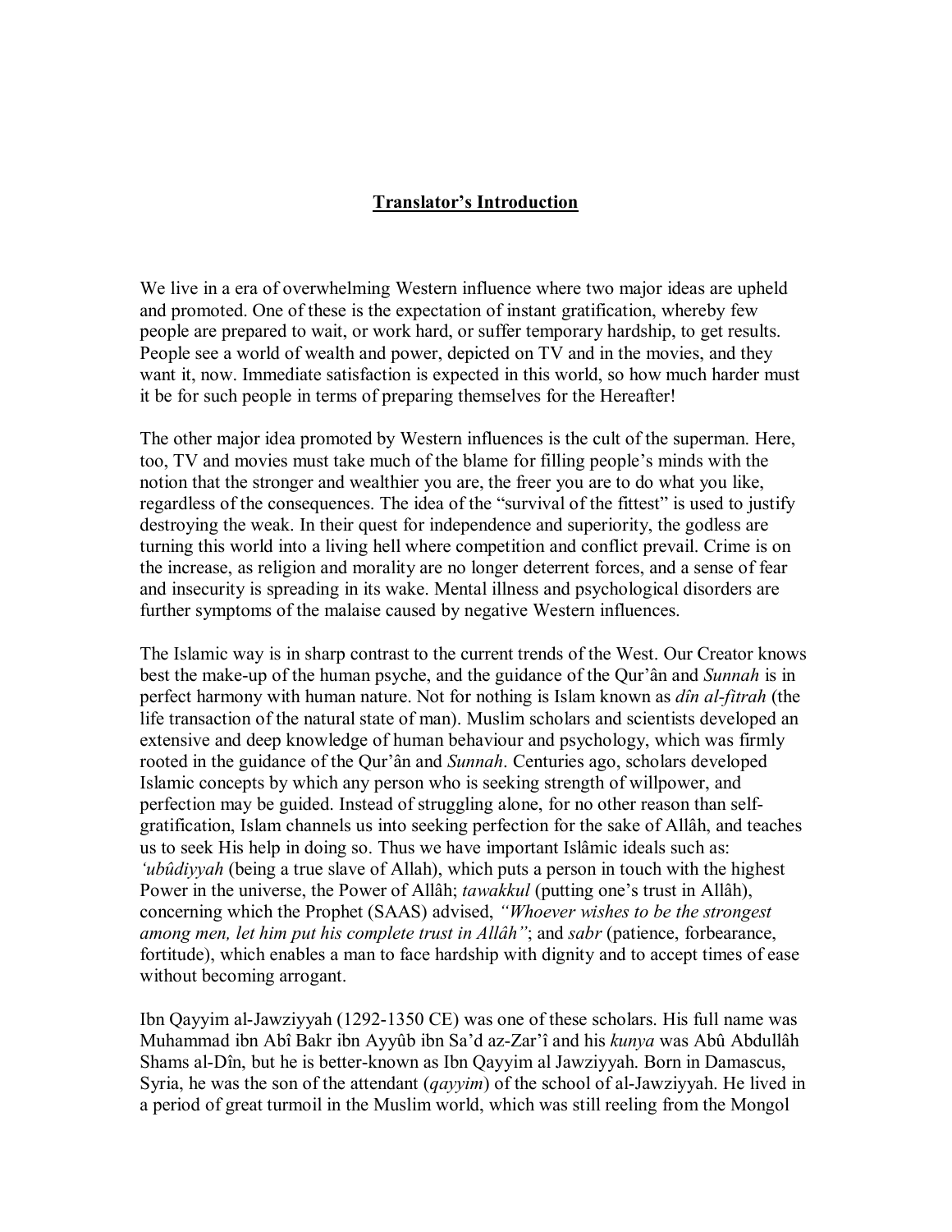## **Translator's Introduction**

We live in a era of overwhelming Western influence where two major ideas are upheld and promoted. One of these is the expectation of instant gratification, whereby few people are prepared to wait, or work hard, or suffer temporary hardship, to get results. People see a world of wealth and power, depicted on TV and in the movies, and they want it, now. Immediate satisfaction is expected in this world, so how much harder must it be for such people in terms of preparing themselves for the Hereafter!

The other major idea promoted by Western influences is the cult of the superman. Here, too, TV and movies must take much of the blame for filling people's minds with the notion that the stronger and wealthier you are, the freer you are to do what you like, regardless of the consequences. The idea of the "survival of the fittest" is used to justify destroying the weak. In their quest for independence and superiority, the godless are turning this world into a living hell where competition and conflict prevail. Crime is on the increase, as religion and morality are no longer deterrent forces, and a sense of fear and insecurity is spreading in its wake. Mental illness and psychological disorders are further symptoms of the malaise caused by negative Western influences.

The Islamic way is in sharp contrast to the current trends of the West. Our Creator knows best the make-up of the human psyche, and the guidance of the Qur'ân and *Sunnah* is in perfect harmony with human nature. Not for nothing is Islam known as *dîn al-fitrah* (the life transaction of the natural state of man). Muslim scholars and scientists developed an extensive and deep knowledge of human behaviour and psychology, which was firmly rooted in the guidance of the Qur'ân and *Sunnah*. Centuries ago, scholars developed Islamic concepts by which any person who is seeking strength of willpower, and perfection may be guided. Instead of struggling alone, for no other reason than self-gratification, Islam channels us into seeking perfection for the sake of Allâh, and teaches us to seek His help in doing so. Thus we have important Islâmic ideals such as: *'ubûdiyyah* (being a true slave of Allah), which puts a person in touch with the highest Power in the universe, the Power of Allâh; *tawakkul* (putting one's trust in Allâh), concerning which the Prophet (SAAS) advised, *"Whoever wishes to be the strongest among men, let him put his complete trust in Allâh"*; and *sabr* (patience, forbearance, fortitude), which enables a man to face hardship with dignity and to accept times of ease without becoming arrogant.

Ibn Qayyim al-Jawziyyah (1292-1350 CE) was one of these scholars. His full name was Muhammad ibn Abî Bakr ibn Ayyûb ibn Sa'd az-Zar'î and his *kunya* was Abû Abdullâh Shams al-Dîn, but he is better-known as Ibn Qayyim al Jawziyyah. Born in Damascus, Syria, he was the son of the attendant (*qayyim*) of the school of al-Jawziyyah. He lived in a period of great turmoil in the Muslim world, which was still reeling from the Mongol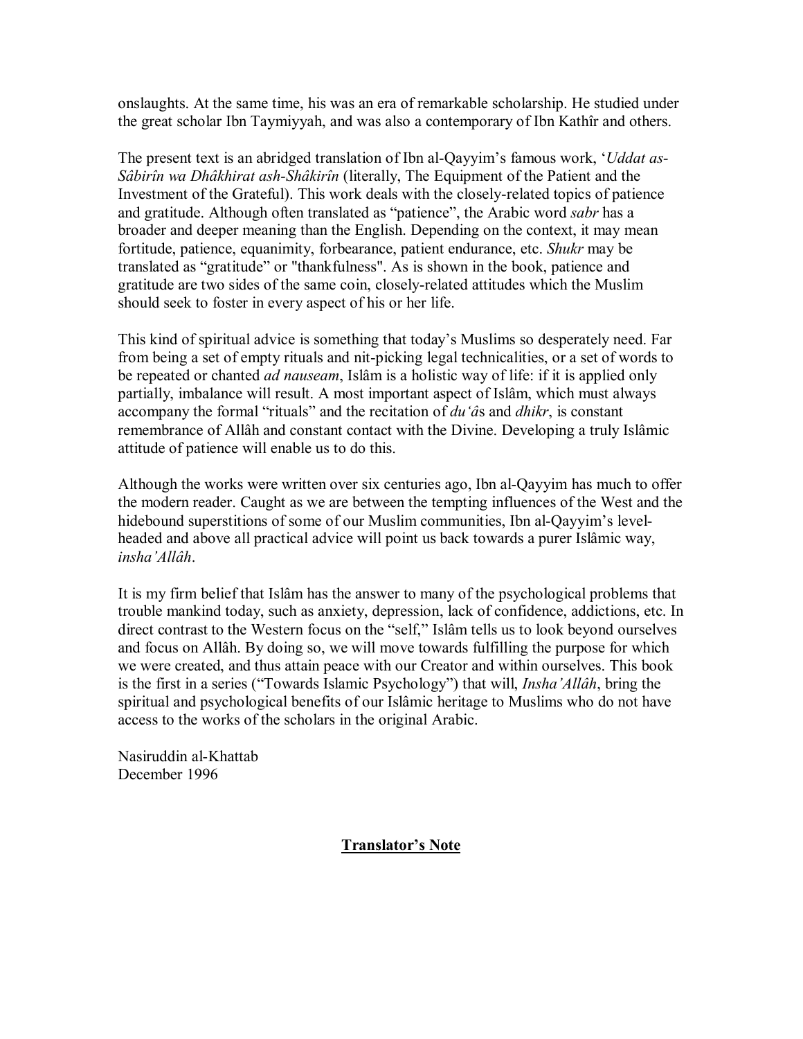onslaughts. At the same time, his was an era of remarkable scholarship. He studied under the great scholar Ibn Taymiyyah, and was also a contemporary of Ibn Kathîr and others.

The present text is an abridged translation of Ibn al-Qayyim's famous work, '*Uddat as-Sâbirîn wa Dhâkhirat ash-Shâkirîn* (literally, The Equipment of the Patient and the Investment of the Grateful). This work deals with the closely-related topics of patience and gratitude. Although often translated as "patience", the Arabic word *sabr* has a broader and deeper meaning than the English. Depending on the context, it may mean fortitude, patience, equanimity, forbearance, patient endurance, etc. *Shukr* may be translated as "gratitude" or "thankfulness". As is shown in the book, patience and gratitude are two sides of the same coin, closely-related attitudes which the Muslim should seek to foster in every aspect of his or her life.

This kind of spiritual advice is something that today's Muslims so desperately need. Far from being a set of empty rituals and nit-picking legal technicalities, or a set of words to be repeated or chanted *ad nauseam*, Islâm is a holistic way of life: if it is applied only partially, imbalance will result. A most important aspect of Islâm, which must always accompany the formal "rituals" and the recitation of *du'â*s and *dhikr*, is constant remembrance of Allâh and constant contact with the Divine. Developing a truly Islâmic attitude of patience will enable us to do this.

Although the works were written over six centuries ago, Ibn al-Qayyim has much to offer the modern reader. Caught as we are between the tempting influences of the West and the hidebound superstitions of some of our Muslim communities, Ibn al-Qayyim's level-headed and above all practical advice will point us back towards a purer Islâmic way, *insha'Allâh*.

It is my firm belief that Islâm has the answer to many of the psychological problems that trouble mankind today, such as anxiety, depression, lack of confidence, addictions, etc. In direct contrast to the Western focus on the "self," Islâm tells us to look beyond ourselves and focus on Allâh. By doing so, we will move towards fulfilling the purpose for which we were created, and thus attain peace with our Creator and within ourselves. This book is the first in a series ("Towards Islamic Psychology") that will, *Insha'Allâh*, bring the spiritual and psychological benefits of our Islâmic heritage to Muslims who do not have access to the works of the scholars in the original Arabic.

Nasiruddin al-Khattab
December 1996

## Translator's Note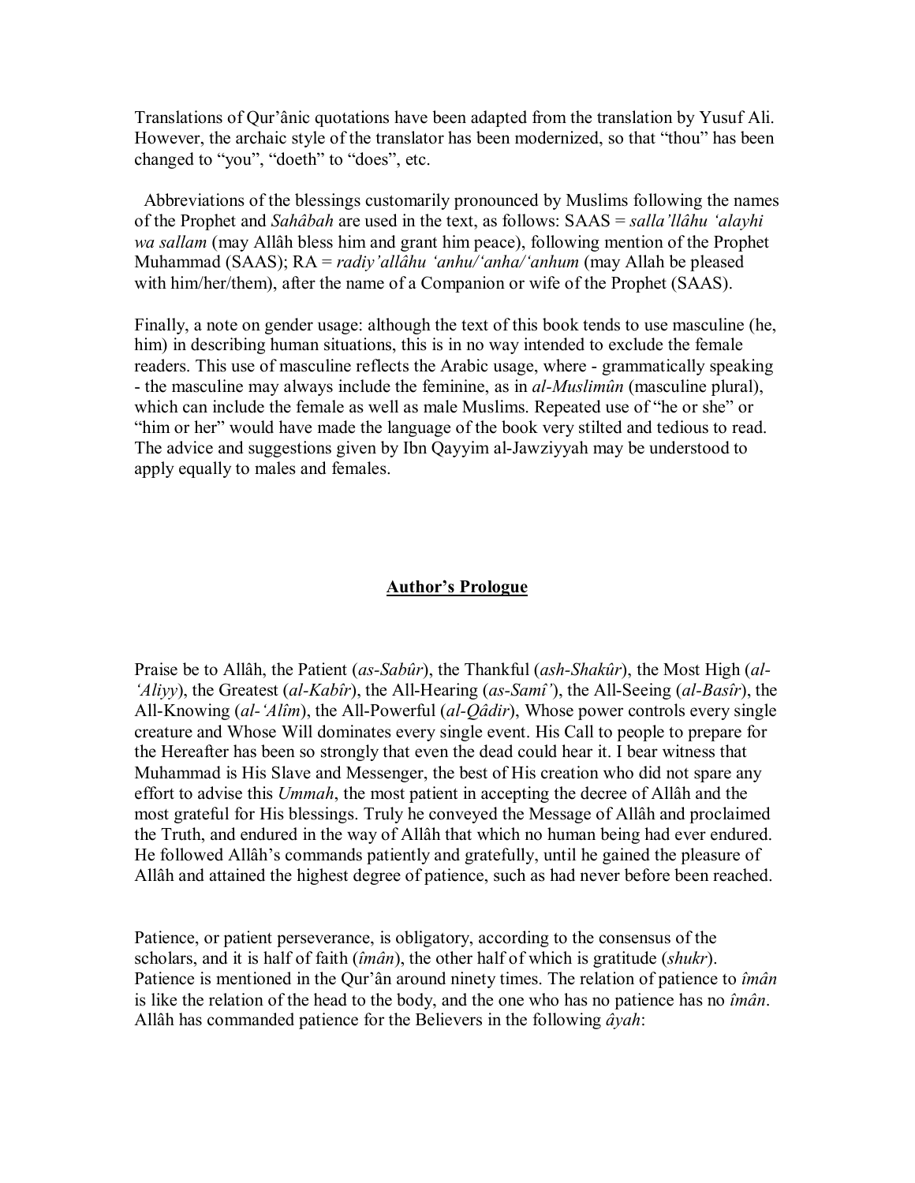Translations of Qur'ânic quotations have been adapted from the translation by Yusuf Ali. However, the archaic style of the translator has been modernized, so that "thou" has been changed to "you", "doeth" to "does", etc.

Abbreviations of the blessings customarily pronounced by Muslims following the names of the Prophet and *Sahâbah* are used in the text, as follows: SAAS = *salla'llâhu 'alayhi wa sallam* (may Allâh bless him and grant him peace), following mention of the Prophet Muhammad (SAAS); RA = *radiy'allâhu 'anhu/'anha/'anhum* (may Allah be pleased with him/her/them), after the name of a Companion or wife of the Prophet (SAAS).

Finally, a note on gender usage: although the text of this book tends to use masculine (he, him) in describing human situations, this is in no way intended to exclude the female readers. This use of masculine reflects the Arabic usage, where - grammatically speaking - the masculine may always include the feminine, as in *al-Muslimûn* (masculine plural), which can include the female as well as male Muslims. Repeated use of "he or she" or "him or her" would have made the language of the book very stilted and tedious to read. The advice and suggestions given by Ibn Qayyim al-Jawziyyah may be understood to apply equally to males and females.

## Author's Prologue

Praise be to Allâh, the Patient (*as-Sabûr*), the Thankful (*ash-Shakûr*), the Most High (*al-'Aliyy*), the Greatest (*al-Kabîr*), the All-Hearing (*as-Samî'*), the All-Seeing (*al-Basîr*), the All-Knowing (*al-'Alîm*), the All-Powerful (*al-Qâdir*), Whose power controls every single creature and Whose Will dominates every single event. His Call to people to prepare for the Hereafter has been so strongly that even the dead could hear it. I bear witness that Muhammad is His Slave and Messenger, the best of His creation who did not spare any effort to advise this *Ummah*, the most patient in accepting the decree of Allâh and the most grateful for His blessings. Truly he conveyed the Message of Allâh and proclaimed the Truth, and endured in the way of Allâh that which no human being had ever endured. He followed Allâh's commands patiently and gratefully, until he gained the pleasure of Allâh and attained the highest degree of patience, such as had never before been reached.

Patience, or patient perseverance, is obligatory, according to the consensus of the scholars, and it is half of faith (*îmân*), the other half of which is gratitude (*shukr*). Patience is mentioned in the Qur'ân around ninety times. The relation of patience to *îmân* is like the relation of the head to the body, and the one who has no patience has no *îmân*. Allâh has commanded patience for the Believers in the following *âyah*: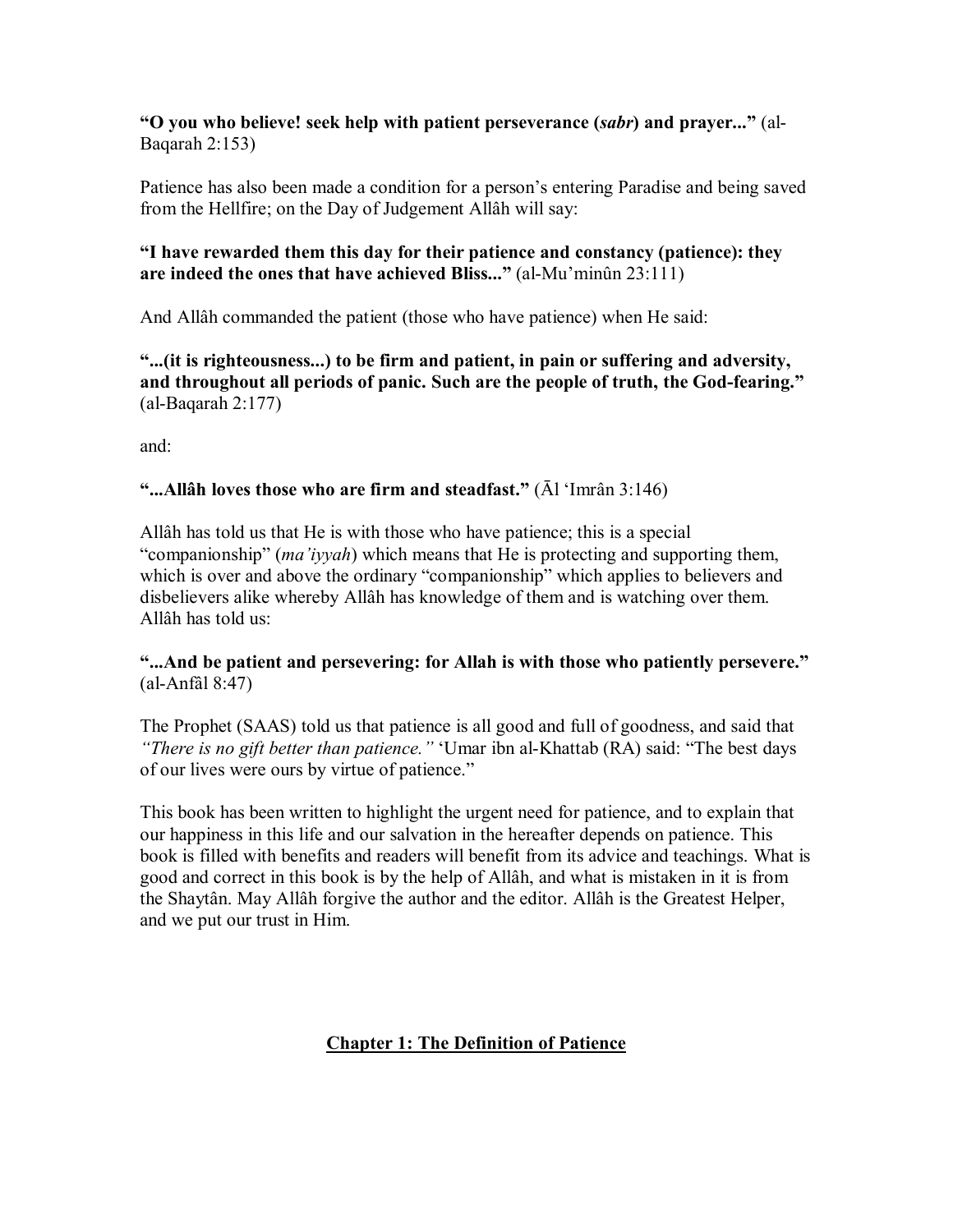**"O you who believe! seek help with patient perseverance (*sabr*) and prayer..."** (al-Baqarah 2:153)

Patience has also been made a condition for a person's entering Paradise and being saved from the Hellfire; on the Day of Judgement Allâh will say:

**"I have rewarded them this day for their patience and constancy (patience): they are indeed the ones that have achieved Bliss..."** (al-Mu'minûn 23:111)

And Allâh commanded the patient (those who have patience) when He said:

**"...(it is righteousness...) to be firm and patient, in pain or suffering and adversity, and throughout all periods of panic. Such are the people of truth, the God-fearing."** (al-Baqarah 2:177)

and:

**"...Allâh loves those who are firm and steadfast."** (Āl 'Imrân 3:146)

Allâh has told us that He is with those who have patience; this is a special "companionship" (*ma'iyyah*) which means that He is protecting and supporting them, which is over and above the ordinary "companionship" which applies to believers and disbelievers alike whereby Allâh has knowledge of them and is watching over them. Allâh has told us:

**"...And be patient and persevering: for Allah is with those who patiently persevere."** (al-Anfâl 8:47)

The Prophet (SAAS) told us that patience is all good and full of goodness, and said that *"There is no gift better than patience."* 'Umar ibn al-Khattab (RA) said: "The best days of our lives were ours by virtue of patience."

This book has been written to highlight the urgent need for patience, and to explain that our happiness in this life and our salvation in the hereafter depends on patience. This book is filled with benefits and readers will benefit from its advice and teachings. What is good and correct in this book is by the help of Allâh, and what is mistaken in it is from the Shaytân. May Allâh forgive the author and the editor. Allâh is the Greatest Helper, and we put our trust in Him.

## Chapter 1: The Definition of Patience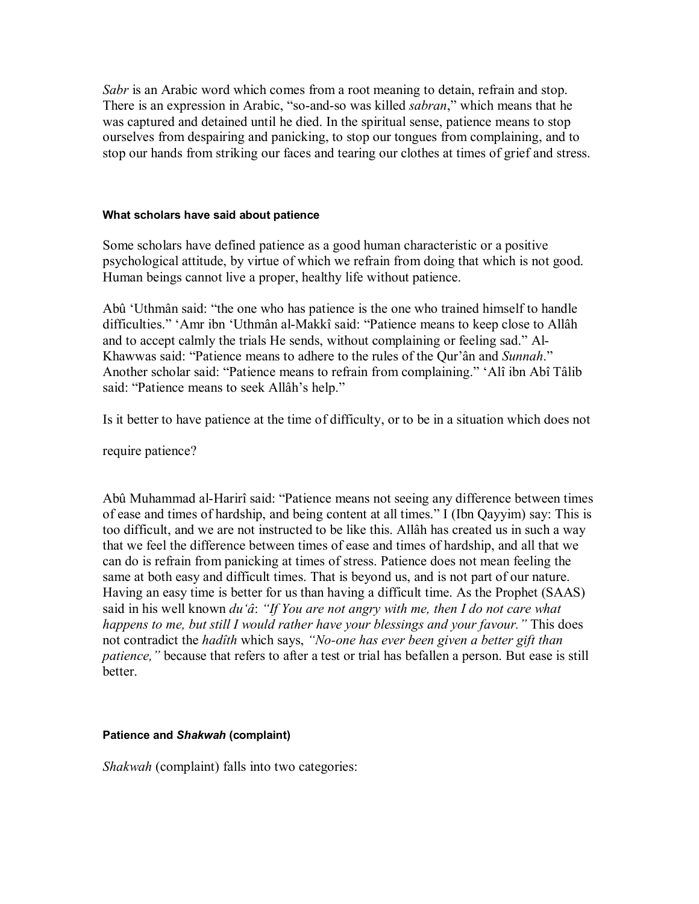*Sabr* is an Arabic word which comes from a root meaning to detain, refrain and stop. There is an expression in Arabic, "so-and-so was killed *sabran*," which means that he was captured and detained until he died. In the spiritual sense, patience means to stop ourselves from despairing and panicking, to stop our tongues from complaining, and to stop our hands from striking our faces and tearing our clothes at times of grief and stress.

#### What scholars have said about patience

Some scholars have defined patience as a good human characteristic or a positive psychological attitude, by virtue of which we refrain from doing that which is not good. Human beings cannot live a proper, healthy life without patience.

Abû 'Uthmân said: "the one who has patience is the one who trained himself to handle difficulties." 'Amr ibn 'Uthmân al-Makkî said: "Patience means to keep close to Allâh and to accept calmly the trials He sends, without complaining or feeling sad." Al-Khawwas said: "Patience means to adhere to the rules of the Qur'ân and *Sunnah*." Another scholar said: "Patience means to refrain from complaining." 'Alî ibn Abî Tâlib said: "Patience means to seek Allâh's help."

Is it better to have patience at the time of difficulty, or to be in a situation which does not require patience?

Abû Muhammad al-Harirî said: "Patience means not seeing any difference between times of ease and times of hardship, and being content at all times." I (Ibn Qayyim) say: This is too difficult, and we are not instructed to be like this. Allâh has created us in such a way that we feel the difference between times of ease and times of hardship, and all that we can do is refrain from panicking at times of stress. Patience does not mean feeling the same at both easy and difficult times. That is beyond us, and is not part of our nature. Having an easy time is better for us than having a difficult time. As the Prophet (SAAS) said in his well known *du'â*: *"If You are not angry with me, then I do not care what happens to me, but still I would rather have your blessings and your favour."* This does not contradict the *hadîth* which says, *"No-one has ever been given a better gift than patience,"* because that refers to after a test or trial has befallen a person. But ease is still better.

#### Patience and *Shakwah* (complaint)

*Shakwah* (complaint) falls into two categories: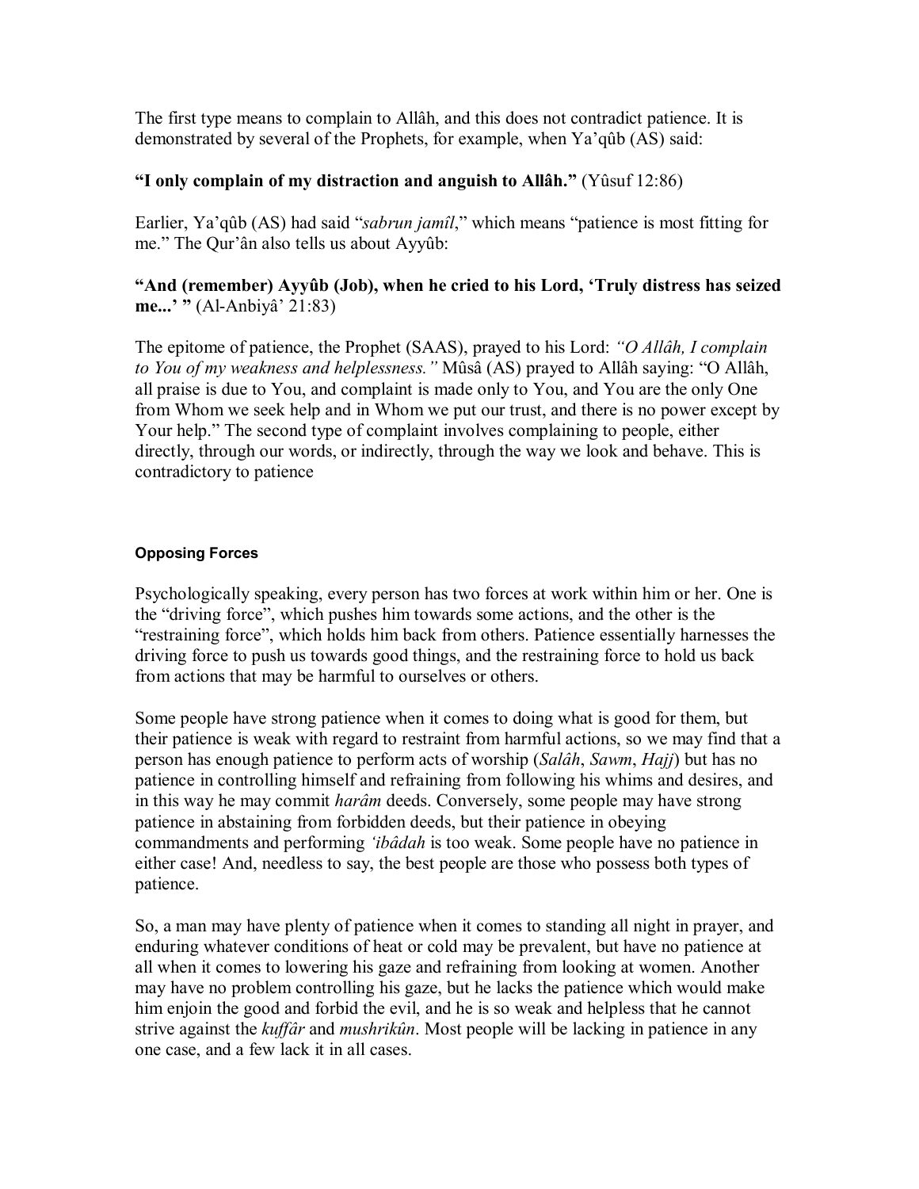The first type means to complain to Allâh, and this does not contradict patience. It is demonstrated by several of the Prophets, for example, when Ya'qûb (AS) said:

**"I only complain of my distraction and anguish to Allâh."** (Yûsuf 12:86)

Earlier, Ya'qûb (AS) had said "*sabrun jamîl*," which means "patience is most fitting for me." The Qur'ân also tells us about Ayyûb:

**"And (remember) Ayyûb (Job), when he cried to his Lord, 'Truly distress has seized me...' "** (Al-Anbiyâ' 21:83)

The epitome of patience, the Prophet (SAAS), prayed to his Lord: *"O Allâh, I complain to You of my weakness and helplessness."* Mûsâ (AS) prayed to Allâh saying: "O Allâh, all praise is due to You, and complaint is made only to You, and You are the only One from Whom we seek help and in Whom we put our trust, and there is no power except by Your help." The second type of complaint involves complaining to people, either directly, through our words, or indirectly, through the way we look and behave. This is contradictory to patience

#### Opposing Forces

Psychologically speaking, every person has two forces at work within him or her. One is the "driving force", which pushes him towards some actions, and the other is the "restraining force", which holds him back from others. Patience essentially harnesses the driving force to push us towards good things, and the restraining force to hold us back from actions that may be harmful to ourselves or others.

Some people have strong patience when it comes to doing what is good for them, but their patience is weak with regard to restraint from harmful actions, so we may find that a person has enough patience to perform acts of worship (*Salâh*, *Sawm*, *Hajj*) but has no patience in controlling himself and refraining from following his whims and desires, and in this way he may commit *harâm* deeds. Conversely, some people may have strong patience in abstaining from forbidden deeds, but their patience in obeying commandments and performing *'ibâdah* is too weak. Some people have no patience in either case! And, needless to say, the best people are those who possess both types of patience.

So, a man may have plenty of patience when it comes to standing all night in prayer, and enduring whatever conditions of heat or cold may be prevalent, but have no patience at all when it comes to lowering his gaze and refraining from looking at women. Another may have no problem controlling his gaze, but he lacks the patience which would make him enjoin the good and forbid the evil, and he is so weak and helpless that he cannot strive against the *kuffâr* and *mushrikûn*. Most people will be lacking in patience in any one case, and a few lack it in all cases.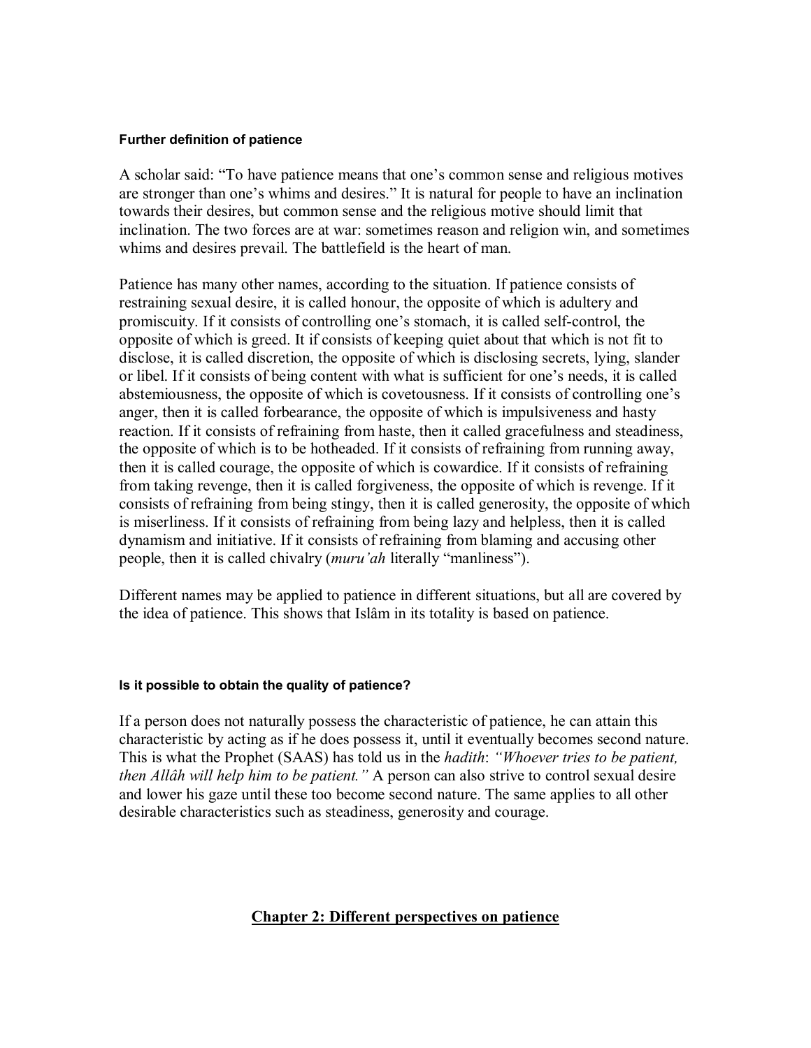### Further definition of patience

A scholar said: "To have patience means that one's common sense and religious motives are stronger than one's whims and desires." It is natural for people to have an inclination towards their desires, but common sense and the religious motive should limit that inclination. The two forces are at war: sometimes reason and religion win, and sometimes whims and desires prevail. The battlefield is the heart of man.

Patience has many other names, according to the situation. If patience consists of restraining sexual desire, it is called honour, the opposite of which is adultery and promiscuity. If it consists of controlling one's stomach, it is called self-control, the opposite of which is greed. It if consists of keeping quiet about that which is not fit to disclose, it is called discretion, the opposite of which is disclosing secrets, lying, slander or libel. If it consists of being content with what is sufficient for one's needs, it is called abstemiousness, the opposite of which is covetousness. If it consists of controlling one's anger, then it is called forbearance, the opposite of which is impulsiveness and hasty reaction. If it consists of refraining from haste, then it called gracefulness and steadiness, the opposite of which is to be hotheaded. If it consists of refraining from running away, then it is called courage, the opposite of which is cowardice. If it consists of refraining from taking revenge, then it is called forgiveness, the opposite of which is revenge. If it consists of refraining from being stingy, then it is called generosity, the opposite of which is miserliness. If it consists of refraining from being lazy and helpless, then it is called dynamism and initiative. If it consists of refraining from blaming and accusing other people, then it is called chivalry (*muru'ah* literally "manliness").

Different names may be applied to patience in different situations, but all are covered by the idea of patience. This shows that Islâm in its totality is based on patience.

### Is it possible to obtain the quality of patience?

If a person does not naturally possess the characteristic of patience, he can attain this characteristic by acting as if he does possess it, until it eventually becomes second nature. This is what the Prophet (SAAS) has told us in the *hadith*: *"Whoever tries to be patient, then Allâh will help him to be patient."* A person can also strive to control sexual desire and lower his gaze until these too become second nature. The same applies to all other desirable characteristics such as steadiness, generosity and courage.

## Chapter 2: Different perspectives on patience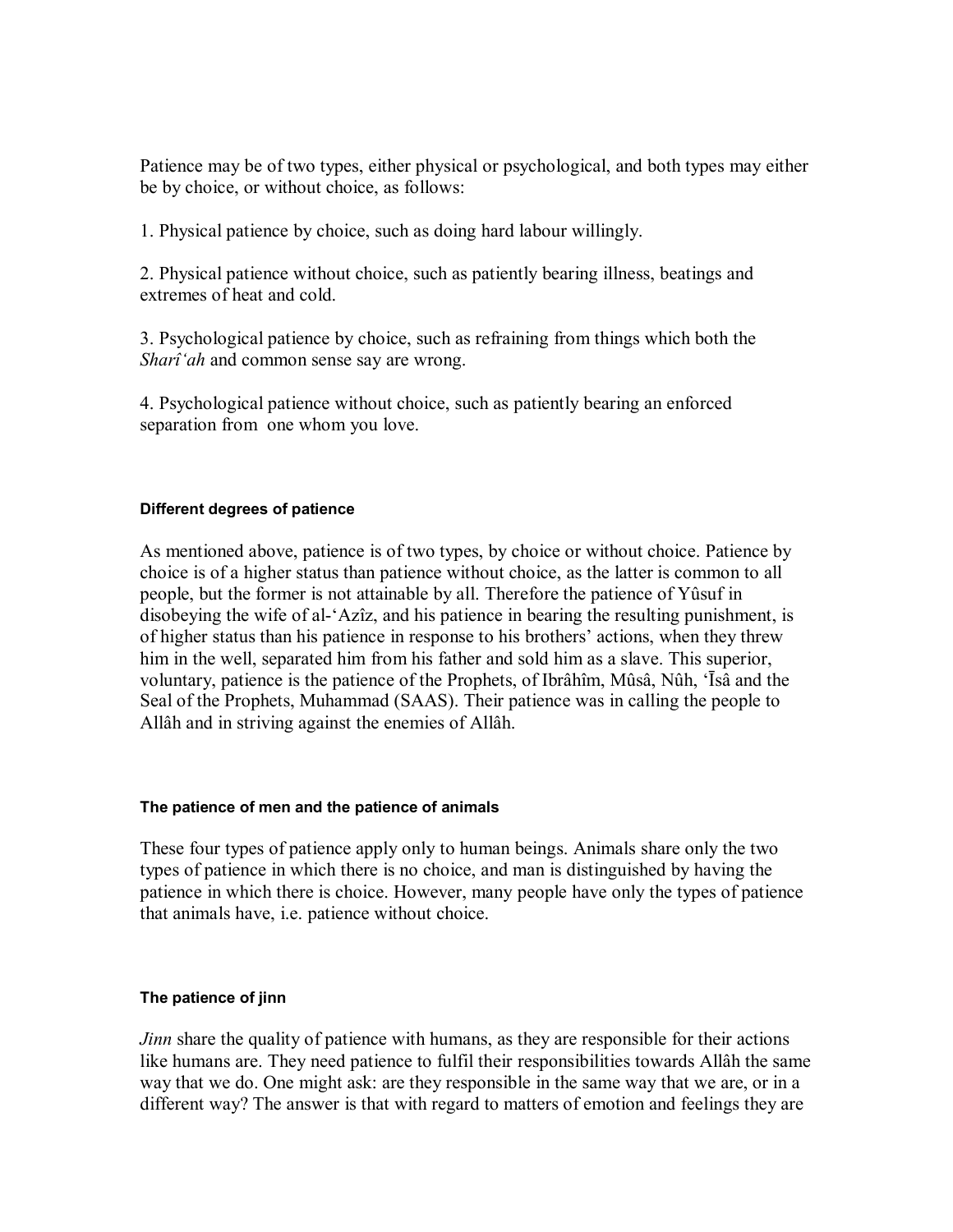Patience may be of two types, either physical or psychological, and both types may either be by choice, or without choice, as follows:

1. Physical patience by choice, such as doing hard labour willingly.

2. Physical patience without choice, such as patiently bearing illness, beatings and extremes of heat and cold.

3. Psychological patience by choice, such as refraining from things which both the *Sharî'ah* and common sense say are wrong.

4. Psychological patience without choice, such as patiently bearing an enforced separation from one whom you love.

#### Different degrees of patience

As mentioned above, patience is of two types, by choice or without choice. Patience by choice is of a higher status than patience without choice, as the latter is common to all people, but the former is not attainable by all. Therefore the patience of Yûsuf in disobeying the wife of al-'Azîz, and his patience in bearing the resulting punishment, is of higher status than his patience in response to his brothers' actions, when they threw him in the well, separated him from his father and sold him as a slave. This superior, voluntary, patience is the patience of the Prophets, of Ibrâhîm, Mûsâ, Nûh, 'Īsâ and the Seal of the Prophets, Muhammad (SAAS). Their patience was in calling the people to Allâh and in striving against the enemies of Allâh.

#### The patience of men and the patience of animals

These four types of patience apply only to human beings. Animals share only the two types of patience in which there is no choice, and man is distinguished by having the patience in which there is choice. However, many people have only the types of patience that animals have, i.e. patience without choice.

#### The patience of jinn

*Jinn* share the quality of patience with humans, as they are responsible for their actions like humans are. They need patience to fulfil their responsibilities towards Allâh the same way that we do. One might ask: are they responsible in the same way that we are, or in a different way? The answer is that with regard to matters of emotion and feelings they are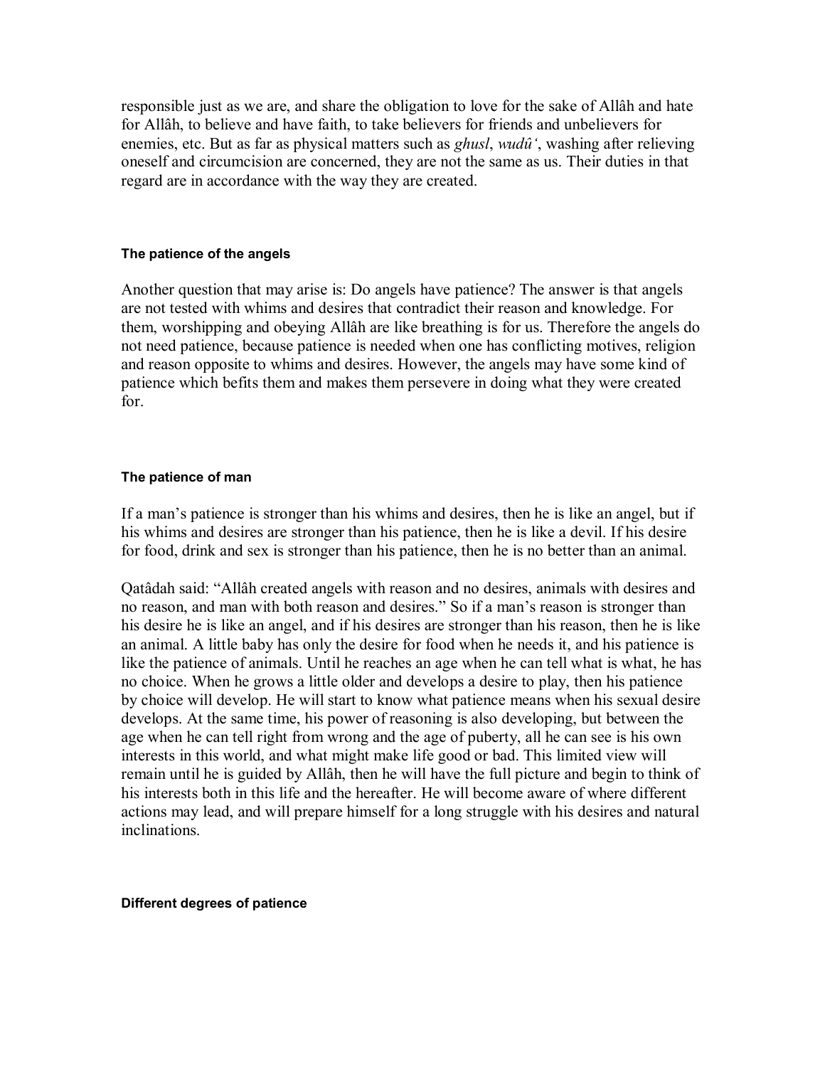responsible just as we are, and share the obligation to love for the sake of Allâh and hate for Allâh, to believe and have faith, to take believers for friends and unbelievers for enemies, etc. But as far as physical matters such as *ghusl*, *wudû'*, washing after relieving oneself and circumcision are concerned, they are not the same as us. Their duties in that regard are in accordance with the way they are created.

#### The patience of the angels

Another question that may arise is: Do angels have patience? The answer is that angels are not tested with whims and desires that contradict their reason and knowledge. For them, worshipping and obeying Allâh are like breathing is for us. Therefore the angels do not need patience, because patience is needed when one has conflicting motives, religion and reason opposite to whims and desires. However, the angels may have some kind of patience which befits them and makes them persevere in doing what they were created for.

#### The patience of man

If a man's patience is stronger than his whims and desires, then he is like an angel, but if his whims and desires are stronger than his patience, then he is like a devil. If his desire for food, drink and sex is stronger than his patience, then he is no better than an animal.

Qatâdah said: "Allâh created angels with reason and no desires, animals with desires and no reason, and man with both reason and desires." So if a man's reason is stronger than his desire he is like an angel, and if his desires are stronger than his reason, then he is like an animal. A little baby has only the desire for food when he needs it, and his patience is like the patience of animals. Until he reaches an age when he can tell what is what, he has no choice. When he grows a little older and develops a desire to play, then his patience by choice will develop. He will start to know what patience means when his sexual desire develops. At the same time, his power of reasoning is also developing, but between the age when he can tell right from wrong and the age of puberty, all he can see is his own interests in this world, and what might make life good or bad. This limited view will remain until he is guided by Allâh, then he will have the full picture and begin to think of his interests both in this life and the hereafter. He will become aware of where different actions may lead, and will prepare himself for a long struggle with his desires and natural inclinations.

#### Different degrees of patience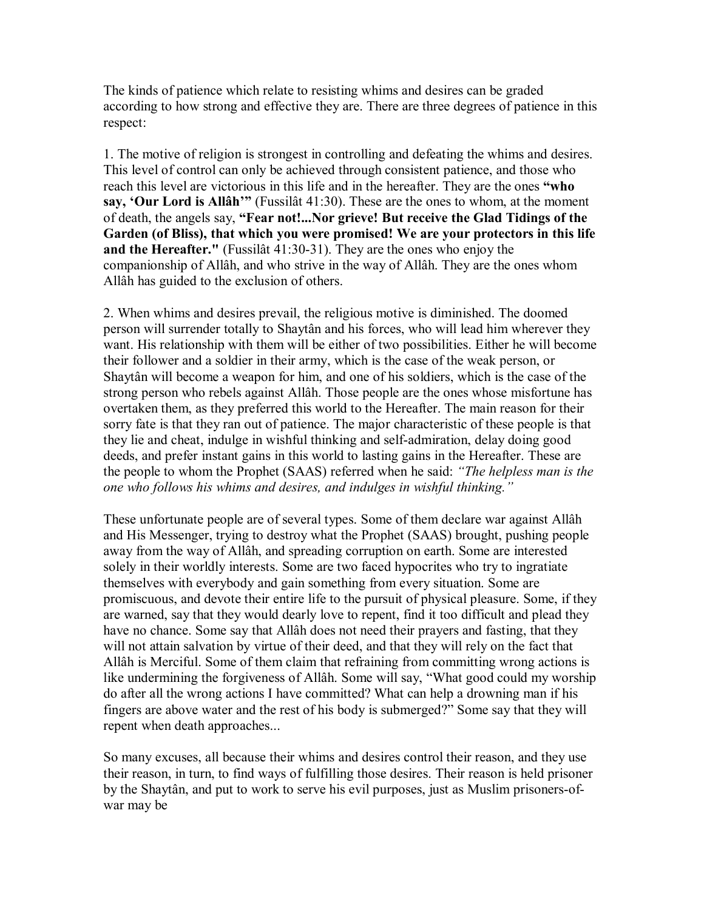The kinds of patience which relate to resisting whims and desires can be graded according to how strong and effective they are. There are three degrees of patience in this respect:

1. The motive of religion is strongest in controlling and defeating the whims and desires. This level of control can only be achieved through consistent patience, and those who reach this level are victorious in this life and in the hereafter. They are the ones **"who say, 'Our Lord is Allâh'"** (Fussilât 41:30). These are the ones to whom, at the moment of death, the angels say, **"Fear not!...Nor grieve! But receive the Glad Tidings of the Garden (of Bliss), that which you were promised! We are your protectors in this life and the Hereafter."** (Fussilât 41:30-31). They are the ones who enjoy the companionship of Allâh, and who strive in the way of Allâh. They are the ones whom Allâh has guided to the exclusion of others.

2. When whims and desires prevail, the religious motive is diminished. The doomed person will surrender totally to Shaytân and his forces, who will lead him wherever they want. His relationship with them will be either of two possibilities. Either he will become their follower and a soldier in their army, which is the case of the weak person, or Shaytân will become a weapon for him, and one of his soldiers, which is the case of the strong person who rebels against Allâh. Those people are the ones whose misfortune has overtaken them, as they preferred this world to the Hereafter. The main reason for their sorry fate is that they ran out of patience. The major characteristic of these people is that they lie and cheat, indulge in wishful thinking and self-admiration, delay doing good deeds, and prefer instant gains in this world to lasting gains in the Hereafter. These are the people to whom the Prophet (SAAS) referred when he said: *"The helpless man is the one who follows his whims and desires, and indulges in wishful thinking."*

These unfortunate people are of several types. Some of them declare war against Allâh and His Messenger, trying to destroy what the Prophet (SAAS) brought, pushing people away from the way of Allâh, and spreading corruption on earth. Some are interested solely in their worldly interests. Some are two faced hypocrites who try to ingratiate themselves with everybody and gain something from every situation. Some are promiscuous, and devote their entire life to the pursuit of physical pleasure. Some, if they are warned, say that they would dearly love to repent, find it too difficult and plead they have no chance. Some say that Allâh does not need their prayers and fasting, that they will not attain salvation by virtue of their deed, and that they will rely on the fact that Allâh is Merciful. Some of them claim that refraining from committing wrong actions is like undermining the forgiveness of Allâh. Some will say, "What good could my worship do after all the wrong actions I have committed? What can help a drowning man if his fingers are above water and the rest of his body is submerged?" Some say that they will repent when death approaches...

So many excuses, all because their whims and desires control their reason, and they use their reason, in turn, to find ways of fulfilling those desires. Their reason is held prisoner by the Shaytân, and put to work to serve his evil purposes, just as Muslim prisoners-of-war may be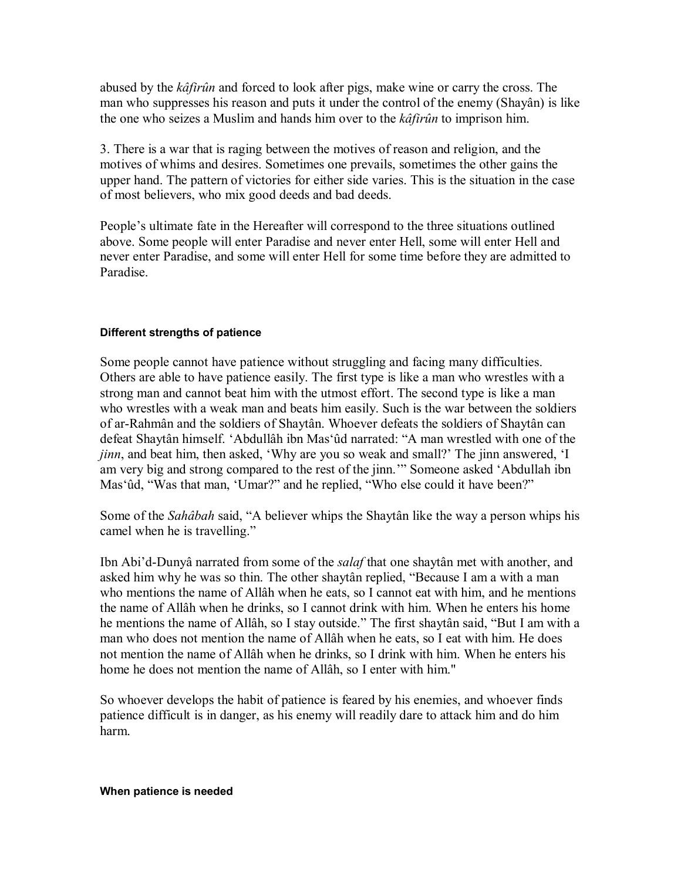abused by the *kâfirûn* and forced to look after pigs, make wine or carry the cross. The man who suppresses his reason and puts it under the control of the enemy (Shayân) is like the one who seizes a Muslim and hands him over to the *kâfirûn* to imprison him.

3. There is a war that is raging between the motives of reason and religion, and the motives of whims and desires. Sometimes one prevails, sometimes the other gains the upper hand. The pattern of victories for either side varies. This is the situation in the case of most believers, who mix good deeds and bad deeds.

People's ultimate fate in the Hereafter will correspond to the three situations outlined above. Some people will enter Paradise and never enter Hell, some will enter Hell and never enter Paradise, and some will enter Hell for some time before they are admitted to Paradise.

#### Different strengths of patience

Some people cannot have patience without struggling and facing many difficulties. Others are able to have patience easily. The first type is like a man who wrestles with a strong man and cannot beat him with the utmost effort. The second type is like a man who wrestles with a weak man and beats him easily. Such is the war between the soldiers of ar-Rahmân and the soldiers of Shaytân. Whoever defeats the soldiers of Shaytân can defeat Shaytân himself. 'Abdullâh ibn Mas'ûd narrated: "A man wrestled with one of the *jinn*, and beat him, then asked, 'Why are you so weak and small?' The jinn answered, 'I am very big and strong compared to the rest of the jinn.'" Someone asked 'Abdullah ibn Mas'ûd, "Was that man, 'Umar?" and he replied, "Who else could it have been?"

Some of the *Sahâbah* said, "A believer whips the Shaytân like the way a person whips his camel when he is travelling."

Ibn Abi'd-Dunyâ narrated from some of the *salaf* that one shaytân met with another, and asked him why he was so thin. The other shaytân replied, "Because I am a with a man who mentions the name of Allâh when he eats, so I cannot eat with him, and he mentions the name of Allâh when he drinks, so I cannot drink with him. When he enters his home he mentions the name of Allâh, so I stay outside." The first shaytân said, "But I am with a man who does not mention the name of Allâh when he eats, so I eat with him. He does not mention the name of Allâh when he drinks, so I drink with him. When he enters his home he does not mention the name of Allâh, so I enter with him."

So whoever develops the habit of patience is feared by his enemies, and whoever finds patience difficult is in danger, as his enemy will readily dare to attack him and do him harm.

#### When patience is needed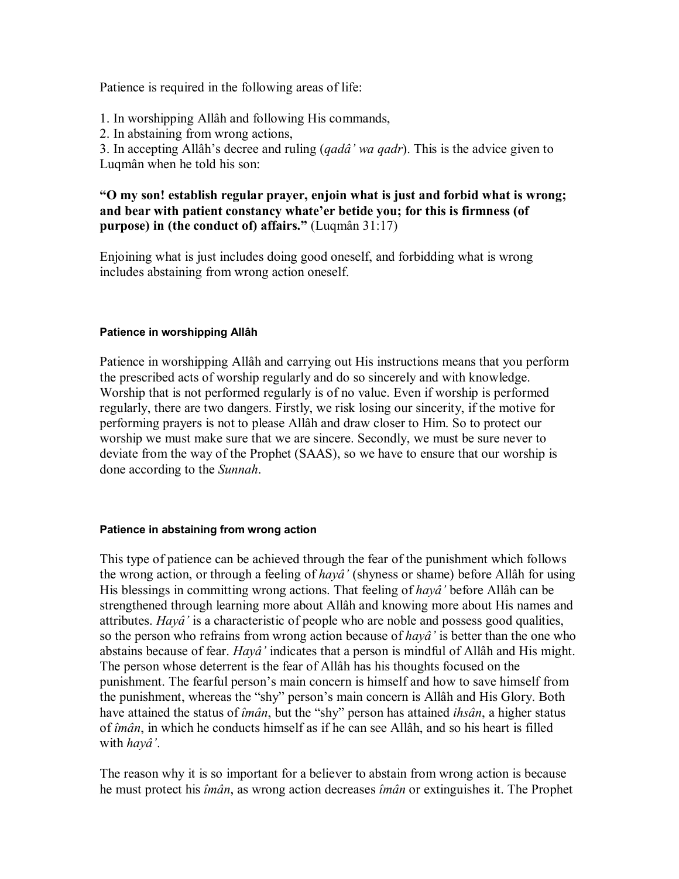Patience is required in the following areas of life:

1. In worshipping Allâh and following His commands,
2. In abstaining from wrong actions,
3. In accepting Allâh's decree and ruling (*qadâ' wa qadr*). This is the advice given to Luqmân when he told his son:

**"O my son! establish regular prayer, enjoin what is just and forbid what is wrong; and bear with patient constancy whate'er betide you; for this is firmness (of purpose) in (the conduct of) affairs."** (Luqmân 31:17)

Enjoining what is just includes doing good oneself, and forbidding what is wrong includes abstaining from wrong action oneself.

#### Patience in worshipping Allâh

Patience in worshipping Allâh and carrying out His instructions means that you perform the prescribed acts of worship regularly and do so sincerely and with knowledge. Worship that is not performed regularly is of no value. Even if worship is performed regularly, there are two dangers. Firstly, we risk losing our sincerity, if the motive for performing prayers is not to please Allâh and draw closer to Him. So to protect our worship we must make sure that we are sincere. Secondly, we must be sure never to deviate from the way of the Prophet (SAAS), so we have to ensure that our worship is done according to the *Sunnah*.

#### Patience in abstaining from wrong action

This type of patience can be achieved through the fear of the punishment which follows the wrong action, or through a feeling of *hayâ'* (shyness or shame) before Allâh for using His blessings in committing wrong actions. That feeling of *hayâ'* before Allâh can be strengthened through learning more about Allâh and knowing more about His names and attributes. *Hayâ'* is a characteristic of people who are noble and possess good qualities, so the person who refrains from wrong action because of *hayâ'* is better than the one who abstains because of fear. *Hayâ'* indicates that a person is mindful of Allâh and His might. The person whose deterrent is the fear of Allâh has his thoughts focused on the punishment. The fearful person's main concern is himself and how to save himself from the punishment, whereas the "shy" person's main concern is Allâh and His Glory. Both have attained the status of *îmân*, but the "shy" person has attained *ihsân*, a higher status of *îmân*, in which he conducts himself as if he can see Allâh, and so his heart is filled with *hayâ'*.

The reason why it is so important for a believer to abstain from wrong action is because he must protect his *îmân*, as wrong action decreases *îmân* or extinguishes it. The Prophet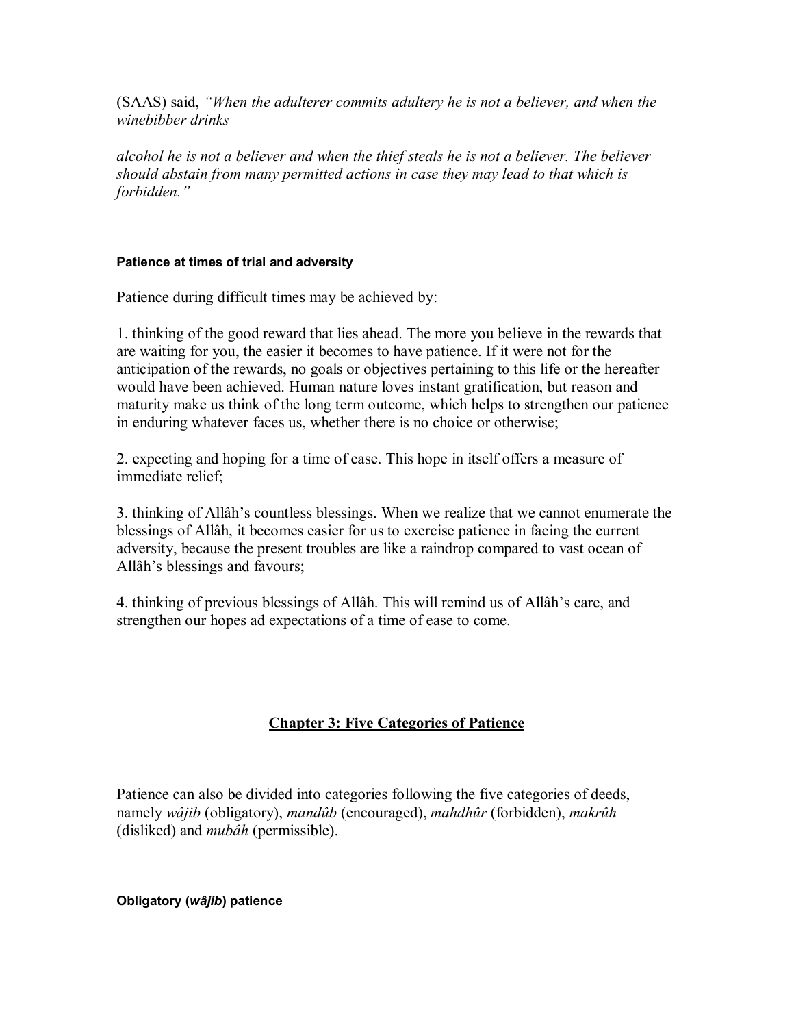(SAAS) said, *"When the adulterer commits adultery he is not a believer, and when the winebibber drinks*

*alcohol he is not a believer and when the thief steals he is not a believer. The believer should abstain from many permitted actions in case they may lead to that which is forbidden."*

#### Patience at times of trial and adversity

Patience during difficult times may be achieved by:

1. thinking of the good reward that lies ahead. The more you believe in the rewards that are waiting for you, the easier it becomes to have patience. If it were not for the anticipation of the rewards, no goals or objectives pertaining to this life or the hereafter would have been achieved. Human nature loves instant gratification, but reason and maturity make us think of the long term outcome, which helps to strengthen our patience in enduring whatever faces us, whether there is no choice or otherwise;

2. expecting and hoping for a time of ease. This hope in itself offers a measure of immediate relief;

3. thinking of Allâh's countless blessings. When we realize that we cannot enumerate the blessings of Allâh, it becomes easier for us to exercise patience in facing the current adversity, because the present troubles are like a raindrop compared to vast ocean of Allâh's blessings and favours;

4. thinking of previous blessings of Allâh. This will remind us of Allâh's care, and strengthen our hopes ad expectations of a time of ease to come.

## Chapter 3: Five Categories of Patience

Patience can also be divided into categories following the five categories of deeds, namely *wâjib* (obligatory), *mandûb* (encouraged), *mahdhûr* (forbidden), *makrûh* (disliked) and *mubâh* (permissible).

#### Obligatory (*wâjib*) patience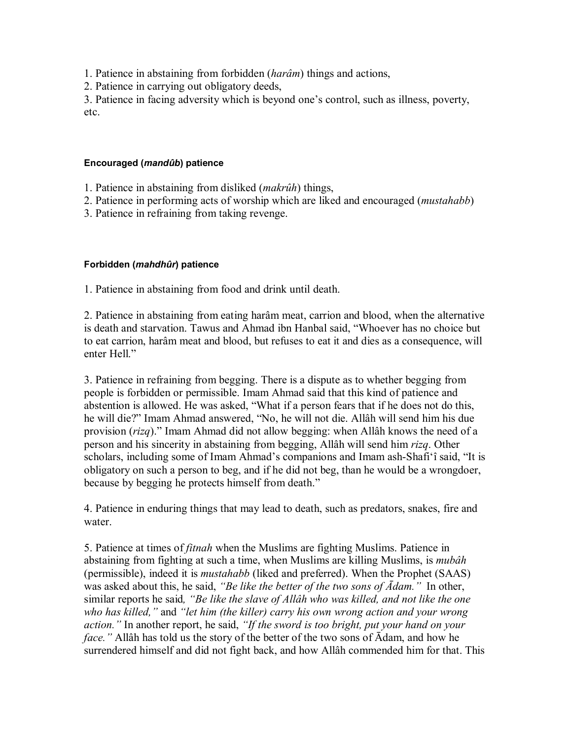1. Patience in abstaining from forbidden (*harâm*) things and actions,
2. Patience in carrying out obligatory deeds,
3. Patience in facing adversity which is beyond one's control, such as illness, poverty, etc.

#### Encouraged (*mandûb*) patience

1. Patience in abstaining from disliked (*makrûh*) things,
2. Patience in performing acts of worship which are liked and encouraged (*mustahabb*)
3. Patience in refraining from taking revenge.

#### Forbidden (*mahdhûr*) patience

1. Patience in abstaining from food and drink until death.

2. Patience in abstaining from eating harâm meat, carrion and blood, when the alternative is death and starvation. Tawus and Ahmad ibn Hanbal said, "Whoever has no choice but to eat carrion, harâm meat and blood, but refuses to eat it and dies as a consequence, will enter Hell."

3. Patience in refraining from begging. There is a dispute as to whether begging from people is forbidden or permissible. Imam Ahmad said that this kind of patience and abstention is allowed. He was asked, "What if a person fears that if he does not do this, he will die?" Imam Ahmad answered, "No, he will not die. Allâh will send him his due provision (*rizq*)." Imam Ahmad did not allow begging: when Allâh knows the need of a person and his sincerity in abstaining from begging, Allâh will send him *rizq*. Other scholars, including some of Imam Ahmad's companions and Imam ash-Shafi'î said, "It is obligatory on such a person to beg, and if he did not beg, than he would be a wrongdoer, because by begging he protects himself from death."

4. Patience in enduring things that may lead to death, such as predators, snakes, fire and water.

5. Patience at times of *fitnah* when the Muslims are fighting Muslims. Patience in abstaining from fighting at such a time, when Muslims are killing Muslims, is *mubâh* (permissible), indeed it is *mustahabb* (liked and preferred). When the Prophet (SAAS) was asked about this, he said, *"Be like the better of the two sons of Ādam."* In other, similar reports he said, *"Be like the slave of Allâh who was killed, and not like the one who has killed,"* and *"let him (the killer) carry his own wrong action and your wrong action."* In another report, he said, *"If the sword is too bright, put your hand on your face."* Allâh has told us the story of the better of the two sons of Ādam, and how he surrendered himself and did not fight back, and how Allâh commended him for that. This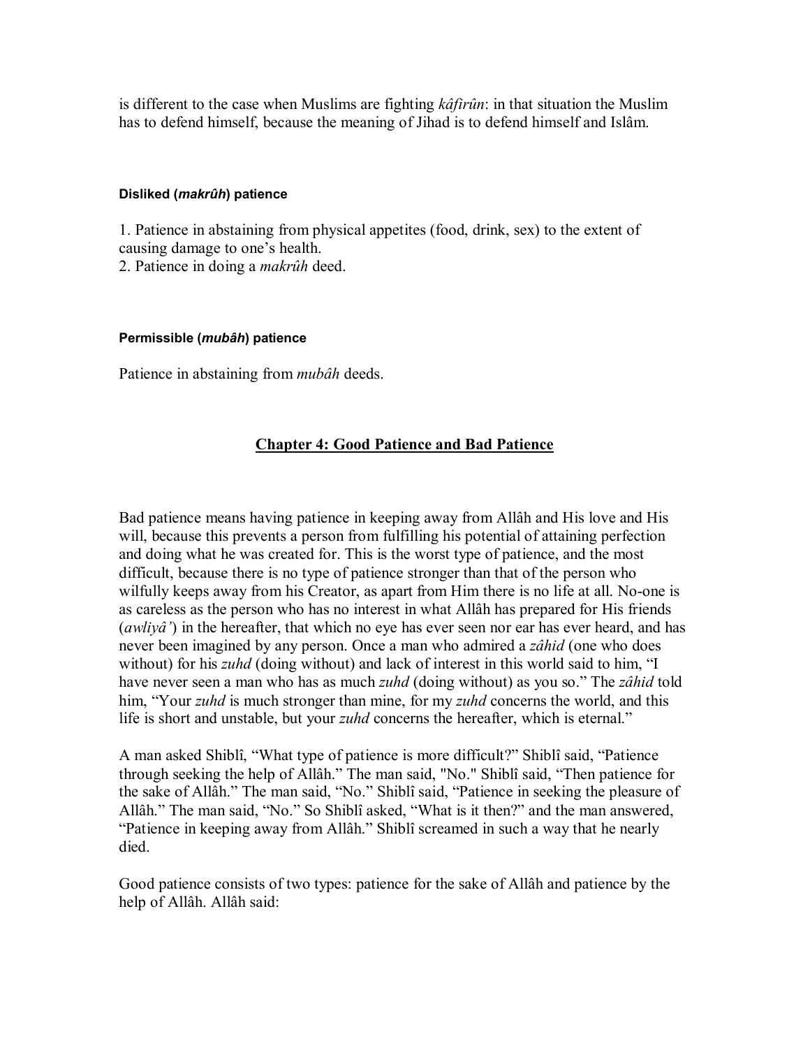is different to the case when Muslims are fighting *kâfirûn*: in that situation the Muslim has to defend himself, because the meaning of Jihad is to defend himself and Islâm.

#### Disliked (*makrûh*) patience

1. Patience in abstaining from physical appetites (food, drink, sex) to the extent of causing damage to one's health.
2. Patience in doing a *makrûh* deed.

#### Permissible (*mubâh*) patience

Patience in abstaining from *mubâh* deeds.

## Chapter 4: Good Patience and Bad Patience

Bad patience means having patience in keeping away from Allâh and His love and His will, because this prevents a person from fulfilling his potential of attaining perfection and doing what he was created for. This is the worst type of patience, and the most difficult, because there is no type of patience stronger than that of the person who wilfully keeps away from his Creator, as apart from Him there is no life at all. No-one is as careless as the person who has no interest in what Allâh has prepared for His friends (*awliyâ'*) in the hereafter, that which no eye has ever seen nor ear has ever heard, and has never been imagined by any person. Once a man who admired a *zâhid* (one who does without) for his *zuhd* (doing without) and lack of interest in this world said to him, "I have never seen a man who has as much *zuhd* (doing without) as you so." The *zâhid* told him, "Your *zuhd* is much stronger than mine, for my *zuhd* concerns the world, and this life is short and unstable, but your *zuhd* concerns the hereafter, which is eternal."

A man asked Shiblî, "What type of patience is more difficult?" Shiblî said, "Patience through seeking the help of Allâh." The man said, "No." Shiblî said, "Then patience for the sake of Allâh." The man said, "No." Shiblî said, "Patience in seeking the pleasure of Allâh." The man said, "No." So Shiblî asked, "What is it then?" and the man answered, "Patience in keeping away from Allâh." Shiblî screamed in such a way that he nearly died.

Good patience consists of two types: patience for the sake of Allâh and patience by the help of Allâh. Allâh said: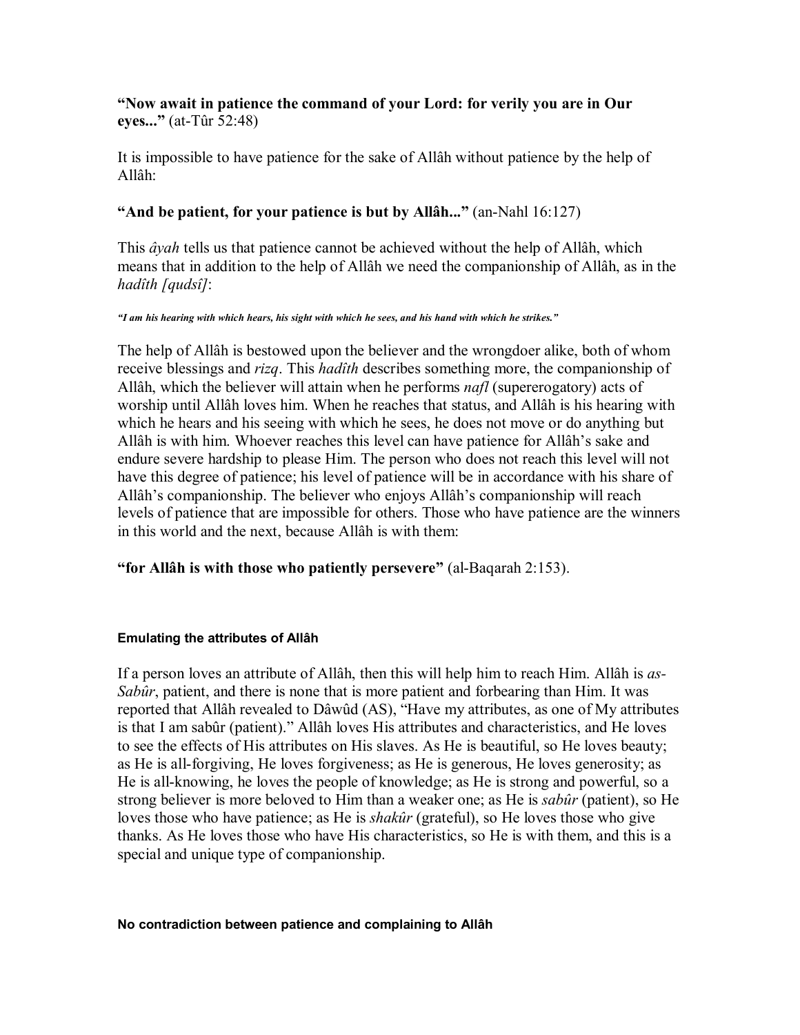**"Now await in patience the command of your Lord: for verily you are in Our eyes..."** (at-Tûr 52:48)

It is impossible to have patience for the sake of Allâh without patience by the help of Allâh:

**"And be patient, for your patience is but by Allâh..."** (an-Nahl 16:127)

This *âyah* tells us that patience cannot be achieved without the help of Allâh, which means that in addition to the help of Allâh we need the companionship of Allâh, as in the *hadîth [qudsî]*:

***"I am his hearing with which hears, his sight with which he sees, and his hand with which he strikes."***

The help of Allâh is bestowed upon the believer and the wrongdoer alike, both of whom receive blessings and *rizq*. This *hadîth* describes something more, the companionship of Allâh, which the believer will attain when he performs *nafl* (supererogatory) acts of worship until Allâh loves him. When he reaches that status, and Allâh is his hearing with which he hears and his seeing with which he sees, he does not move or do anything but Allâh is with him. Whoever reaches this level can have patience for Allâh's sake and endure severe hardship to please Him. The person who does not reach this level will not have this degree of patience; his level of patience will be in accordance with his share of Allâh's companionship. The believer who enjoys Allâh's companionship will reach levels of patience that are impossible for others. Those who have patience are the winners in this world and the next, because Allâh is with them:

**"for Allâh is with those who patiently persevere"** (al-Baqarah 2:153).

#### Emulating the attributes of Allâh

If a person loves an attribute of Allâh, then this will help him to reach Him. Allâh is *as-Sabûr*, patient, and there is none that is more patient and forbearing than Him. It was reported that Allâh revealed to Dâwûd (AS), "Have my attributes, as one of My attributes is that I am sabûr (patient)." Allâh loves His attributes and characteristics, and He loves to see the effects of His attributes on His slaves. As He is beautiful, so He loves beauty; as He is all-forgiving, He loves forgiveness; as He is generous, He loves generosity; as He is all-knowing, he loves the people of knowledge; as He is strong and powerful, so a strong believer is more beloved to Him than a weaker one; as He is *sabûr* (patient), so He loves those who have patience; as He is *shakûr* (grateful), so He loves those who give thanks. As He loves those who have His characteristics, so He is with them, and this is a special and unique type of companionship.

#### No contradiction between patience and complaining to Allâh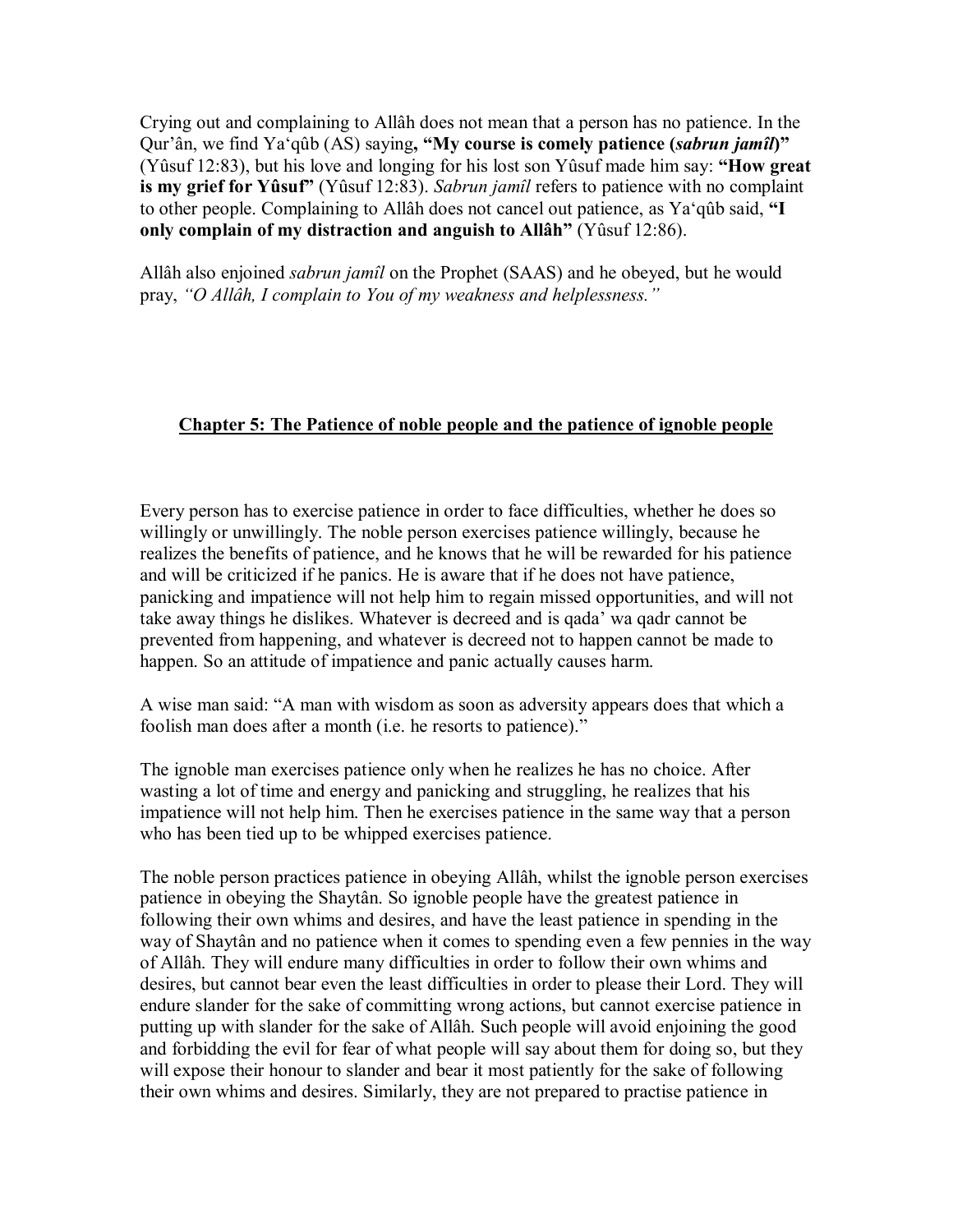Crying out and complaining to Allâh does not mean that a person has no patience. In the Qur'ân, we find Ya'qûb (AS) saying**, "My course is comely patience (*sabrun jamîl*)"** (Yûsuf 12:83), but his love and longing for his lost son Yûsuf made him say: **"How great is my grief for Yûsuf"** (Yûsuf 12:83). *Sabrun jamîl* refers to patience with no complaint to other people. Complaining to Allâh does not cancel out patience, as Ya'qûb said, **"I only complain of my distraction and anguish to Allâh"** (Yûsuf 12:86).

Allâh also enjoined *sabrun jamîl* on the Prophet (SAAS) and he obeyed, but he would pray, *"O Allâh, I complain to You of my weakness and helplessness."*

## Chapter 5: The Patience of noble people and the patience of ignoble people

Every person has to exercise patience in order to face difficulties, whether he does so willingly or unwillingly. The noble person exercises patience willingly, because he realizes the benefits of patience, and he knows that he will be rewarded for his patience and will be criticized if he panics. He is aware that if he does not have patience, panicking and impatience will not help him to regain missed opportunities, and will not take away things he dislikes. Whatever is decreed and is qada' wa qadr cannot be prevented from happening, and whatever is decreed not to happen cannot be made to happen. So an attitude of impatience and panic actually causes harm.

A wise man said: "A man with wisdom as soon as adversity appears does that which a foolish man does after a month (i.e. he resorts to patience)."

The ignoble man exercises patience only when he realizes he has no choice. After wasting a lot of time and energy and panicking and struggling, he realizes that his impatience will not help him. Then he exercises patience in the same way that a person who has been tied up to be whipped exercises patience.

The noble person practices patience in obeying Allâh, whilst the ignoble person exercises patience in obeying the Shaytân. So ignoble people have the greatest patience in following their own whims and desires, and have the least patience in spending in the way of Shaytân and no patience when it comes to spending even a few pennies in the way of Allâh. They will endure many difficulties in order to follow their own whims and desires, but cannot bear even the least difficulties in order to please their Lord. They will endure slander for the sake of committing wrong actions, but cannot exercise patience in putting up with slander for the sake of Allâh. Such people will avoid enjoining the good and forbidding the evil for fear of what people will say about them for doing so, but they will expose their honour to slander and bear it most patiently for the sake of following their own whims and desires. Similarly, they are not prepared to practise patience in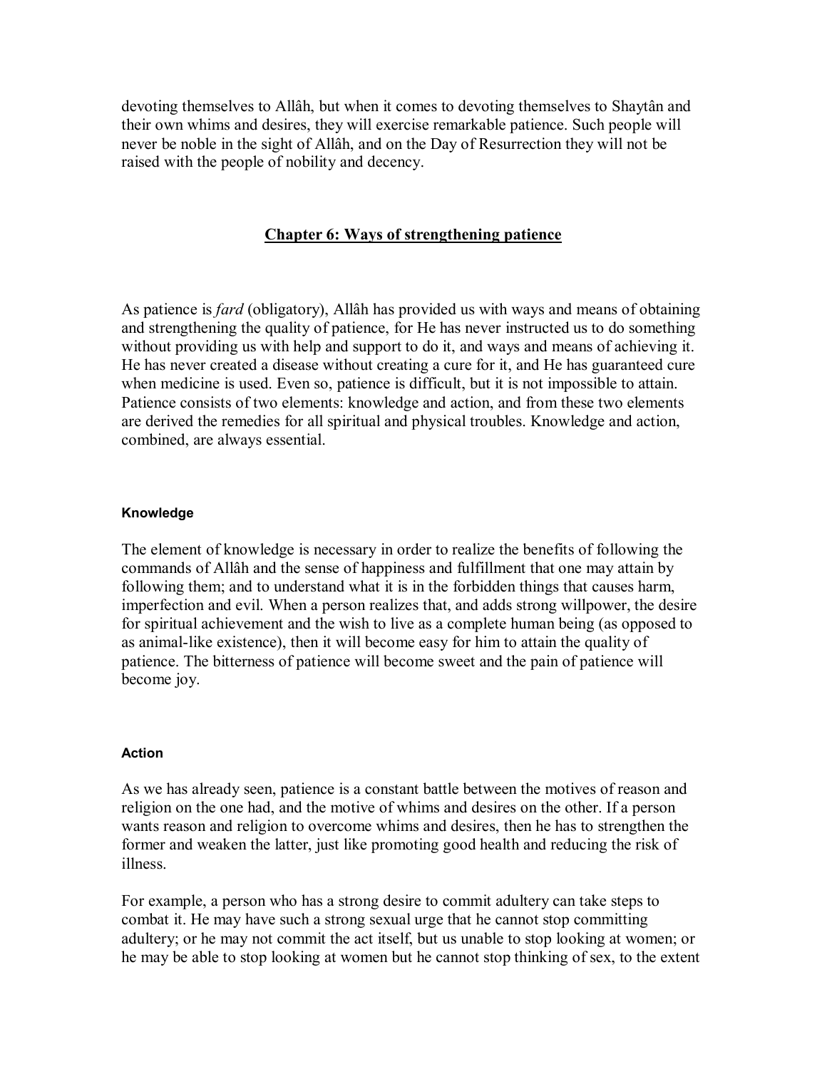devoting themselves to Allâh, but when it comes to devoting themselves to Shaytân and their own whims and desires, they will exercise remarkable patience. Such people will never be noble in the sight of Allâh, and on the Day of Resurrection they will not be raised with the people of nobility and decency.

## Chapter 6: Ways of strengthening patience

As patience is *fard* (obligatory), Allâh has provided us with ways and means of obtaining and strengthening the quality of patience, for He has never instructed us to do something without providing us with help and support to do it, and ways and means of achieving it. He has never created a disease without creating a cure for it, and He has guaranteed cure when medicine is used. Even so, patience is difficult, but it is not impossible to attain. Patience consists of two elements: knowledge and action, and from these two elements are derived the remedies for all spiritual and physical troubles. Knowledge and action, combined, are always essential.

### Knowledge

The element of knowledge is necessary in order to realize the benefits of following the commands of Allâh and the sense of happiness and fulfillment that one may attain by following them; and to understand what it is in the forbidden things that causes harm, imperfection and evil. When a person realizes that, and adds strong willpower, the desire for spiritual achievement and the wish to live as a complete human being (as opposed to as animal-like existence), then it will become easy for him to attain the quality of patience. The bitterness of patience will become sweet and the pain of patience will become joy.

### Action

As we has already seen, patience is a constant battle between the motives of reason and religion on the one had, and the motive of whims and desires on the other. If a person wants reason and religion to overcome whims and desires, then he has to strengthen the former and weaken the latter, just like promoting good health and reducing the risk of illness.

For example, a person who has a strong desire to commit adultery can take steps to combat it. He may have such a strong sexual urge that he cannot stop committing adultery; or he may not commit the act itself, but us unable to stop looking at women; or he may be able to stop looking at women but he cannot stop thinking of sex, to the extent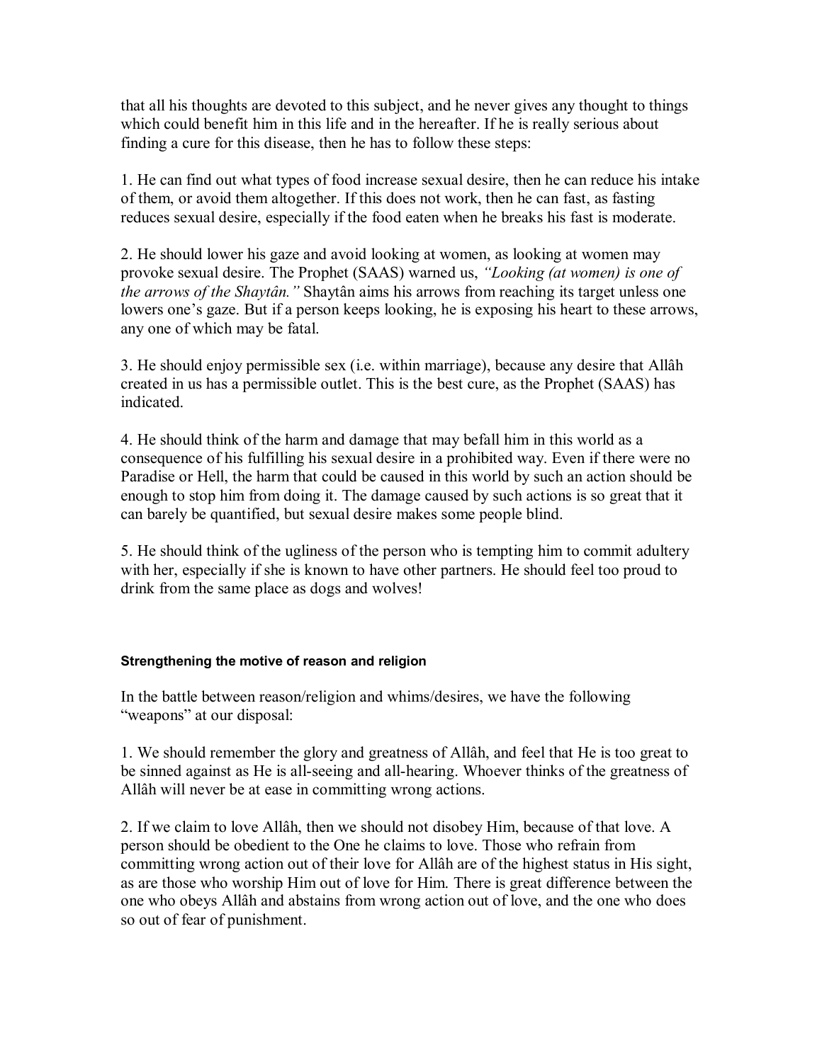that all his thoughts are devoted to this subject, and he never gives any thought to things which could benefit him in this life and in the hereafter. If he is really serious about finding a cure for this disease, then he has to follow these steps:

1. He can find out what types of food increase sexual desire, then he can reduce his intake of them, or avoid them altogether. If this does not work, then he can fast, as fasting reduces sexual desire, especially if the food eaten when he breaks his fast is moderate.

2. He should lower his gaze and avoid looking at women, as looking at women may provoke sexual desire. The Prophet (SAAS) warned us, *"Looking (at women) is one of the arrows of the Shaytân."* Shaytân aims his arrows from reaching its target unless one lowers one's gaze. But if a person keeps looking, he is exposing his heart to these arrows, any one of which may be fatal.

3. He should enjoy permissible sex (i.e. within marriage), because any desire that Allâh created in us has a permissible outlet. This is the best cure, as the Prophet (SAAS) has indicated.

4. He should think of the harm and damage that may befall him in this world as a consequence of his fulfilling his sexual desire in a prohibited way. Even if there were no Paradise or Hell, the harm that could be caused in this world by such an action should be enough to stop him from doing it. The damage caused by such actions is so great that it can barely be quantified, but sexual desire makes some people blind.

5. He should think of the ugliness of the person who is tempting him to commit adultery with her, especially if she is known to have other partners. He should feel too proud to drink from the same place as dogs and wolves!

#### Strengthening the motive of reason and religion

In the battle between reason/religion and whims/desires, we have the following "weapons" at our disposal:

1. We should remember the glory and greatness of Allâh, and feel that He is too great to be sinned against as He is all-seeing and all-hearing. Whoever thinks of the greatness of Allâh will never be at ease in committing wrong actions.

2. If we claim to love Allâh, then we should not disobey Him, because of that love. A person should be obedient to the One he claims to love. Those who refrain from committing wrong action out of their love for Allâh are of the highest status in His sight, as are those who worship Him out of love for Him. There is great difference between the one who obeys Allâh and abstains from wrong action out of love, and the one who does so out of fear of punishment.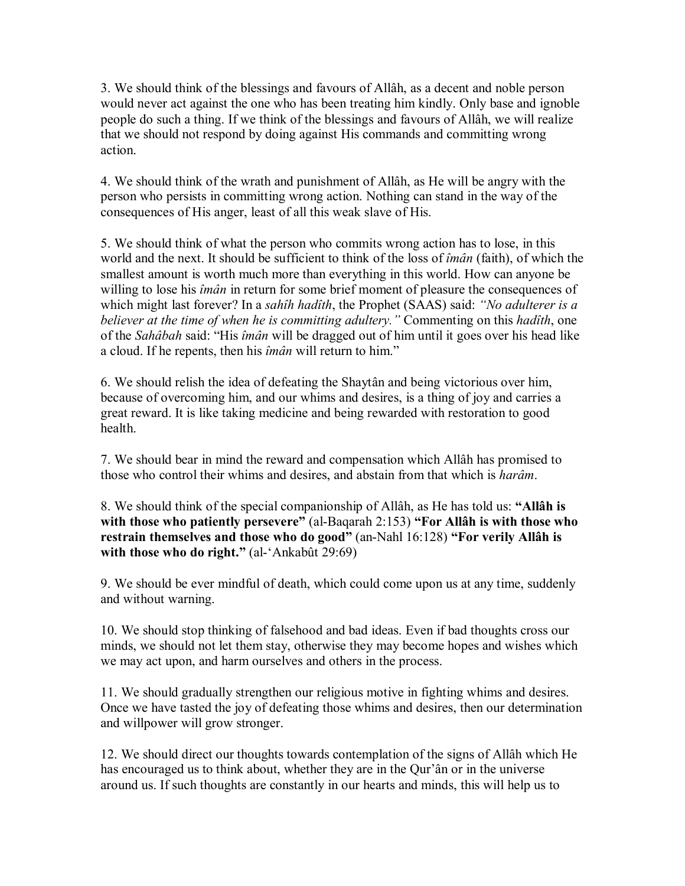3. We should think of the blessings and favours of Allâh, as a decent and noble person would never act against the one who has been treating him kindly. Only base and ignoble people do such a thing. If we think of the blessings and favours of Allâh, we will realize that we should not respond by doing against His commands and committing wrong action.

4. We should think of the wrath and punishment of Allâh, as He will be angry with the person who persists in committing wrong action. Nothing can stand in the way of the consequences of His anger, least of all this weak slave of His.

5. We should think of what the person who commits wrong action has to lose, in this world and the next. It should be sufficient to think of the loss of *îmân* (faith), of which the smallest amount is worth much more than everything in this world. How can anyone be willing to lose his *îmân* in return for some brief moment of pleasure the consequences of which might last forever? In a *sahîh hadîth*, the Prophet (SAAS) said: *"No adulterer is a believer at the time of when he is committing adultery."* Commenting on this *hadîth*, one of the *Sahâbah* said: "His *îmân* will be dragged out of him until it goes over his head like a cloud. If he repents, then his *îmân* will return to him."

6. We should relish the idea of defeating the Shaytân and being victorious over him, because of overcoming him, and our whims and desires, is a thing of joy and carries a great reward. It is like taking medicine and being rewarded with restoration to good health.

7. We should bear in mind the reward and compensation which Allâh has promised to those who control their whims and desires, and abstain from that which is *harâm*.

8. We should think of the special companionship of Allâh, as He has told us: **"Allâh is with those who patiently persevere"** (al-Baqarah 2:153) **"For Allâh is with those who restrain themselves and those who do good"** (an-Nahl 16:128) **"For verily Allâh is with those who do right."** (al-'Ankabût 29:69)

9. We should be ever mindful of death, which could come upon us at any time, suddenly and without warning.

10. We should stop thinking of falsehood and bad ideas. Even if bad thoughts cross our minds, we should not let them stay, otherwise they may become hopes and wishes which we may act upon, and harm ourselves and others in the process.

11. We should gradually strengthen our religious motive in fighting whims and desires. Once we have tasted the joy of defeating those whims and desires, then our determination and willpower will grow stronger.

12. We should direct our thoughts towards contemplation of the signs of Allâh which He has encouraged us to think about, whether they are in the Qur'ân or in the universe around us. If such thoughts are constantly in our hearts and minds, this will help us to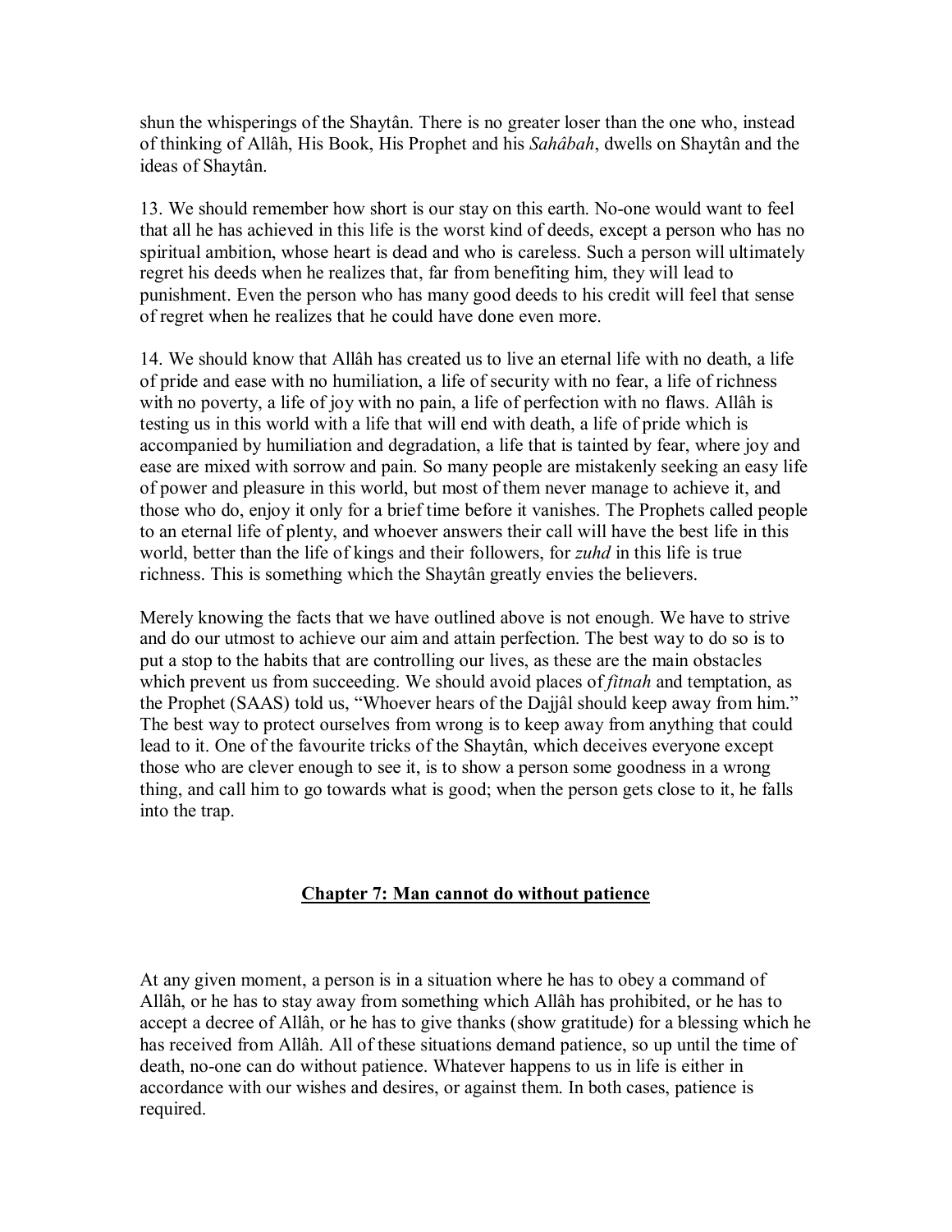shun the whisperings of the Shaytân. There is no greater loser than the one who, instead of thinking of Allâh, His Book, His Prophet and his *Sahâbah*, dwells on Shaytân and the ideas of Shaytân.

13. We should remember how short is our stay on this earth. No-one would want to feel that all he has achieved in this life is the worst kind of deeds, except a person who has no spiritual ambition, whose heart is dead and who is careless. Such a person will ultimately regret his deeds when he realizes that, far from benefiting him, they will lead to punishment. Even the person who has many good deeds to his credit will feel that sense of regret when he realizes that he could have done even more.

14. We should know that Allâh has created us to live an eternal life with no death, a life of pride and ease with no humiliation, a life of security with no fear, a life of richness with no poverty, a life of joy with no pain, a life of perfection with no flaws. Allâh is testing us in this world with a life that will end with death, a life of pride which is accompanied by humiliation and degradation, a life that is tainted by fear, where joy and ease are mixed with sorrow and pain. So many people are mistakenly seeking an easy life of power and pleasure in this world, but most of them never manage to achieve it, and those who do, enjoy it only for a brief time before it vanishes. The Prophets called people to an eternal life of plenty, and whoever answers their call will have the best life in this world, better than the life of kings and their followers, for *zuhd* in this life is true richness. This is something which the Shaytân greatly envies the believers.

Merely knowing the facts that we have outlined above is not enough. We have to strive and do our utmost to achieve our aim and attain perfection. The best way to do so is to put a stop to the habits that are controlling our lives, as these are the main obstacles which prevent us from succeeding. We should avoid places of *fitnah* and temptation, as the Prophet (SAAS) told us, "Whoever hears of the Dajjâl should keep away from him." The best way to protect ourselves from wrong is to keep away from anything that could lead to it. One of the favourite tricks of the Shaytân, which deceives everyone except those who are clever enough to see it, is to show a person some goodness in a wrong thing, and call him to go towards what is good; when the person gets close to it, he falls into the trap.

## Chapter 7: Man cannot do without patience

At any given moment, a person is in a situation where he has to obey a command of Allâh, or he has to stay away from something which Allâh has prohibited, or he has to accept a decree of Allâh, or he has to give thanks (show gratitude) for a blessing which he has received from Allâh. All of these situations demand patience, so up until the time of death, no-one can do without patience. Whatever happens to us in life is either in accordance with our wishes and desires, or against them. In both cases, patience is required.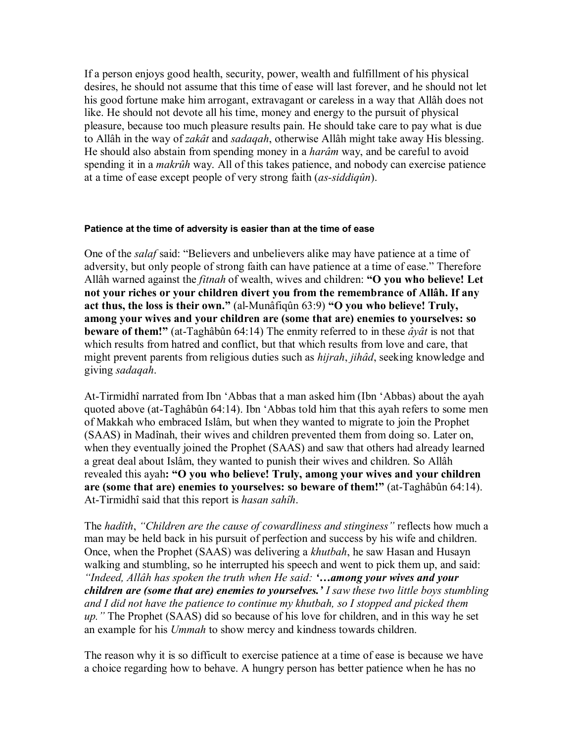If a person enjoys good health, security, power, wealth and fulfillment of his physical desires, he should not assume that this time of ease will last forever, and he should not let his good fortune make him arrogant, extravagant or careless in a way that Allâh does not like. He should not devote all his time, money and energy to the pursuit of physical pleasure, because too much pleasure results pain. He should take care to pay what is due to Allâh in the way of *zakât* and *sadaqah*, otherwise Allâh might take away His blessing. He should also abstain from spending money in a *harâm* way, and be careful to avoid spending it in a *makrûh* way. All of this takes patience, and nobody can exercise patience at a time of ease except people of very strong faith (*as-siddiqûn*).

#### Patience at the time of adversity is easier than at the time of ease

One of the *salaf* said: "Believers and unbelievers alike may have patience at a time of adversity, but only people of strong faith can have patience at a time of ease." Therefore Allâh warned against the *fitnah* of wealth, wives and children: **"O you who believe! Let not your riches or your children divert you from the remembrance of Allâh. If any act thus, the loss is their own."** (al-Munâfiqûn 63:9) **"O you who believe! Truly, among your wives and your children are (some that are) enemies to yourselves: so beware of them!"** (at-Taghâbûn 64:14) The enmity referred to in these *âyât* is not that which results from hatred and conflict, but that which results from love and care, that might prevent parents from religious duties such as *hijrah*, *jihâd*, seeking knowledge and giving *sadaqah*.

At-Tirmidhî narrated from Ibn 'Abbas that a man asked him (Ibn 'Abbas) about the ayah quoted above (at-Taghâbûn 64:14). Ibn 'Abbas told him that this ayah refers to some men of Makkah who embraced Islâm, but when they wanted to migrate to join the Prophet (SAAS) in Madînah, their wives and children prevented them from doing so. Later on, when they eventually joined the Prophet (SAAS) and saw that others had already learned a great deal about Islâm, they wanted to punish their wives and children. So Allâh revealed this ayah**: "O you who believe! Truly, among your wives and your children are (some that are) enemies to yourselves: so beware of them!"** (at-Taghâbûn 64:14). At-Tirmidhî said that this report is *hasan sahîh*.

The *hadîth*, *"Children are the cause of cowardliness and stinginess"* reflects how much a man may be held back in his pursuit of perfection and success by his wife and children. Once, when the Prophet (SAAS) was delivering a *khutbah*, he saw Hasan and Husayn walking and stumbling, so he interrupted his speech and went to pick them up, and said: *"Indeed, Allâh has spoken the truth when He said: **'…among your wives and your children are (some that are) enemies to yourselves.'** I saw these two little boys stumbling and I did not have the patience to continue my khutbah, so I stopped and picked them up."* The Prophet (SAAS) did so because of his love for children, and in this way he set an example for his *Ummah* to show mercy and kindness towards children.

The reason why it is so difficult to exercise patience at a time of ease is because we have a choice regarding how to behave. A hungry person has better patience when he has no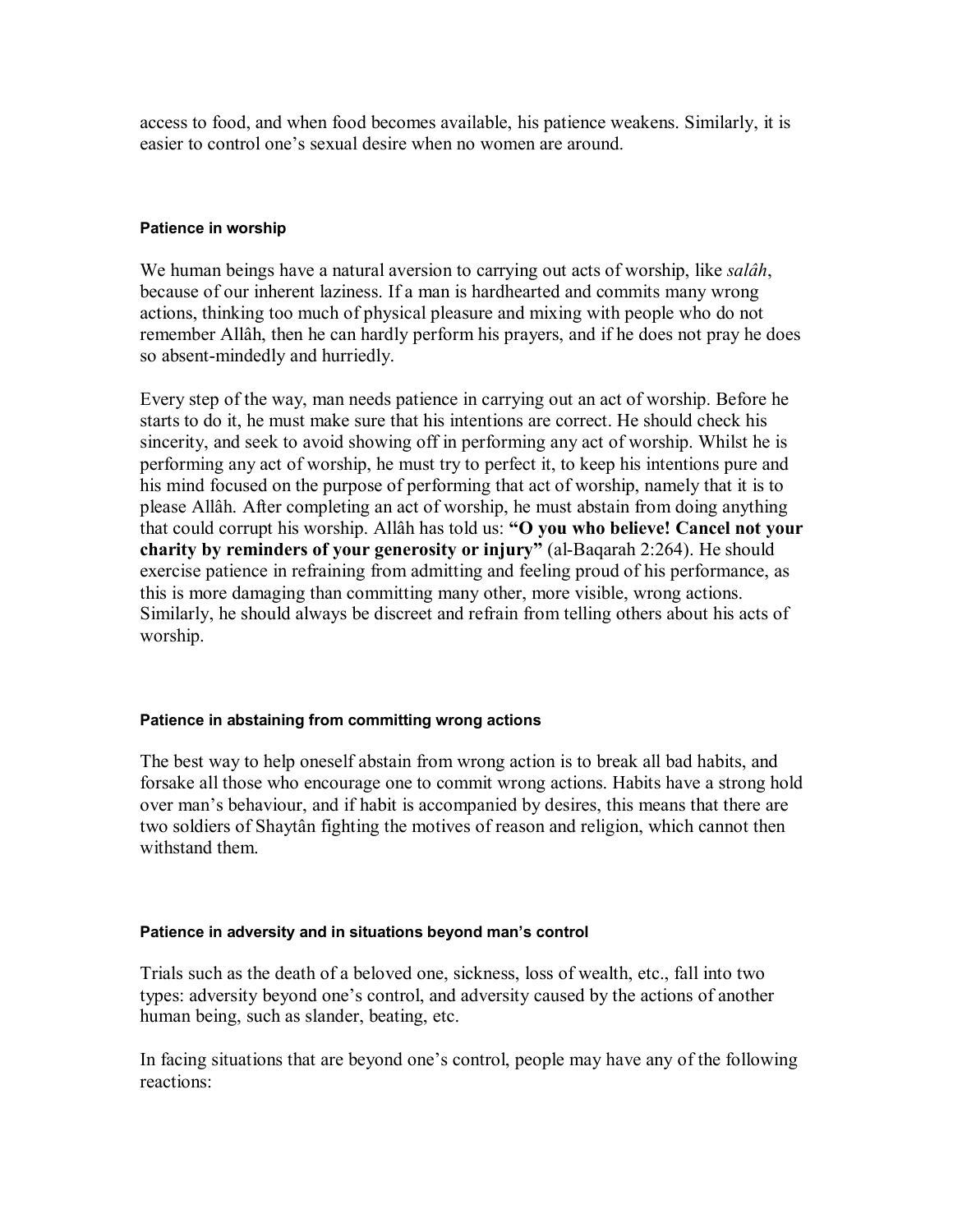access to food, and when food becomes available, his patience weakens. Similarly, it is easier to control one's sexual desire when no women are around.

#### Patience in worship

We human beings have a natural aversion to carrying out acts of worship, like *salâh*, because of our inherent laziness. If a man is hardhearted and commits many wrong actions, thinking too much of physical pleasure and mixing with people who do not remember Allâh, then he can hardly perform his prayers, and if he does not pray he does so absent-mindedly and hurriedly.

Every step of the way, man needs patience in carrying out an act of worship. Before he starts to do it, he must make sure that his intentions are correct. He should check his sincerity, and seek to avoid showing off in performing any act of worship. Whilst he is performing any act of worship, he must try to perfect it, to keep his intentions pure and his mind focused on the purpose of performing that act of worship, namely that it is to please Allâh. After completing an act of worship, he must abstain from doing anything that could corrupt his worship. Allâh has told us: **"O you who believe! Cancel not your charity by reminders of your generosity or injury"** (al-Baqarah 2:264). He should exercise patience in refraining from admitting and feeling proud of his performance, as this is more damaging than committing many other, more visible, wrong actions. Similarly, he should always be discreet and refrain from telling others about his acts of worship.

#### Patience in abstaining from committing wrong actions

The best way to help oneself abstain from wrong action is to break all bad habits, and forsake all those who encourage one to commit wrong actions. Habits have a strong hold over man's behaviour, and if habit is accompanied by desires, this means that there are two soldiers of Shaytân fighting the motives of reason and religion, which cannot then withstand them.

#### Patience in adversity and in situations beyond man's control

Trials such as the death of a beloved one, sickness, loss of wealth, etc., fall into two types: adversity beyond one's control, and adversity caused by the actions of another human being, such as slander, beating, etc.

In facing situations that are beyond one's control, people may have any of the following reactions: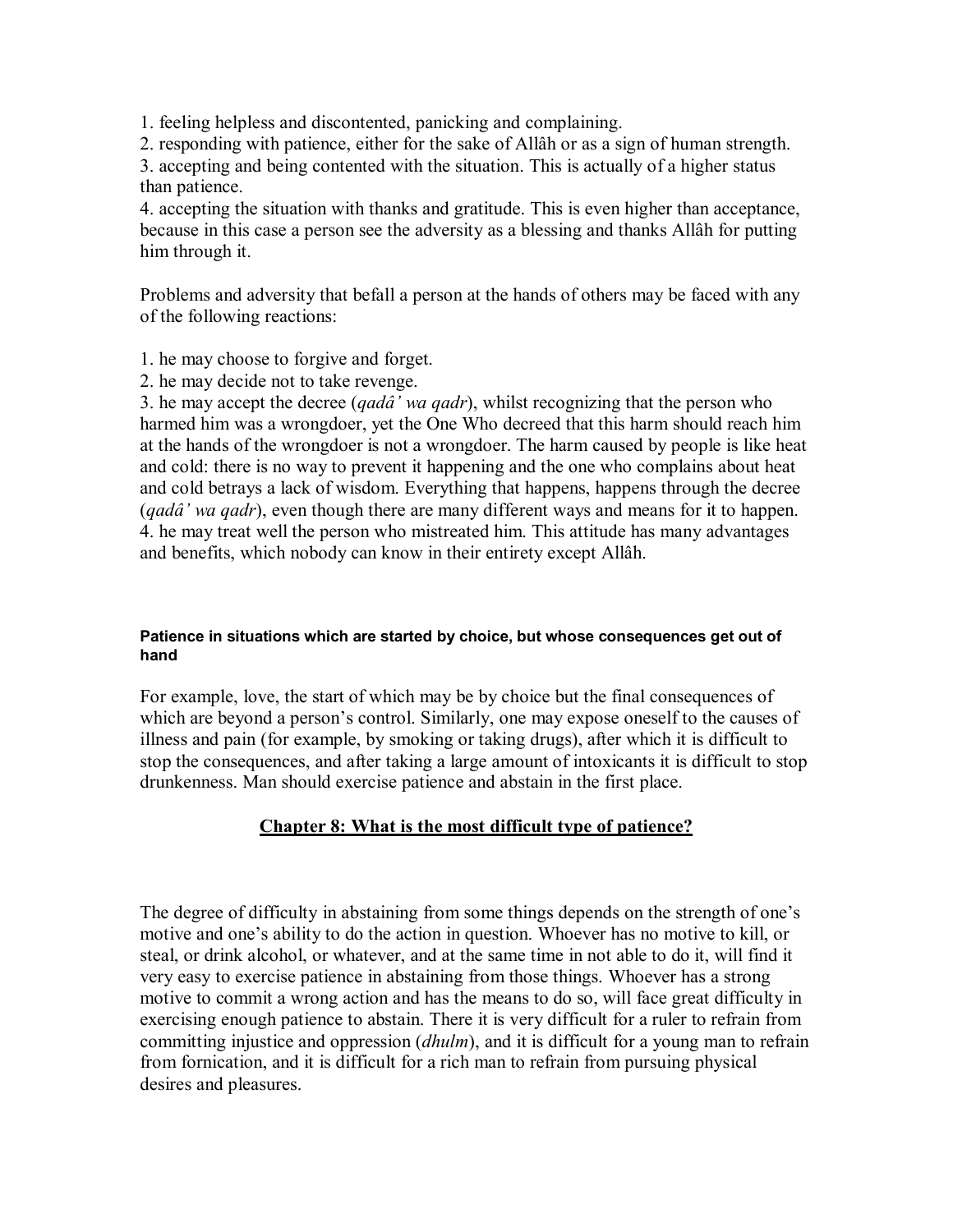1. feeling helpless and discontented, panicking and complaining.
2. responding with patience, either for the sake of Allâh or as a sign of human strength.
3. accepting and being contented with the situation. This is actually of a higher status than patience.
4. accepting the situation with thanks and gratitude. This is even higher than acceptance, because in this case a person see the adversity as a blessing and thanks Allâh for putting him through it.

Problems and adversity that befall a person at the hands of others may be faced with any of the following reactions:

1. he may choose to forgive and forget.
2. he may decide not to take revenge.
3. he may accept the decree (*qadâ' wa qadr*), whilst recognizing that the person who harmed him was a wrongdoer, yet the One Who decreed that this harm should reach him at the hands of the wrongdoer is not a wrongdoer. The harm caused by people is like heat and cold: there is no way to prevent it happening and the one who complains about heat and cold betrays a lack of wisdom. Everything that happens, happens through the decree (*qadâ' wa qadr*), even though there are many different ways and means for it to happen.
4. he may treat well the person who mistreated him. This attitude has many advantages and benefits, which nobody can know in their entirety except Allâh.

#### Patience in situations which are started by choice, but whose consequences get out of hand

For example, love, the start of which may be by choice but the final consequences of which are beyond a person's control. Similarly, one may expose oneself to the causes of illness and pain (for example, by smoking or taking drugs), after which it is difficult to stop the consequences, and after taking a large amount of intoxicants it is difficult to stop drunkenness. Man should exercise patience and abstain in the first place.

## Chapter 8: What is the most difficult type of patience?

The degree of difficulty in abstaining from some things depends on the strength of one's motive and one's ability to do the action in question. Whoever has no motive to kill, or steal, or drink alcohol, or whatever, and at the same time in not able to do it, will find it very easy to exercise patience in abstaining from those things. Whoever has a strong motive to commit a wrong action and has the means to do so, will face great difficulty in exercising enough patience to abstain. There it is very difficult for a ruler to refrain from committing injustice and oppression (*dhulm*), and it is difficult for a young man to refrain from fornication, and it is difficult for a rich man to refrain from pursuing physical desires and pleasures.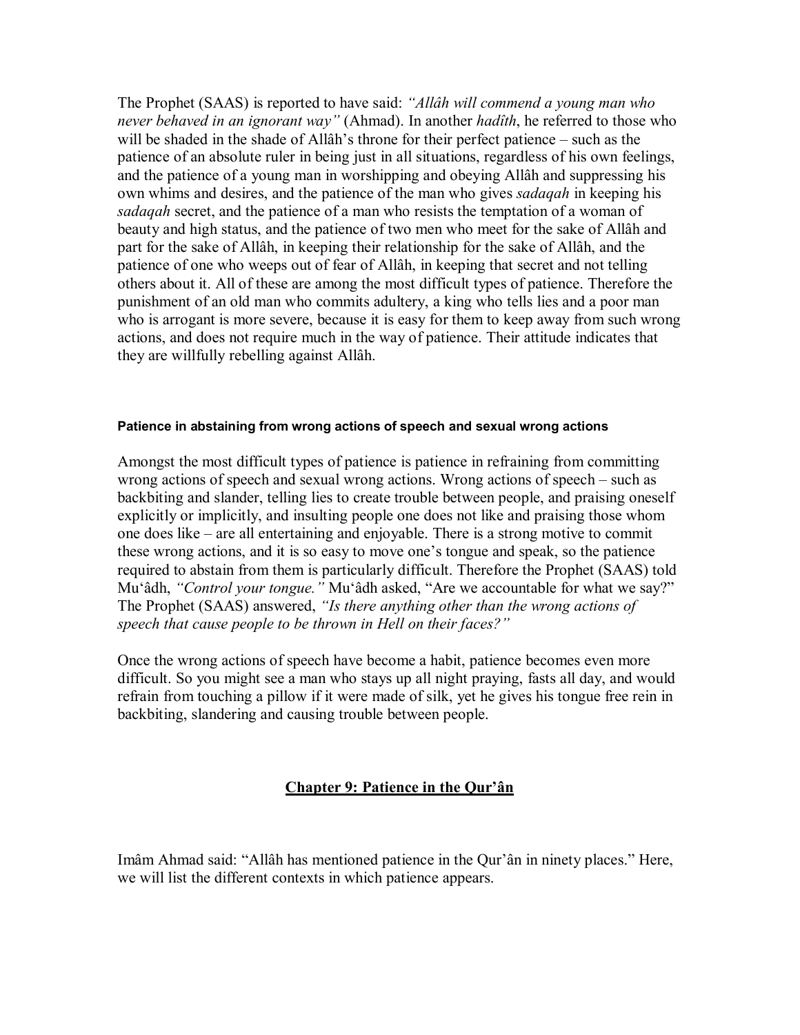The Prophet (SAAS) is reported to have said: *"Allâh will commend a young man who never behaved in an ignorant way"* (Ahmad). In another *hadîth*, he referred to those who will be shaded in the shade of Allâh's throne for their perfect patience – such as the patience of an absolute ruler in being just in all situations, regardless of his own feelings, and the patience of a young man in worshipping and obeying Allâh and suppressing his own whims and desires, and the patience of the man who gives *sadaqah* in keeping his *sadaqah* secret, and the patience of a man who resists the temptation of a woman of beauty and high status, and the patience of two men who meet for the sake of Allâh and part for the sake of Allâh, in keeping their relationship for the sake of Allâh, and the patience of one who weeps out of fear of Allâh, in keeping that secret and not telling others about it. All of these are among the most difficult types of patience. Therefore the punishment of an old man who commits adultery, a king who tells lies and a poor man who is arrogant is more severe, because it is easy for them to keep away from such wrong actions, and does not require much in the way of patience. Their attitude indicates that they are willfully rebelling against Allâh.

#### Patience in abstaining from wrong actions of speech and sexual wrong actions

Amongst the most difficult types of patience is patience in refraining from committing wrong actions of speech and sexual wrong actions. Wrong actions of speech – such as backbiting and slander, telling lies to create trouble between people, and praising oneself explicitly or implicitly, and insulting people one does not like and praising those whom one does like – are all entertaining and enjoyable. There is a strong motive to commit these wrong actions, and it is so easy to move one's tongue and speak, so the patience required to abstain from them is particularly difficult. Therefore the Prophet (SAAS) told Mu'âdh, *"Control your tongue."* Mu'âdh asked, "Are we accountable for what we say?" The Prophet (SAAS) answered, *"Is there anything other than the wrong actions of speech that cause people to be thrown in Hell on their faces?"*

Once the wrong actions of speech have become a habit, patience becomes even more difficult. So you might see a man who stays up all night praying, fasts all day, and would refrain from touching a pillow if it were made of silk, yet he gives his tongue free rein in backbiting, slandering and causing trouble between people.

## Chapter 9: Patience in the Qur'ân

Imâm Ahmad said: "Allâh has mentioned patience in the Qur'ân in ninety places." Here, we will list the different contexts in which patience appears.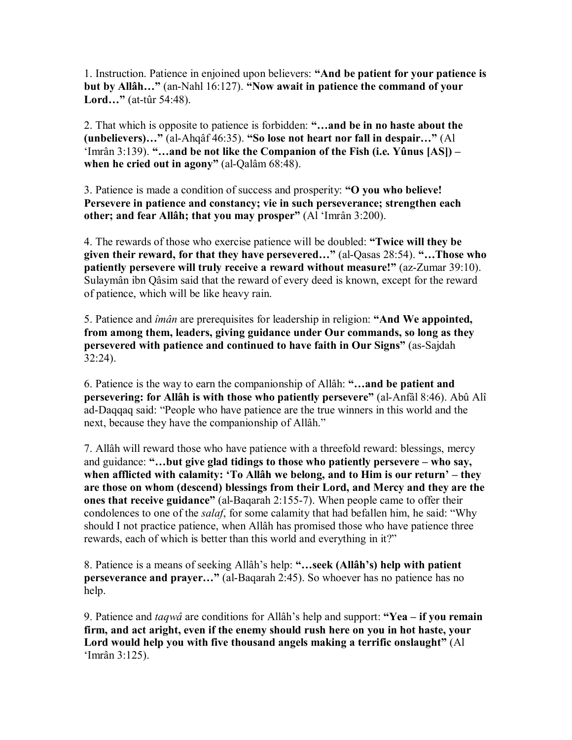1. Instruction. Patience in enjoined upon believers: **“And be patient for your patience is but by Allâh…”** (an-Nahl 16:127). **“Now await in patience the command of your Lord…”** (at-tûr 54:48).

2. That which is opposite to patience is forbidden: **“…and be in no haste about the (unbelievers)…”** (al-Ahqâf 46:35). **“So lose not heart nor fall in despair…”** (Al ‘Imrân 3:139). **“…and be not like the Companion of the Fish (i.e. Yûnus [AS]) – when he cried out in agony”** (al-Qalâm 68:48).

3. Patience is made a condition of success and prosperity: **“O you who believe! Persevere in patience and constancy; vie in such perseverance; strengthen each other; and fear Allâh; that you may prosper”** (Al ‘Imrân 3:200).

4. The rewards of those who exercise patience will be doubled: **“Twice will they be given their reward, for that they have persevered…”** (al-Qasas 28:54). **“…Those who patiently persevere will truly receive a reward without measure!”** (az-Zumar 39:10). Sulaymân ibn Qâsim said that the reward of every deed is known, except for the reward of patience, which will be like heavy rain.

5. Patience and *îmân* are prerequisites for leadership in religion: **“And We appointed, from among them, leaders, giving guidance under Our commands, so long as they persevered with patience and continued to have faith in Our Signs”** (as-Sajdah 32:24).

6. Patience is the way to earn the companionship of Allâh: **“…and be patient and persevering: for Allâh is with those who patiently persevere”** (al-Anfâl 8:46). Abû Alî ad-Daqqaq said: “People who have patience are the true winners in this world and the next, because they have the companionship of Allâh.”

7. Allâh will reward those who have patience with a threefold reward: blessings, mercy and guidance: **“…but give glad tidings to those who patiently persevere – who say, when afflicted with calamity: ‘To Allâh we belong, and to Him is our return’ – they are those on whom (descend) blessings from their Lord, and Mercy and they are the ones that receive guidance”** (al-Baqarah 2:155-7). When people came to offer their condolences to one of the *salaf*, for some calamity that had befallen him, he said: “Why should I not practice patience, when Allâh has promised those who have patience three rewards, each of which is better than this world and everything in it?”

8. Patience is a means of seeking Allâh’s help: **“…seek (Allâh’s) help with patient perseverance and prayer…”** (al-Baqarah 2:45). So whoever has no patience has no help.

9. Patience and *taqwâ* are conditions for Allâh’s help and support: **“Yea – if you remain firm, and act aright, even if the enemy should rush here on you in hot haste, your Lord would help you with five thousand angels making a terrific onslaught”** (Al ‘Imrân 3:125).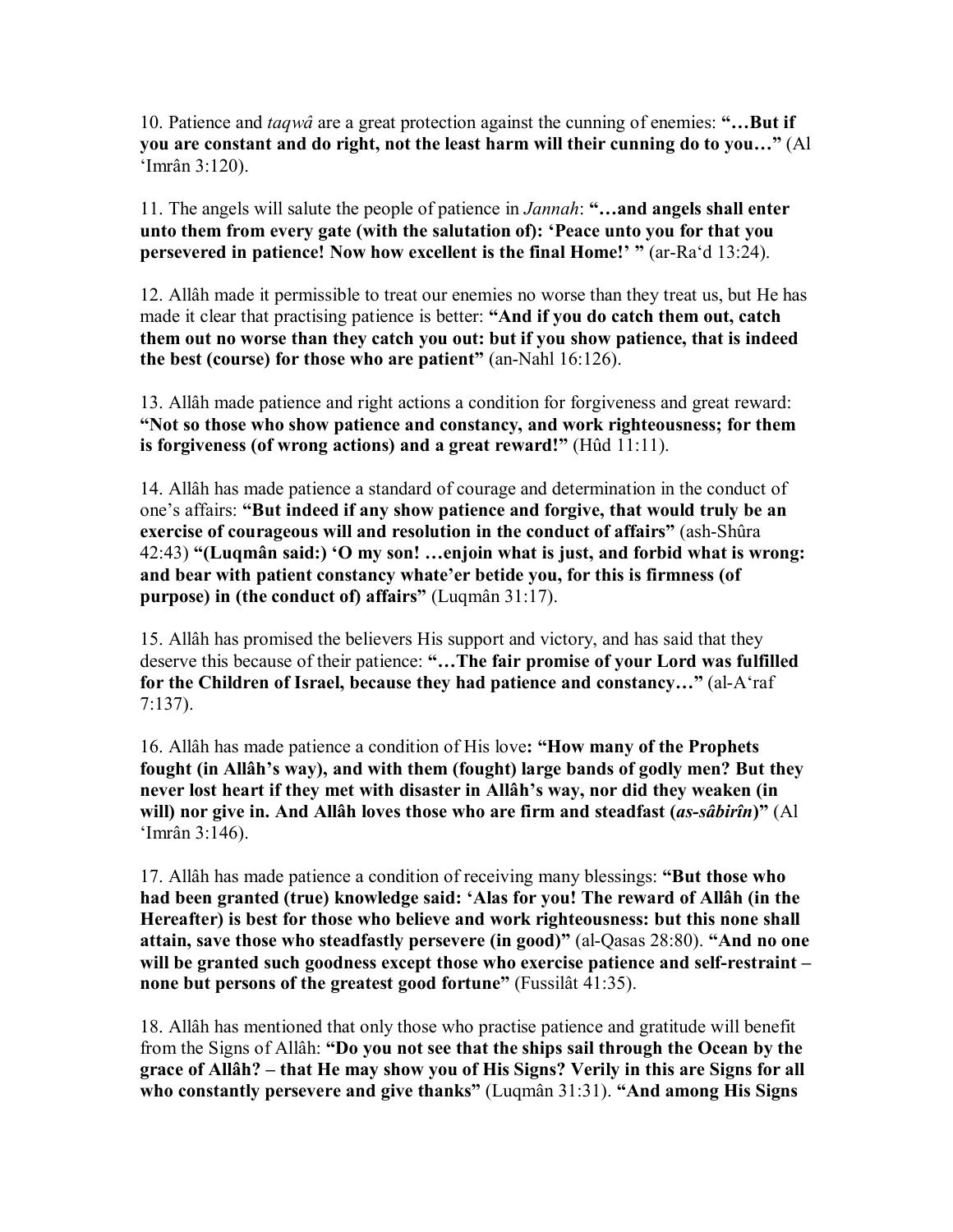10. Patience and *taqwâ* are a great protection against the cunning of enemies: **"…But if you are constant and do right, not the least harm will their cunning do to you…"** (Al 'Imrân 3:120).

11. The angels will salute the people of patience in *Jannah*: **"…and angels shall enter unto them from every gate (with the salutation of): 'Peace unto you for that you persevered in patience! Now how excellent is the final Home!' "** (ar-Ra'd 13:24).

12. Allâh made it permissible to treat our enemies no worse than they treat us, but He has made it clear that practising patience is better: **"And if you do catch them out, catch them out no worse than they catch you out: but if you show patience, that is indeed the best (course) for those who are patient"** (an-Nahl 16:126).

13. Allâh made patience and right actions a condition for forgiveness and great reward: **"Not so those who show patience and constancy, and work righteousness; for them is forgiveness (of wrong actions) and a great reward!"** (Hûd 11:11).

14. Allâh has made patience a standard of courage and determination in the conduct of one's affairs: **"But indeed if any show patience and forgive, that would truly be an exercise of courageous will and resolution in the conduct of affairs"** (ash-Shûra 42:43) **"(Luqmân said:) 'O my son! …enjoin what is just, and forbid what is wrong: and bear with patient constancy whate'er betide you, for this is firmness (of purpose) in (the conduct of) affairs"** (Luqmân 31:17).

15. Allâh has promised the believers His support and victory, and has said that they deserve this because of their patience: **"…The fair promise of your Lord was fulfilled for the Children of Israel, because they had patience and constancy…"** (al-A'raf 7:137).

16. Allâh has made patience a condition of His love**: "How many of the Prophets fought (in Allâh's way), and with them (fought) large bands of godly men? But they never lost heart if they met with disaster in Allâh's way, nor did they weaken (in will) nor give in. And Allâh loves those who are firm and steadfast (*as-sâbirîn*)"** (Al 'Imrân 3:146).

17. Allâh has made patience a condition of receiving many blessings: **"But those who had been granted (true) knowledge said: 'Alas for you! The reward of Allâh (in the Hereafter) is best for those who believe and work righteousness: but this none shall attain, save those who steadfastly persevere (in good)"** (al-Qasas 28:80). **"And no one will be granted such goodness except those who exercise patience and self-restraint – none but persons of the greatest good fortune"** (Fussilât 41:35).

18. Allâh has mentioned that only those who practise patience and gratitude will benefit from the Signs of Allâh: **"Do you not see that the ships sail through the Ocean by the grace of Allâh? – that He may show you of His Signs? Verily in this are Signs for all who constantly persevere and give thanks"** (Luqmân 31:31). **"And among His Signs**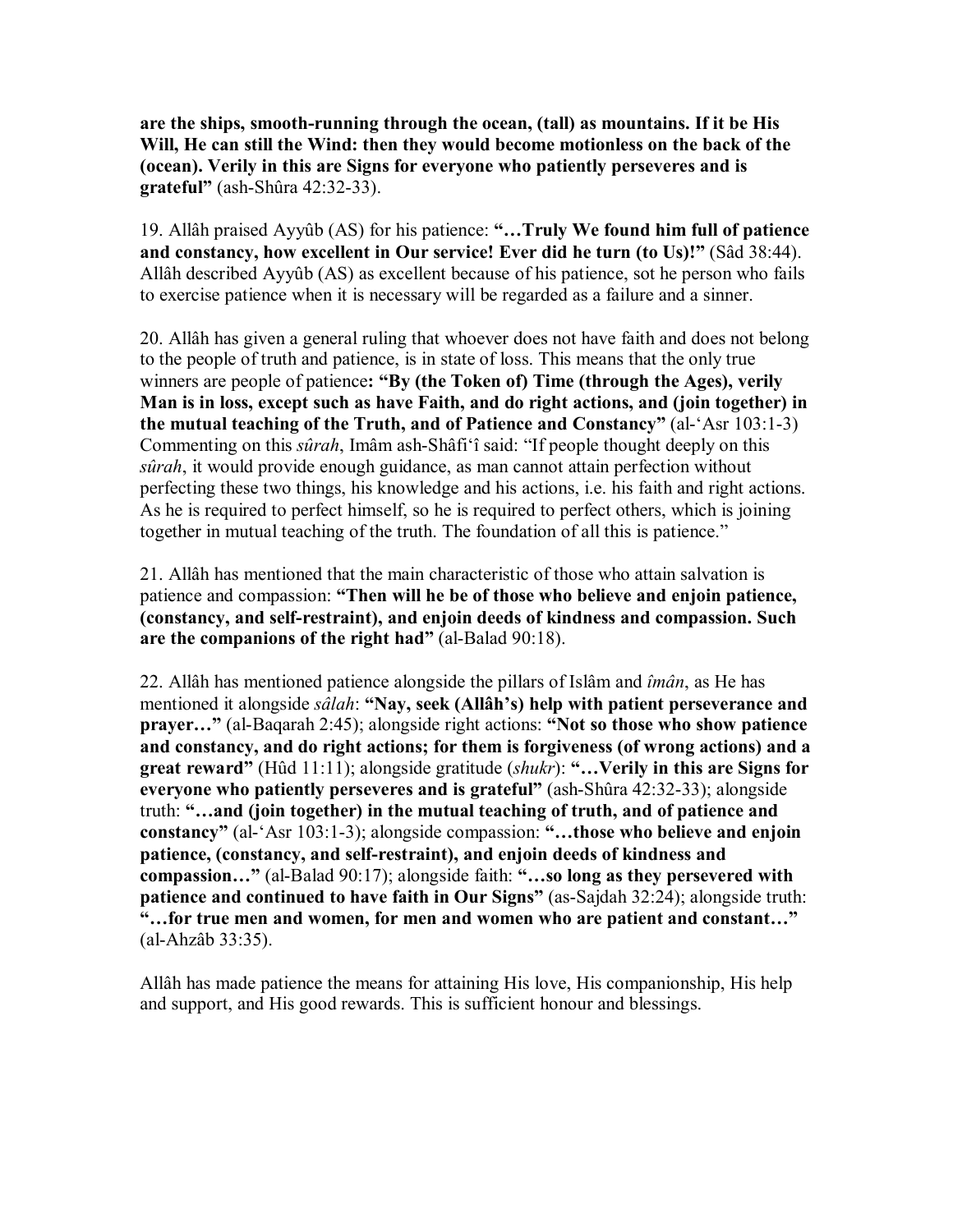**are the ships, smooth-running through the ocean, (tall) as mountains. If it be His Will, He can still the Wind: then they would become motionless on the back of the (ocean). Verily in this are Signs for everyone who patiently perseveres and is grateful"** (ash-Shûra 42:32-33).

19. Allâh praised Ayyûb (AS) for his patience: **"…Truly We found him full of patience and constancy, how excellent in Our service! Ever did he turn (to Us)!"** (Sâd 38:44). Allâh described Ayyûb (AS) as excellent because of his patience, sot he person who fails to exercise patience when it is necessary will be regarded as a failure and a sinner.

20. Allâh has given a general ruling that whoever does not have faith and does not belong to the people of truth and patience, is in state of loss. This means that the only true winners are people of patience**: "By (the Token of) Time (through the Ages), verily Man is in loss, except such as have Faith, and do right actions, and (join together) in the mutual teaching of the Truth, and of Patience and Constancy"** (al-'Asr 103:1-3) Commenting on this *sûrah*, Imâm ash-Shâfi'î said: "If people thought deeply on this *sûrah*, it would provide enough guidance, as man cannot attain perfection without perfecting these two things, his knowledge and his actions, i.e. his faith and right actions. As he is required to perfect himself, so he is required to perfect others, which is joining together in mutual teaching of the truth. The foundation of all this is patience."

21. Allâh has mentioned that the main characteristic of those who attain salvation is patience and compassion: **"Then will he be of those who believe and enjoin patience, (constancy, and self-restraint), and enjoin deeds of kindness and compassion. Such are the companions of the right had"** (al-Balad 90:18).

22. Allâh has mentioned patience alongside the pillars of Islâm and *îmân*, as He has mentioned it alongside *sâlah*: **"Nay, seek (Allâh's) help with patient perseverance and prayer…"** (al-Baqarah 2:45); alongside right actions: **"Not so those who show patience and constancy, and do right actions; for them is forgiveness (of wrong actions) and a great reward"** (Hûd 11:11); alongside gratitude (*shukr*): **"…Verily in this are Signs for everyone who patiently perseveres and is grateful"** (ash-Shûra 42:32-33); alongside truth: **"…and (join together) in the mutual teaching of truth, and of patience and constancy"** (al-'Asr 103:1-3); alongside compassion: **"…those who believe and enjoin patience, (constancy, and self-restraint), and enjoin deeds of kindness and compassion…"** (al-Balad 90:17); alongside faith: **"…so long as they persevered with patience and continued to have faith in Our Signs"** (as-Sajdah 32:24); alongside truth: **"…for true men and women, for men and women who are patient and constant…"** (al-Ahzâb 33:35).

Allâh has made patience the means for attaining His love, His companionship, His help and support, and His good rewards. This is sufficient honour and blessings.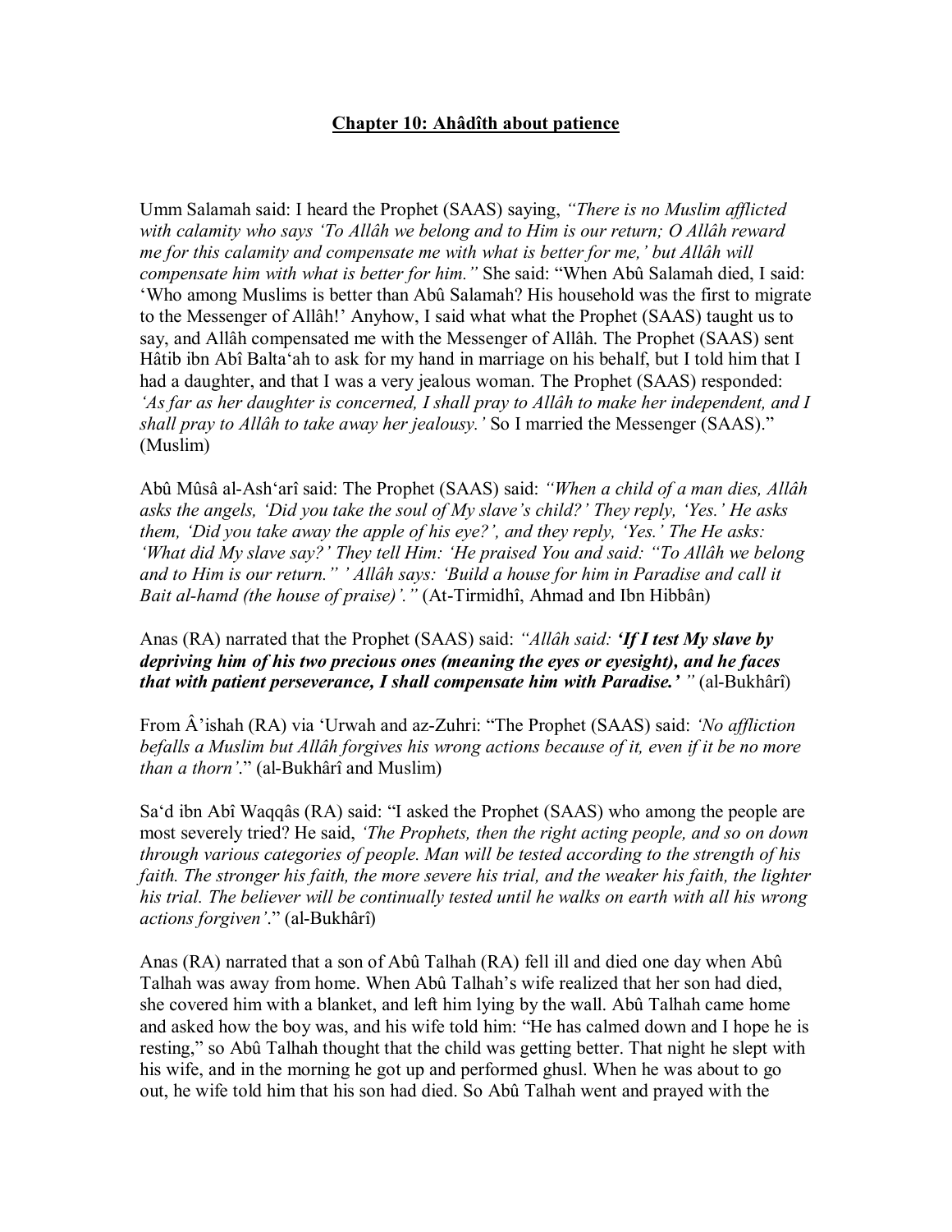## **Chapter 10: Ahâdîth about patience**

Umm Salamah said: I heard the Prophet (SAAS) saying, *"There is no Muslim afflicted with calamity who says 'To Allâh we belong and to Him is our return; O Allâh reward me for this calamity and compensate me with what is better for me,' but Allâh will compensate him with what is better for him."* She said: "When Abû Salamah died, I said: 'Who among Muslims is better than Abû Salamah? His household was the first to migrate to the Messenger of Allâh!' Anyhow, I said what what the Prophet (SAAS) taught us to say, and Allâh compensated me with the Messenger of Allâh. The Prophet (SAAS) sent Hâtib ibn Abî Balta'ah to ask for my hand in marriage on his behalf, but I told him that I had a daughter, and that I was a very jealous woman. The Prophet (SAAS) responded: *'As far as her daughter is concerned, I shall pray to Allâh to make her independent, and I shall pray to Allâh to take away her jealousy.'* So I married the Messenger (SAAS)." (Muslim)

Abû Mûsâ al-Ash'arî said: The Prophet (SAAS) said: *"When a child of a man dies, Allâh asks the angels, 'Did you take the soul of My slave's child?' They reply, 'Yes.' He asks them, 'Did you take away the apple of his eye?', and they reply, 'Yes.' The He asks: 'What did My slave say?' They tell Him: 'He praised You and said: "To Allâh we belong and to Him is our return." ' Allâh says: 'Build a house for him in Paradise and call it Bait al-hamd (the house of praise)'."* (At-Tirmidhî, Ahmad and Ibn Hibbân)

Anas (RA) narrated that the Prophet (SAAS) said: *"Allâh said: **'If I test My slave by depriving him of his two precious ones (meaning the eyes or eyesight), and he faces that with patient perseverance, I shall compensate him with Paradise.' "*** (al-Bukhârî)

From Â'ishah (RA) via 'Urwah and az-Zuhri: "The Prophet (SAAS) said: *'No affliction befalls a Muslim but Allâh forgives his wrong actions because of it, even if it be no more than a thorn'*." (al-Bukhârî and Muslim)

Sa'd ibn Abî Waqqâs (RA) said: "I asked the Prophet (SAAS) who among the people are most severely tried? He said, *'The Prophets, then the right acting people, and so on down through various categories of people. Man will be tested according to the strength of his faith. The stronger his faith, the more severe his trial, and the weaker his faith, the lighter his trial. The believer will be continually tested until he walks on earth with all his wrong actions forgiven'*." (al-Bukhârî)

Anas (RA) narrated that a son of Abû Talhah (RA) fell ill and died one day when Abû Talhah was away from home. When Abû Talhah's wife realized that her son had died, she covered him with a blanket, and left him lying by the wall. Abû Talhah came home and asked how the boy was, and his wife told him: "He has calmed down and I hope he is resting," so Abû Talhah thought that the child was getting better. That night he slept with his wife, and in the morning he got up and performed ghusl. When he was about to go out, he wife told him that his son had died. So Abû Talhah went and prayed with the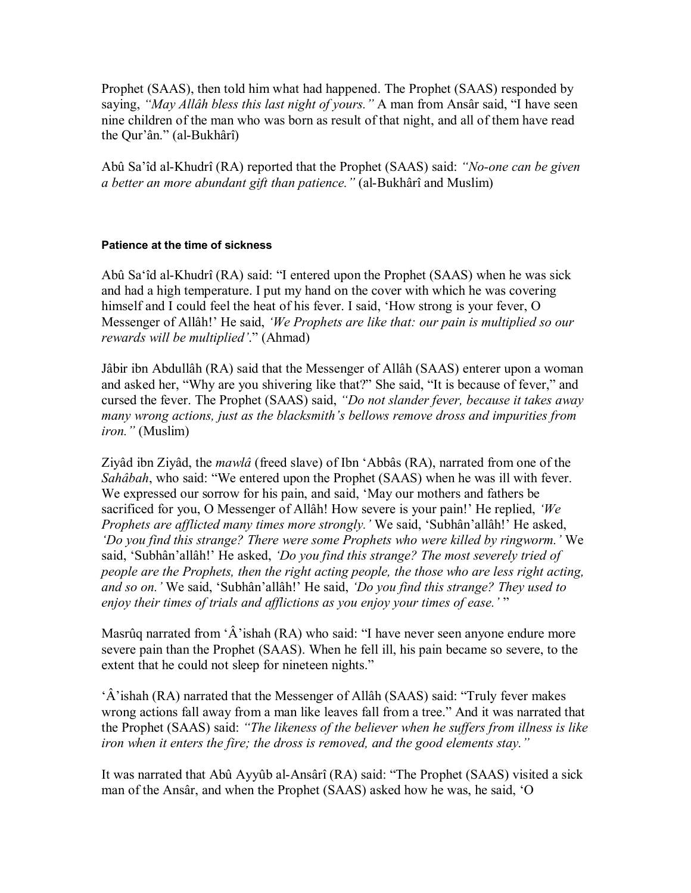Prophet (SAAS), then told him what had happened. The Prophet (SAAS) responded by saying, *"May Allâh bless this last night of yours."* A man from Ansâr said, "I have seen nine children of the man who was born as result of that night, and all of them have read the Qur'ân." (al-Bukhârî)

Abû Sa'îd al-Khudrî (RA) reported that the Prophet (SAAS) said: *"No-one can be given a better an more abundant gift than patience."* (al-Bukhârî and Muslim)

#### Patience at the time of sickness

Abû Sa'îd al-Khudrî (RA) said: "I entered upon the Prophet (SAAS) when he was sick and had a high temperature. I put my hand on the cover with which he was covering himself and I could feel the heat of his fever. I said, 'How strong is your fever, O Messenger of Allâh!' He said, *'We Prophets are like that: our pain is multiplied so our rewards will be multiplied'*." (Ahmad)

Jâbir ibn Abdullâh (RA) said that the Messenger of Allâh (SAAS) enterer upon a woman and asked her, "Why are you shivering like that?" She said, "It is because of fever," and cursed the fever. The Prophet (SAAS) said, *"Do not slander fever, because it takes away many wrong actions, just as the blacksmith's bellows remove dross and impurities from iron."* (Muslim)

Ziyâd ibn Ziyâd, the *mawlâ* (freed slave) of Ibn 'Abbâs (RA), narrated from one of the *Sahâbah*, who said: "We entered upon the Prophet (SAAS) when he was ill with fever. We expressed our sorrow for his pain, and said, 'May our mothers and fathers be sacrificed for you, O Messenger of Allâh! How severe is your pain!' He replied, *'We Prophets are afflicted many times more strongly.'* We said, 'Subhân'allâh!' He asked, *'Do you find this strange? There were some Prophets who were killed by ringworm.'* We said, 'Subhân'allâh!' He asked, *'Do you find this strange? The most severely tried of people are the Prophets, then the right acting people, the those who are less right acting, and so on.'* We said, 'Subhân'allâh!' He said, *'Do you find this strange? They used to enjoy their times of trials and afflictions as you enjoy your times of ease.'* "

Masrûq narrated from 'Â'ishah (RA) who said: "I have never seen anyone endure more severe pain than the Prophet (SAAS). When he fell ill, his pain became so severe, to the extent that he could not sleep for nineteen nights."

'Â'ishah (RA) narrated that the Messenger of Allâh (SAAS) said: "Truly fever makes wrong actions fall away from a man like leaves fall from a tree." And it was narrated that the Prophet (SAAS) said: *"The likeness of the believer when he suffers from illness is like iron when it enters the fire; the dross is removed, and the good elements stay."*

It was narrated that Abû Ayyûb al-Ansârî (RA) said: "The Prophet (SAAS) visited a sick man of the Ansâr, and when the Prophet (SAAS) asked how he was, he said, 'O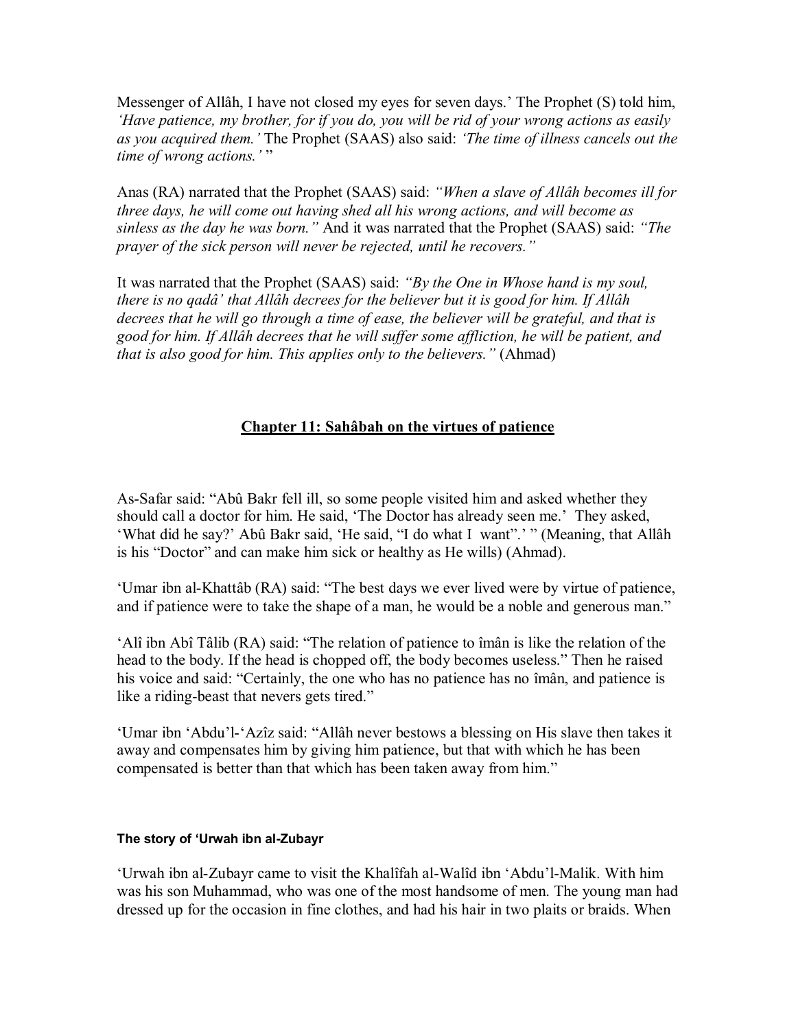Messenger of Allâh, I have not closed my eyes for seven days.' The Prophet (S) told him, *'Have patience, my brother, for if you do, you will be rid of your wrong actions as easily as you acquired them.'* The Prophet (SAAS) also said: *'The time of illness cancels out the time of wrong actions.'* "

Anas (RA) narrated that the Prophet (SAAS) said: *"When a slave of Allâh becomes ill for three days, he will come out having shed all his wrong actions, and will become as sinless as the day he was born."* And it was narrated that the Prophet (SAAS) said: *"The prayer of the sick person will never be rejected, until he recovers."*

It was narrated that the Prophet (SAAS) said: *"By the One in Whose hand is my soul, there is no qadâ' that Allâh decrees for the believer but it is good for him. If Allâh decrees that he will go through a time of ease, the believer will be grateful, and that is good for him. If Allâh decrees that he will suffer some affliction, he will be patient, and that is also good for him. This applies only to the believers."* (Ahmad)

## Chapter 11: Sahâbah on the virtues of patience

As-Safar said: "Abû Bakr fell ill, so some people visited him and asked whether they should call a doctor for him. He said, 'The Doctor has already seen me.' They asked, 'What did he say?' Abû Bakr said, 'He said, "I do what I want".' " (Meaning, that Allâh is his "Doctor" and can make him sick or healthy as He wills) (Ahmad).

'Umar ibn al-Khattâb (RA) said: "The best days we ever lived were by virtue of patience, and if patience were to take the shape of a man, he would be a noble and generous man."

'Alî ibn Abî Tâlib (RA) said: "The relation of patience to îmân is like the relation of the head to the body. If the head is chopped off, the body becomes useless." Then he raised his voice and said: "Certainly, the one who has no patience has no îmân, and patience is like a riding-beast that nevers gets tired."

'Umar ibn 'Abdu'l-'Azîz said: "Allâh never bestows a blessing on His slave then takes it away and compensates him by giving him patience, but that with which he has been compensated is better than that which has been taken away from him."

#### The story of 'Urwah ibn al-Zubayr

'Urwah ibn al-Zubayr came to visit the Khalîfah al-Walîd ibn 'Abdu'l-Malik. With him was his son Muhammad, who was one of the most handsome of men. The young man had dressed up for the occasion in fine clothes, and had his hair in two plaits or braids. When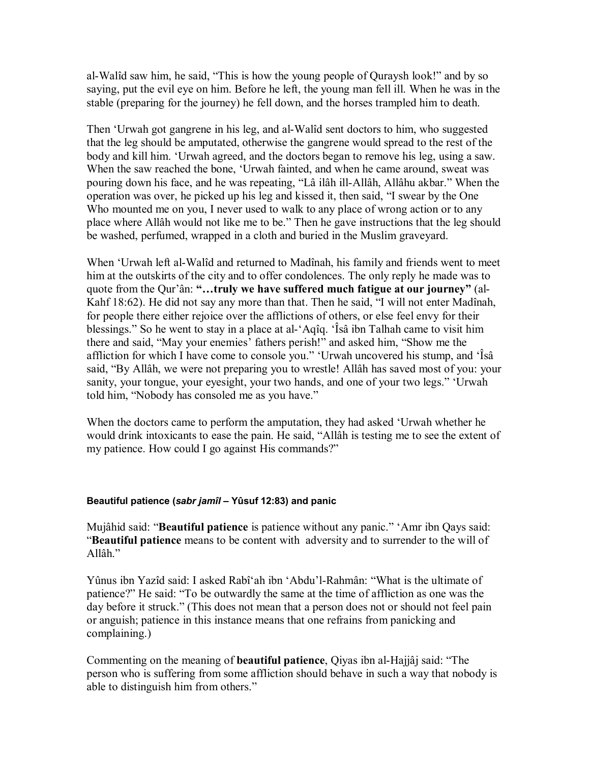al-Walîd saw him, he said, "This is how the young people of Quraysh look!" and by so saying, put the evil eye on him. Before he left, the young man fell ill. When he was in the stable (preparing for the journey) he fell down, and the horses trampled him to death.

Then 'Urwah got gangrene in his leg, and al-Walîd sent doctors to him, who suggested that the leg should be amputated, otherwise the gangrene would spread to the rest of the body and kill him. 'Urwah agreed, and the doctors began to remove his leg, using a saw. When the saw reached the bone, 'Urwah fainted, and when he came around, sweat was pouring down his face, and he was repeating, "Lâ ilâh ill-Allâh, Allâhu akbar." When the operation was over, he picked up his leg and kissed it, then said, "I swear by the One Who mounted me on you, I never used to walk to any place of wrong action or to any place where Allâh would not like me to be." Then he gave instructions that the leg should be washed, perfumed, wrapped in a cloth and buried in the Muslim graveyard.

When 'Urwah left al-Walîd and returned to Madînah, his family and friends went to meet him at the outskirts of the city and to offer condolences. The only reply he made was to quote from the Qur'ân: **"…truly we have suffered much fatigue at our journey"** (al-Kahf 18:62). He did not say any more than that. Then he said, "I will not enter Madînah, for people there either rejoice over the afflictions of others, or else feel envy for their blessings." So he went to stay in a place at al-'Aqîq. 'Îsâ ibn Talhah came to visit him there and said, "May your enemies' fathers perish!" and asked him, "Show me the affliction for which I have come to console you." 'Urwah uncovered his stump, and 'Îsâ said, "By Allâh, we were not preparing you to wrestle! Allâh has saved most of you: your sanity, your tongue, your eyesight, your two hands, and one of your two legs." 'Urwah told him, "Nobody has consoled me as you have."

When the doctors came to perform the amputation, they had asked 'Urwah whether he would drink intoxicants to ease the pain. He said, "Allâh is testing me to see the extent of my patience. How could I go against His commands?"

#### Beautiful patience (*sabr jamîl* – Yûsuf 12:83) and panic

Mujâhid said: "**Beautiful patience** is patience without any panic." 'Amr ibn Qays said: "**Beautiful patience** means to be content with adversity and to surrender to the will of Allâh."

Yûnus ibn Yazîd said: I asked Rabî'ah ibn 'Abdu'l-Rahmân: "What is the ultimate of patience?" He said: "To be outwardly the same at the time of affliction as one was the day before it struck." (This does not mean that a person does not or should not feel pain or anguish; patience in this instance means that one refrains from panicking and complaining.)

Commenting on the meaning of **beautiful patience**, Qiyas ibn al-Hajjâj said: "The person who is suffering from some affliction should behave in such a way that nobody is able to distinguish him from others."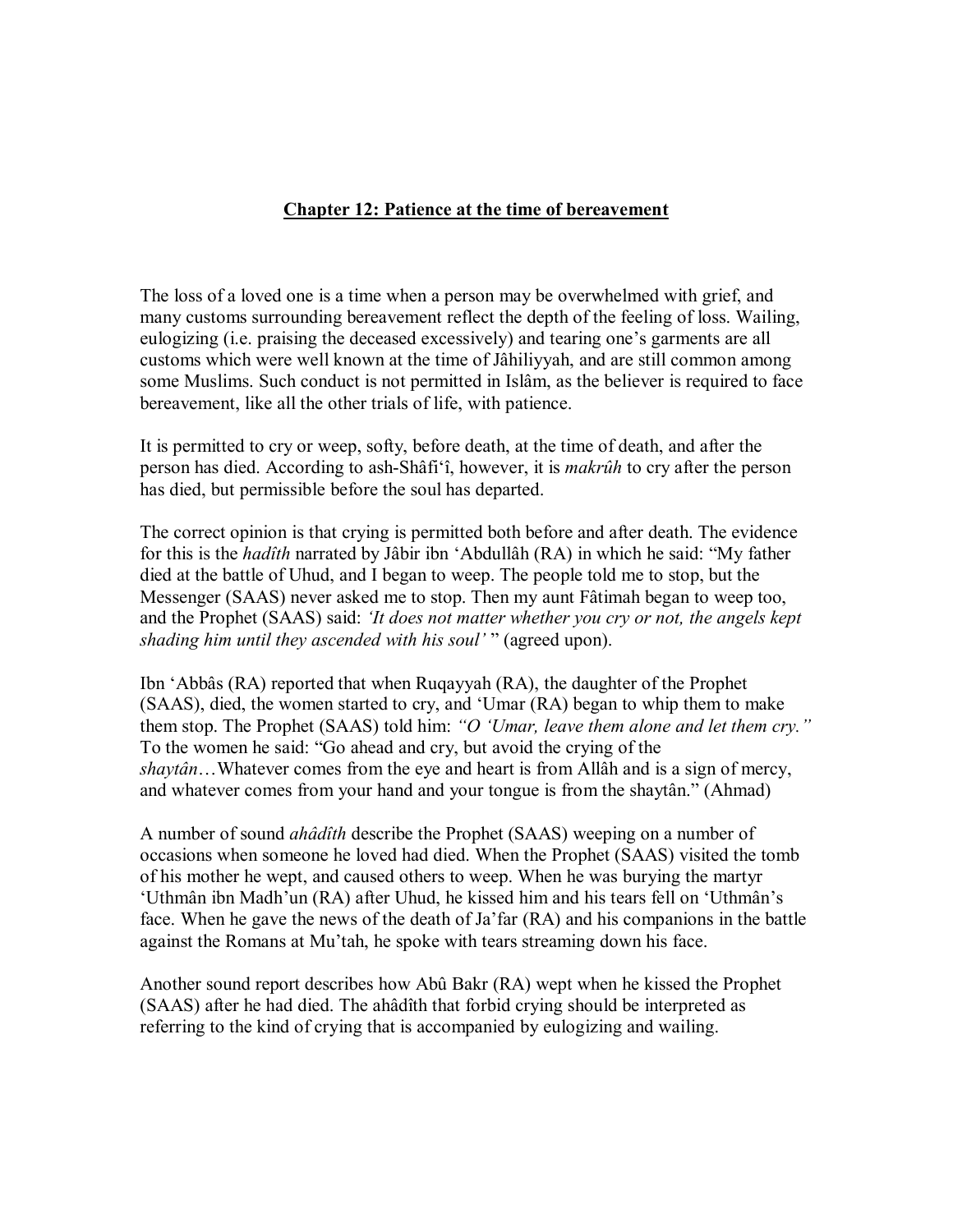## Chapter 12: Patience at the time of bereavement

The loss of a loved one is a time when a person may be overwhelmed with grief, and many customs surrounding bereavement reflect the depth of the feeling of loss. Wailing, eulogizing (i.e. praising the deceased excessively) and tearing one's garments are all customs which were well known at the time of Jâhiliyyah, and are still common among some Muslims. Such conduct is not permitted in Islâm, as the believer is required to face bereavement, like all the other trials of life, with patience.

It is permitted to cry or weep, softy, before death, at the time of death, and after the person has died. According to ash-Shâfi'î, however, it is *makrûh* to cry after the person has died, but permissible before the soul has departed.

The correct opinion is that crying is permitted both before and after death. The evidence for this is the *hadîth* narrated by Jâbir ibn 'Abdullâh (RA) in which he said: "My father died at the battle of Uhud, and I began to weep. The people told me to stop, but the Messenger (SAAS) never asked me to stop. Then my aunt Fâtimah began to weep too, and the Prophet (SAAS) said: *'It does not matter whether you cry or not, the angels kept shading him until they ascended with his soul'* " (agreed upon).

Ibn 'Abbâs (RA) reported that when Ruqayyah (RA), the daughter of the Prophet (SAAS), died, the women started to cry, and 'Umar (RA) began to whip them to make them stop. The Prophet (SAAS) told him: *"O 'Umar, leave them alone and let them cry."* To the women he said: "Go ahead and cry, but avoid the crying of the *shaytân*…Whatever comes from the eye and heart is from Allâh and is a sign of mercy, and whatever comes from your hand and your tongue is from the shaytân." (Ahmad)

A number of sound *ahâdîth* describe the Prophet (SAAS) weeping on a number of occasions when someone he loved had died. When the Prophet (SAAS) visited the tomb of his mother he wept, and caused others to weep. When he was burying the martyr 'Uthmân ibn Madh'un (RA) after Uhud, he kissed him and his tears fell on 'Uthmân's face. When he gave the news of the death of Ja'far (RA) and his companions in the battle against the Romans at Mu'tah, he spoke with tears streaming down his face.

Another sound report describes how Abû Bakr (RA) wept when he kissed the Prophet (SAAS) after he had died. The ahâdîth that forbid crying should be interpreted as referring to the kind of crying that is accompanied by eulogizing and wailing.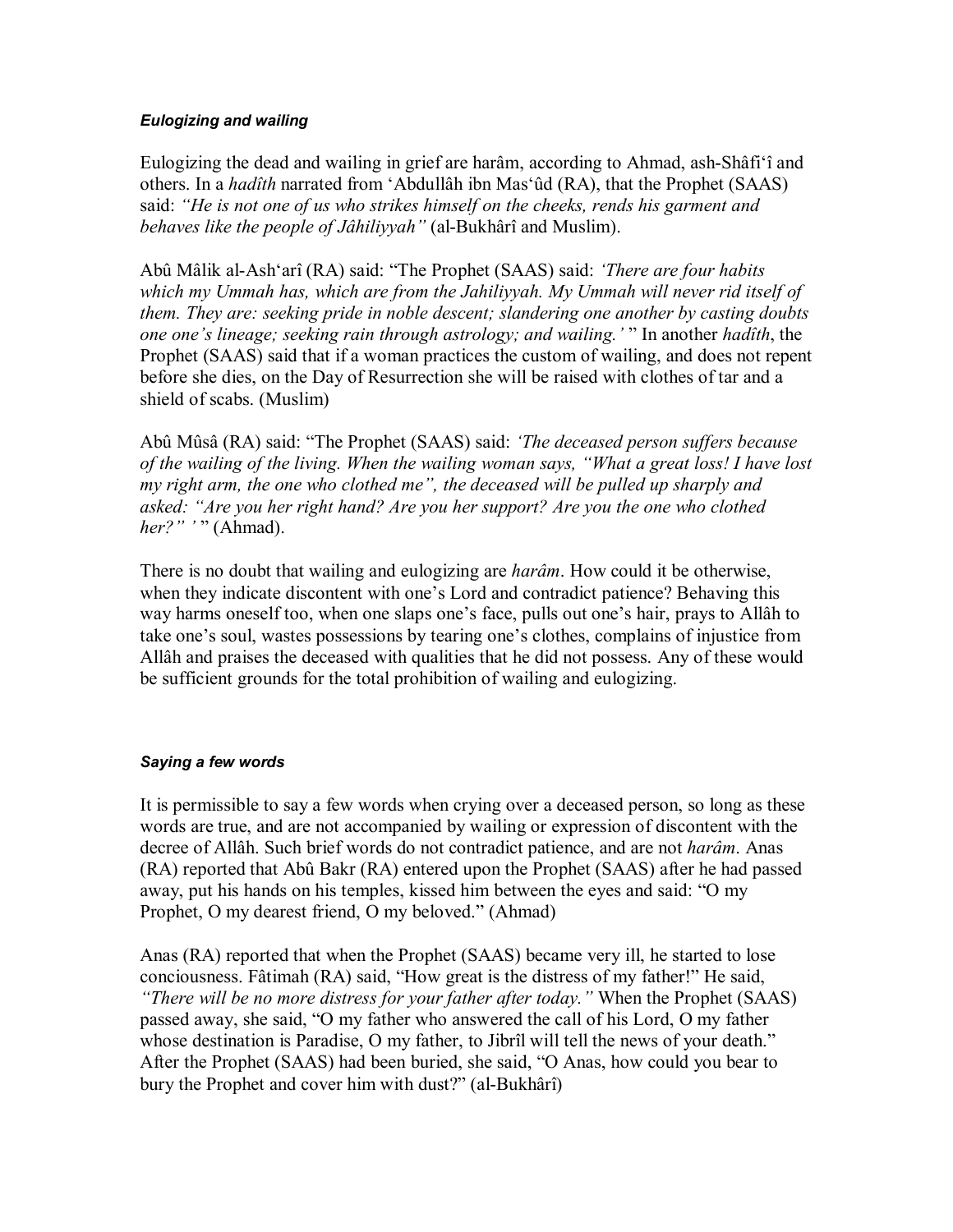### *Eulogizing and wailing*

Eulogizing the dead and wailing in grief are harâm, according to Ahmad, ash-Shâfi'î and others. In a *hadîth* narrated from 'Abdullâh ibn Mas'ûd (RA), that the Prophet (SAAS) said: *"He is not one of us who strikes himself on the cheeks, rends his garment and behaves like the people of Jâhiliyyah"* (al-Bukhârî and Muslim).

Abû Mâlik al-Ash'arî (RA) said: "The Prophet (SAAS) said: *'There are four habits which my Ummah has, which are from the Jahiliyyah. My Ummah will never rid itself of them. They are: seeking pride in noble descent; slandering one another by casting doubts one one's lineage; seeking rain through astrology; and wailing.'* " In another *hadîth*, the Prophet (SAAS) said that if a woman practices the custom of wailing, and does not repent before she dies, on the Day of Resurrection she will be raised with clothes of tar and a shield of scabs. (Muslim)

Abû Mûsâ (RA) said: "The Prophet (SAAS) said: *'The deceased person suffers because of the wailing of the living. When the wailing woman says, "What a great loss! I have lost my right arm, the one who clothed me", the deceased will be pulled up sharply and asked: "Are you her right hand? Are you her support? Are you the one who clothed her?" '* " (Ahmad).

There is no doubt that wailing and eulogizing are *harâm*. How could it be otherwise, when they indicate discontent with one's Lord and contradict patience? Behaving this way harms oneself too, when one slaps one's face, pulls out one's hair, prays to Allâh to take one's soul, wastes possessions by tearing one's clothes, complains of injustice from Allâh and praises the deceased with qualities that he did not possess. Any of these would be sufficient grounds for the total prohibition of wailing and eulogizing.

### *Saying a few words*

It is permissible to say a few words when crying over a deceased person, so long as these words are true, and are not accompanied by wailing or expression of discontent with the decree of Allâh. Such brief words do not contradict patience, and are not *harâm*. Anas (RA) reported that Abû Bakr (RA) entered upon the Prophet (SAAS) after he had passed away, put his hands on his temples, kissed him between the eyes and said: "O my Prophet, O my dearest friend, O my beloved." (Ahmad)

Anas (RA) reported that when the Prophet (SAAS) became very ill, he started to lose conciousness. Fâtimah (RA) said, "How great is the distress of my father!" He said, *"There will be no more distress for your father after today."* When the Prophet (SAAS) passed away, she said, "O my father who answered the call of his Lord, O my father whose destination is Paradise, O my father, to Jibrîl will tell the news of your death." After the Prophet (SAAS) had been buried, she said, "O Anas, how could you bear to bury the Prophet and cover him with dust?" (al-Bukhârî)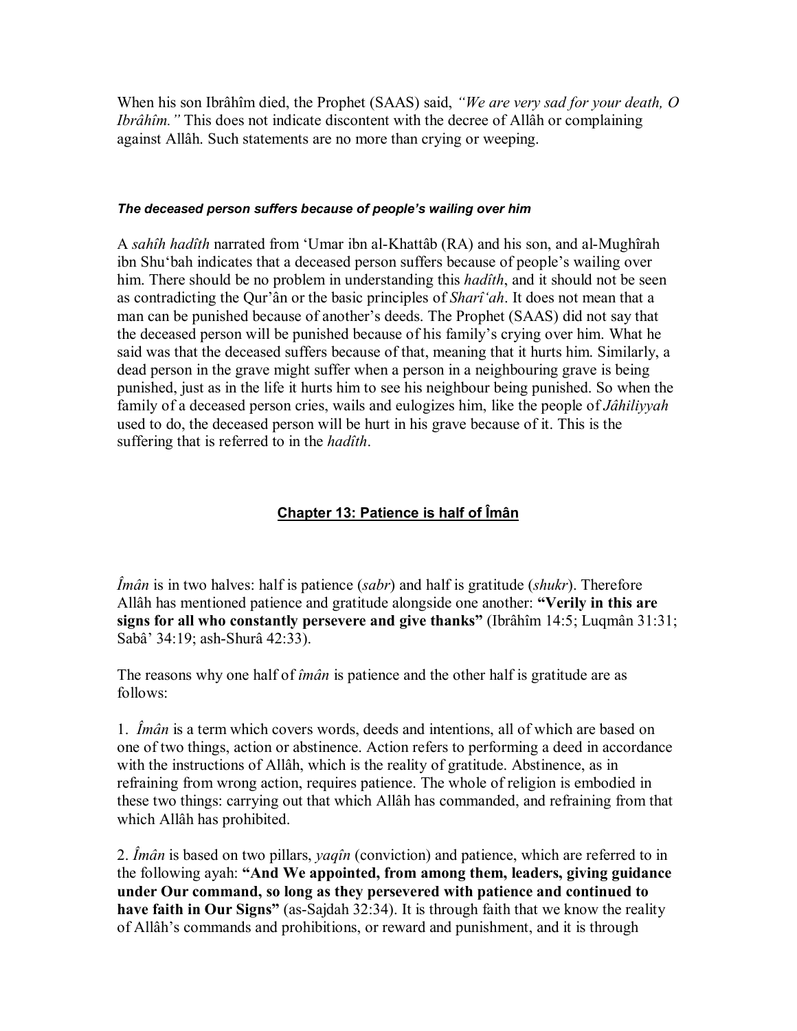When his son Ibrâhîm died, the Prophet (SAAS) said, *"We are very sad for your death, O Ibrâhîm."* This does not indicate discontent with the decree of Allâh or complaining against Allâh. Such statements are no more than crying or weeping.

#### *The deceased person suffers because of people's wailing over him*

A *sahîh hadîth* narrated from 'Umar ibn al-Khattâb (RA) and his son, and al-Mughîrah ibn Shu'bah indicates that a deceased person suffers because of people's wailing over him. There should be no problem in understanding this *hadîth*, and it should not be seen as contradicting the Qur'ân or the basic principles of *Sharî'ah*. It does not mean that a man can be punished because of another's deeds. The Prophet (SAAS) did not say that the deceased person will be punished because of his family's crying over him. What he said was that the deceased suffers because of that, meaning that it hurts him. Similarly, a dead person in the grave might suffer when a person in a neighbouring grave is being punished, just as in the life it hurts him to see his neighbour being punished. So when the family of a deceased person cries, wails and eulogizes him, like the people of *Jâhiliyyah* used to do, the deceased person will be hurt in his grave because of it. This is the suffering that is referred to in the *hadîth*.

## Chapter 13: Patience is half of Îmân

*Îmân* is in two halves: half is patience (*sabr*) and half is gratitude (*shukr*). Therefore Allâh has mentioned patience and gratitude alongside one another: **"Verily in this are signs for all who constantly persevere and give thanks"** (Ibrâhîm 14:5; Luqmân 31:31; Sabâ' 34:19; ash-Shurâ 42:33).

The reasons why one half of *îmân* is patience and the other half is gratitude are as follows:

1. *Îmân* is a term which covers words, deeds and intentions, all of which are based on one of two things, action or abstinence. Action refers to performing a deed in accordance with the instructions of Allâh, which is the reality of gratitude. Abstinence, as in refraining from wrong action, requires patience. The whole of religion is embodied in these two things: carrying out that which Allâh has commanded, and refraining from that which Allâh has prohibited.

2. *Îmân* is based on two pillars, *yaqîn* (conviction) and patience, which are referred to in the following ayah: **"And We appointed, from among them, leaders, giving guidance under Our command, so long as they persevered with patience and continued to have faith in Our Signs"** (as-Sajdah 32:34). It is through faith that we know the reality of Allâh's commands and prohibitions, or reward and punishment, and it is through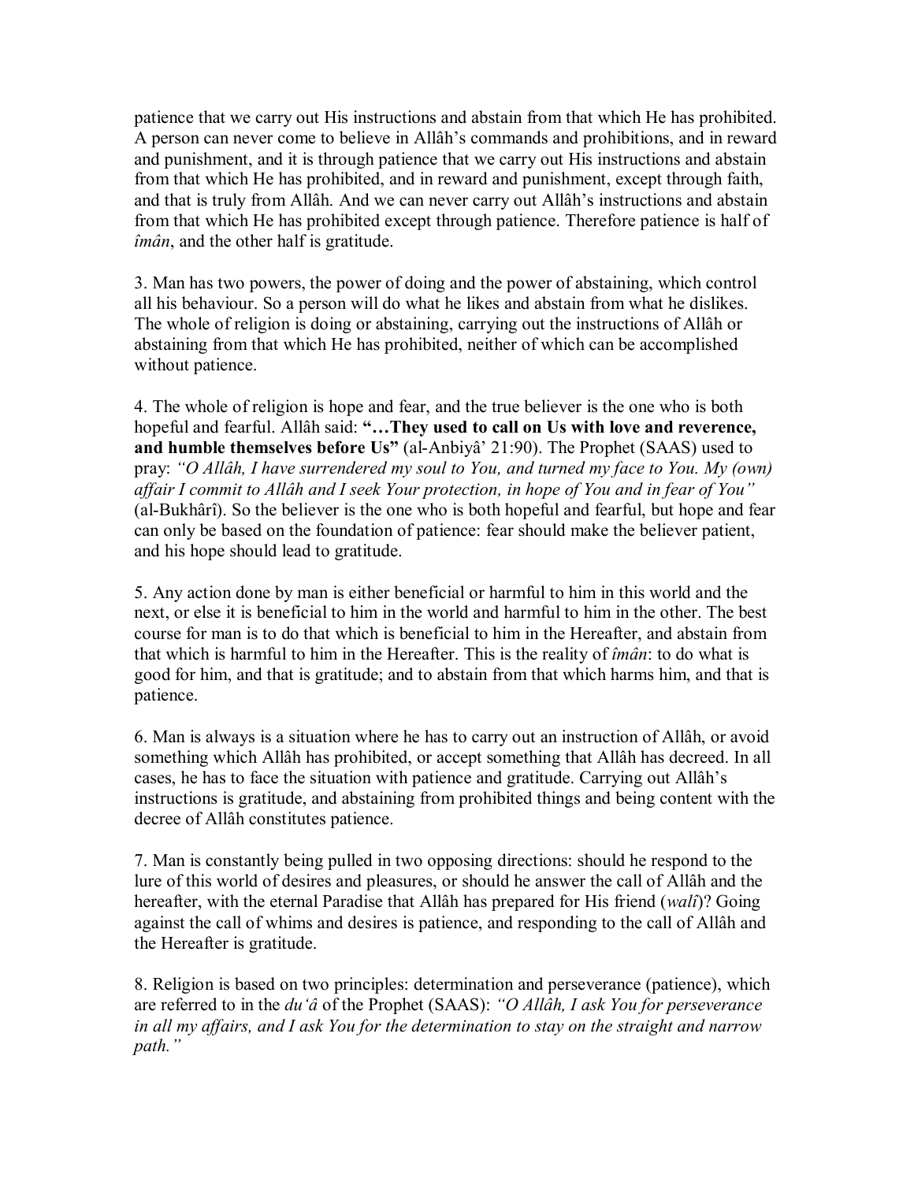patience that we carry out His instructions and abstain from that which He has prohibited. A person can never come to believe in Allâh's commands and prohibitions, and in reward and punishment, and it is through patience that we carry out His instructions and abstain from that which He has prohibited, and in reward and punishment, except through faith, and that is truly from Allâh. And we can never carry out Allâh's instructions and abstain from that which He has prohibited except through patience. Therefore patience is half of *îmân*, and the other half is gratitude.

3. Man has two powers, the power of doing and the power of abstaining, which control all his behaviour. So a person will do what he likes and abstain from what he dislikes. The whole of religion is doing or abstaining, carrying out the instructions of Allâh or abstaining from that which He has prohibited, neither of which can be accomplished without patience.

4. The whole of religion is hope and fear, and the true believer is the one who is both hopeful and fearful. Allâh said: **"…They used to call on Us with love and reverence, and humble themselves before Us"** (al-Anbiyâ' 21:90). The Prophet (SAAS) used to pray: *"O Allâh, I have surrendered my soul to You, and turned my face to You. My (own) affair I commit to Allâh and I seek Your protection, in hope of You and in fear of You"* (al-Bukhârî). So the believer is the one who is both hopeful and fearful, but hope and fear can only be based on the foundation of patience: fear should make the believer patient, and his hope should lead to gratitude.

5. Any action done by man is either beneficial or harmful to him in this world and the next, or else it is beneficial to him in the world and harmful to him in the other. The best course for man is to do that which is beneficial to him in the Hereafter, and abstain from that which is harmful to him in the Hereafter. This is the reality of *îmân*: to do what is good for him, and that is gratitude; and to abstain from that which harms him, and that is patience.

6. Man is always is a situation where he has to carry out an instruction of Allâh, or avoid something which Allâh has prohibited, or accept something that Allâh has decreed. In all cases, he has to face the situation with patience and gratitude. Carrying out Allâh's instructions is gratitude, and abstaining from prohibited things and being content with the decree of Allâh constitutes patience.

7. Man is constantly being pulled in two opposing directions: should he respond to the lure of this world of desires and pleasures, or should he answer the call of Allâh and the hereafter, with the eternal Paradise that Allâh has prepared for His friend (*walî*)? Going against the call of whims and desires is patience, and responding to the call of Allâh and the Hereafter is gratitude.

8. Religion is based on two principles: determination and perseverance (patience), which are referred to in the *du'â* of the Prophet (SAAS): *"O Allâh, I ask You for perseverance in all my affairs, and I ask You for the determination to stay on the straight and narrow path."*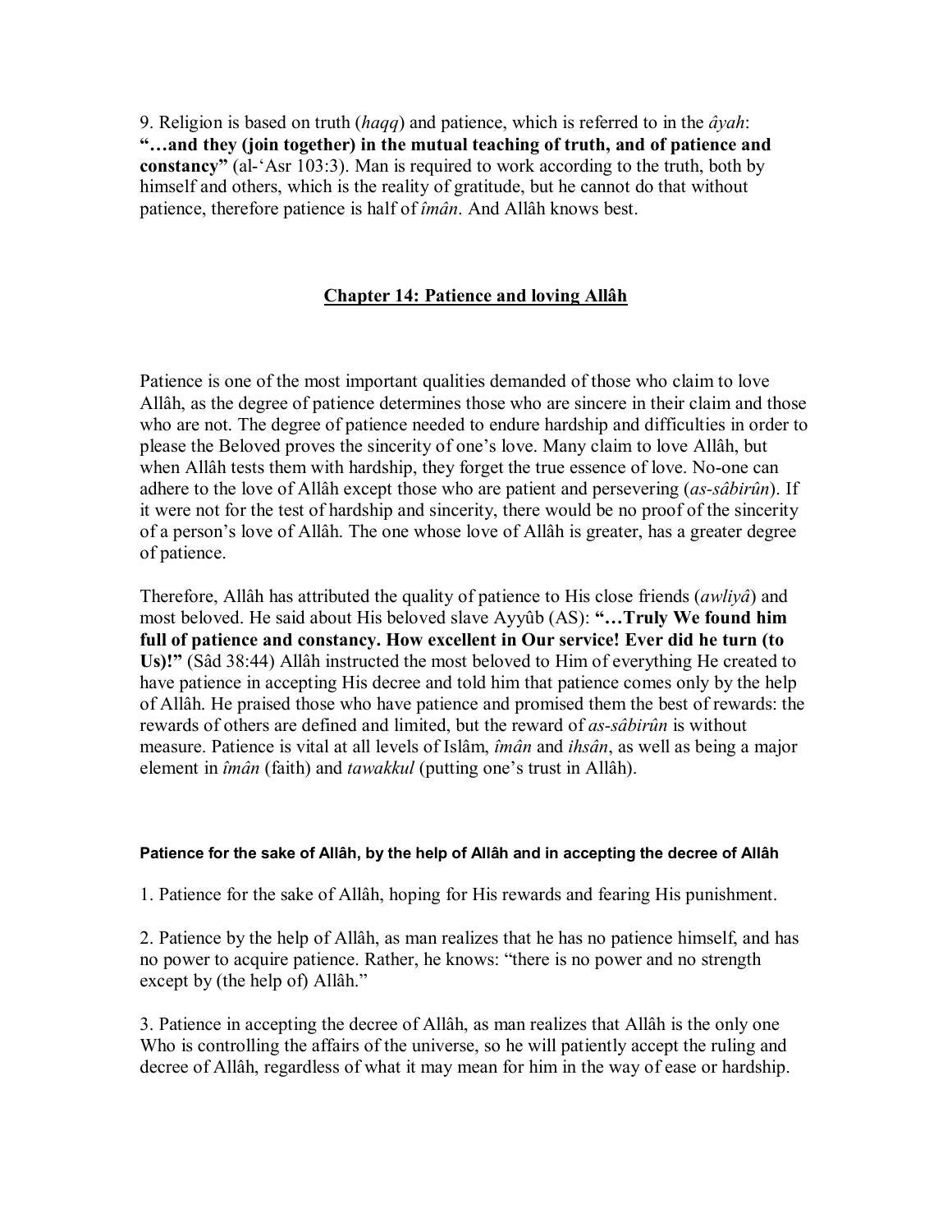9. Religion is based on truth (*haqq*) and patience, which is referred to in the *âyah*: **"…and they (join together) in the mutual teaching of truth, and of patience and constancy"** (al-'Asr 103:3). Man is required to work according to the truth, both by himself and others, which is the reality of gratitude, but he cannot do that without patience, therefore patience is half of *îmân*. And Allâh knows best.

## Chapter 14: Patience and loving Allâh

Patience is one of the most important qualities demanded of those who claim to love Allâh, as the degree of patience determines those who are sincere in their claim and those who are not. The degree of patience needed to endure hardship and difficulties in order to please the Beloved proves the sincerity of one's love. Many claim to love Allâh, but when Allâh tests them with hardship, they forget the true essence of love. No-one can adhere to the love of Allâh except those who are patient and persevering (*as-sâbirûn*). If it were not for the test of hardship and sincerity, there would be no proof of the sincerity of a person's love of Allâh. The one whose love of Allâh is greater, has a greater degree of patience.

Therefore, Allâh has attributed the quality of patience to His close friends (*awliyâ*) and most beloved. He said about His beloved slave Ayyûb (AS): **"…Truly We found him full of patience and constancy. How excellent in Our service! Ever did he turn (to Us)!"** (Sâd 38:44) Allâh instructed the most beloved to Him of everything He created to have patience in accepting His decree and told him that patience comes only by the help of Allâh. He praised those who have patience and promised them the best of rewards: the rewards of others are defined and limited, but the reward of *as-sâbirûn* is without measure. Patience is vital at all levels of Islâm, *îmân* and *ihsân*, as well as being a major element in *îmân* (faith) and *tawakkul* (putting one's trust in Allâh).

#### Patience for the sake of Allâh, by the help of Allâh and in accepting the decree of Allâh

1. Patience for the sake of Allâh, hoping for His rewards and fearing His punishment.

2. Patience by the help of Allâh, as man realizes that he has no patience himself, and has no power to acquire patience. Rather, he knows: "there is no power and no strength except by (the help of) Allâh."

3. Patience in accepting the decree of Allâh, as man realizes that Allâh is the only one Who is controlling the affairs of the universe, so he will patiently accept the ruling and decree of Allâh, regardless of what it may mean for him in the way of ease or hardship.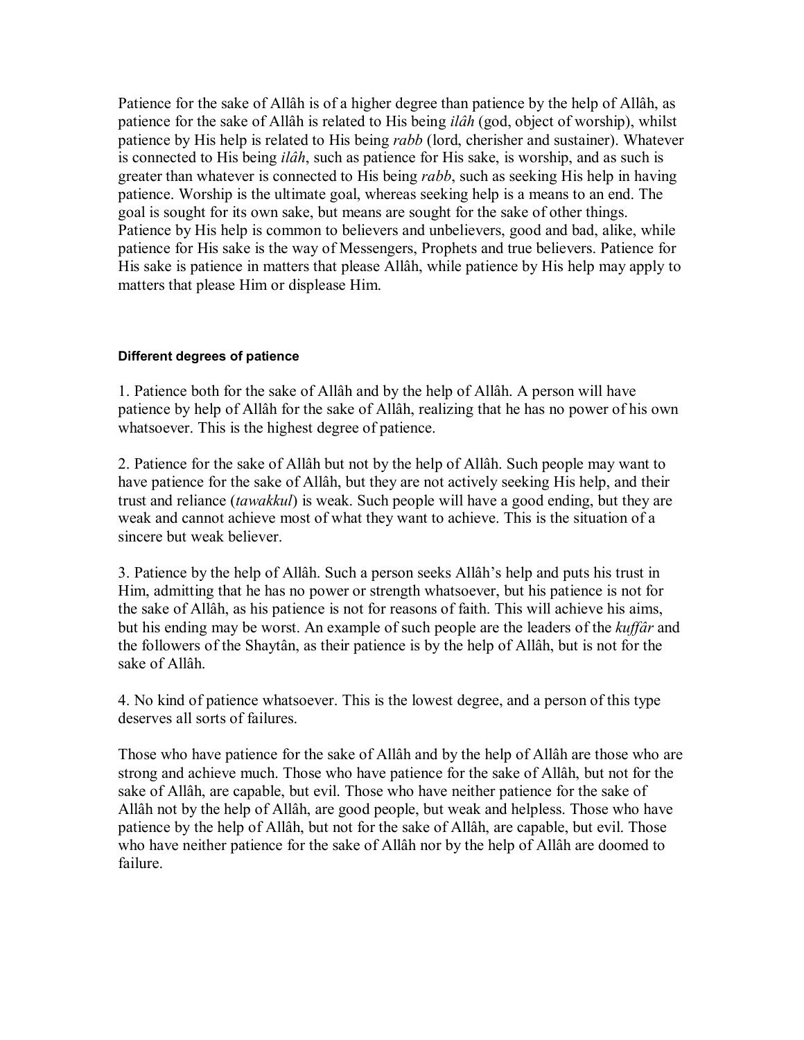Patience for the sake of Allâh is of a higher degree than patience by the help of Allâh, as patience for the sake of Allâh is related to His being *ilâh* (god, object of worship), whilst patience by His help is related to His being *rabb* (lord, cherisher and sustainer). Whatever is connected to His being *ilâh*, such as patience for His sake, is worship, and as such is greater than whatever is connected to His being *rabb*, such as seeking His help in having patience. Worship is the ultimate goal, whereas seeking help is a means to an end. The goal is sought for its own sake, but means are sought for the sake of other things. Patience by His help is common to believers and unbelievers, good and bad, alike, while patience for His sake is the way of Messengers, Prophets and true believers. Patience for His sake is patience in matters that please Allâh, while patience by His help may apply to matters that please Him or displease Him.

#### Different degrees of patience

1. Patience both for the sake of Allâh and by the help of Allâh. A person will have patience by help of Allâh for the sake of Allâh, realizing that he has no power of his own whatsoever. This is the highest degree of patience.

2. Patience for the sake of Allâh but not by the help of Allâh. Such people may want to have patience for the sake of Allâh, but they are not actively seeking His help, and their trust and reliance (*tawakkul*) is weak. Such people will have a good ending, but they are weak and cannot achieve most of what they want to achieve. This is the situation of a sincere but weak believer.

3. Patience by the help of Allâh. Such a person seeks Allâh's help and puts his trust in Him, admitting that he has no power or strength whatsoever, but his patience is not for the sake of Allâh, as his patience is not for reasons of faith. This will achieve his aims, but his ending may be worst. An example of such people are the leaders of the *kuffâr* and the followers of the Shaytân, as their patience is by the help of Allâh, but is not for the sake of Allâh.

4. No kind of patience whatsoever. This is the lowest degree, and a person of this type deserves all sorts of failures.

Those who have patience for the sake of Allâh and by the help of Allâh are those who are strong and achieve much. Those who have patience for the sake of Allâh, but not for the sake of Allâh, are capable, but evil. Those who have neither patience for the sake of Allâh not by the help of Allâh, are good people, but weak and helpless. Those who have patience by the help of Allâh, but not for the sake of Allâh, are capable, but evil. Those who have neither patience for the sake of Allâh nor by the help of Allâh are doomed to failure.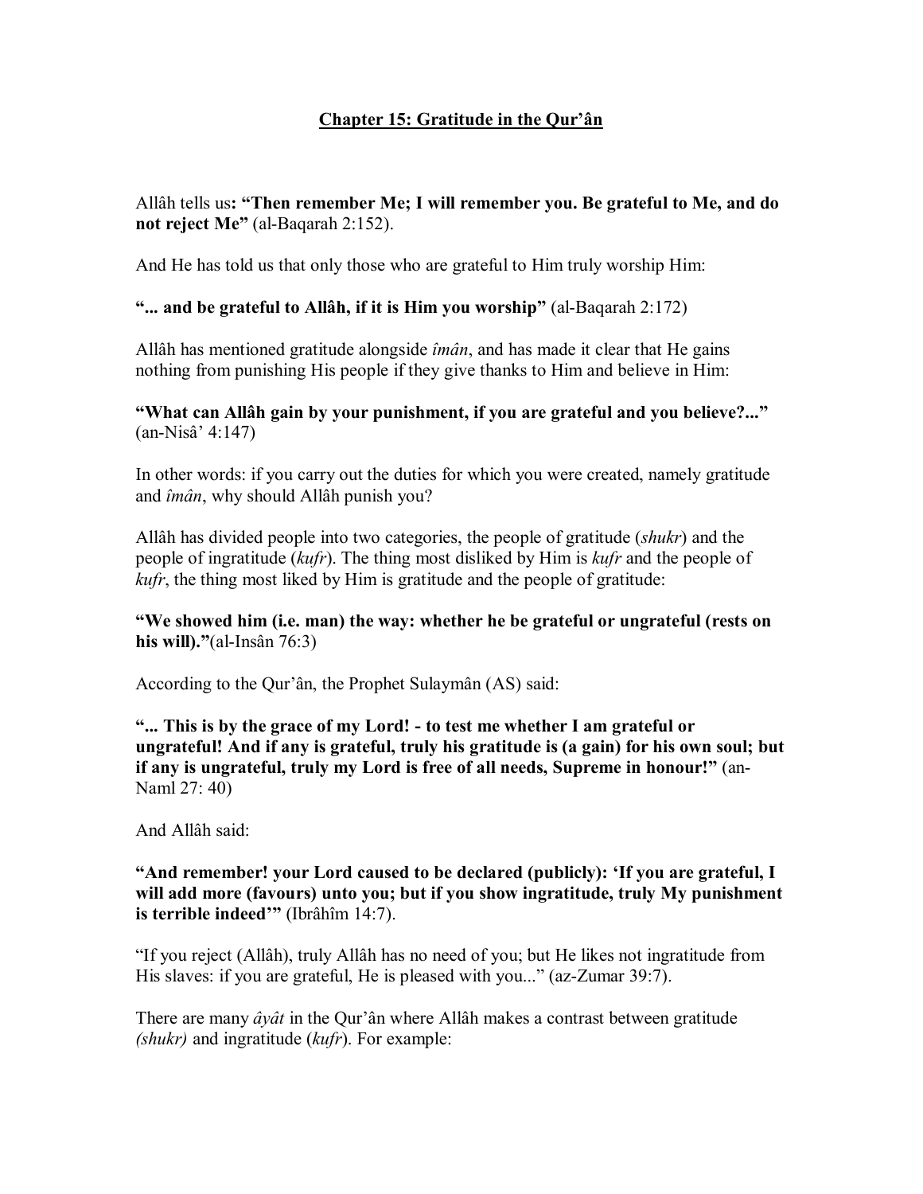## Chapter 15: Gratitude in the Qur'ân

Allâh tells us**: "Then remember Me; I will remember you. Be grateful to Me, and do not reject Me"** (al-Baqarah 2:152).

And He has told us that only those who are grateful to Him truly worship Him:

**"... and be grateful to Allâh, if it is Him you worship"** (al-Baqarah 2:172)

Allâh has mentioned gratitude alongside *îmân*, and has made it clear that He gains nothing from punishing His people if they give thanks to Him and believe in Him:

**"What can Allâh gain by your punishment, if you are grateful and you believe?..."** (an-Nisâ' 4:147)

In other words: if you carry out the duties for which you were created, namely gratitude and *îmân*, why should Allâh punish you?

Allâh has divided people into two categories, the people of gratitude (*shukr*) and the people of ingratitude (*kufr*). The thing most disliked by Him is *kufr* and the people of *kufr*, the thing most liked by Him is gratitude and the people of gratitude:

**"We showed him (i.e. man) the way: whether he be grateful or ungrateful (rests on his will)."**(al-Insân 76:3)

According to the Qur'ân, the Prophet Sulaymân (AS) said:

**"... This is by the grace of my Lord! - to test me whether I am grateful or ungrateful! And if any is grateful, truly his gratitude is (a gain) for his own soul; but if any is ungrateful, truly my Lord is free of all needs, Supreme in honour!"** (an-Naml 27: 40)

And Allâh said:

**"And remember! your Lord caused to be declared (publicly): 'If you are grateful, I will add more (favours) unto you; but if you show ingratitude, truly My punishment is terrible indeed'"** (Ibrâhîm 14:7).

"If you reject (Allâh), truly Allâh has no need of you; but He likes not ingratitude from His slaves: if you are grateful, He is pleased with you..." (az-Zumar 39:7).

There are many *âyât* in the Qur'ân where Allâh makes a contrast between gratitude *(shukr)* and ingratitude (*kufr*). For example: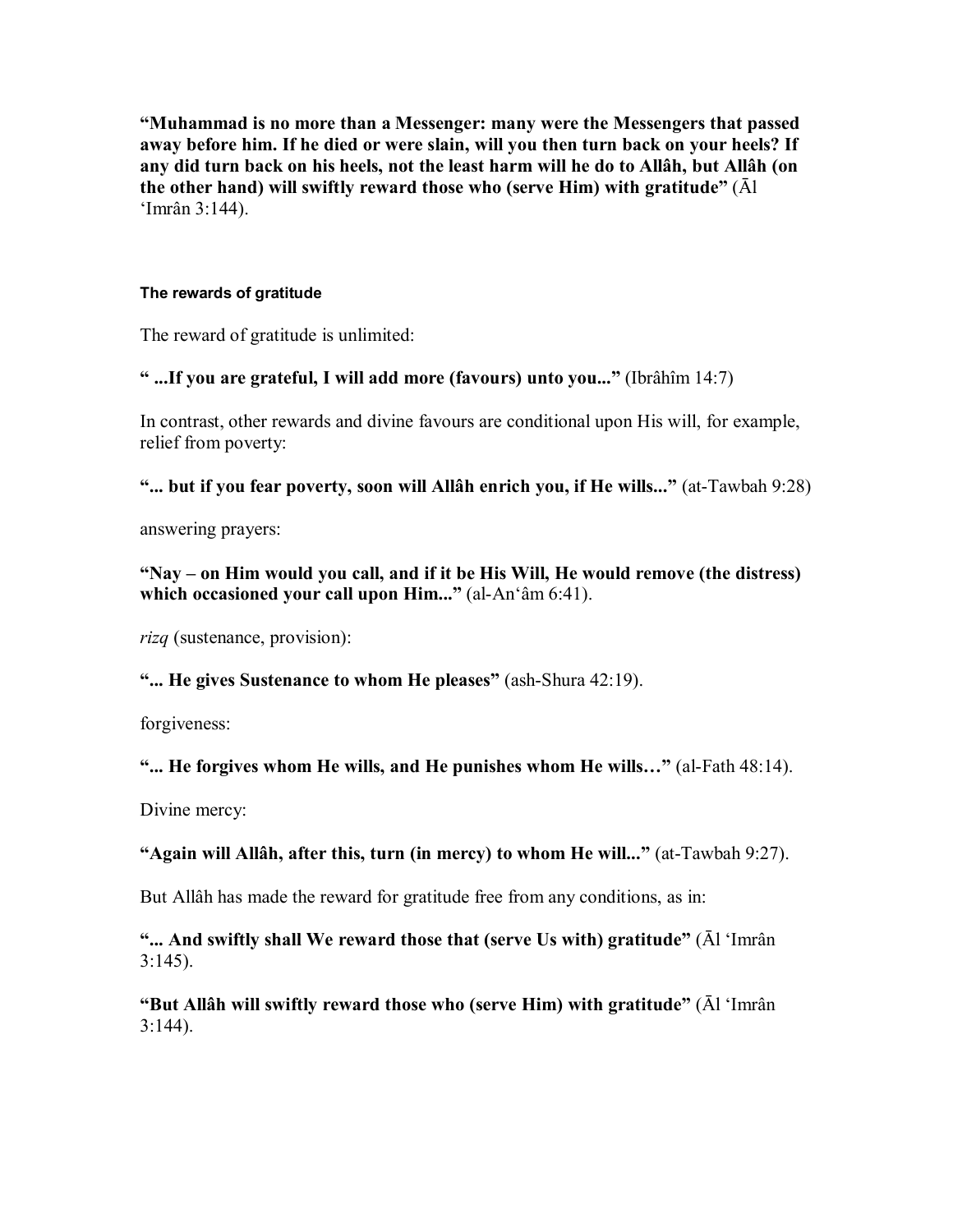**“Muhammad is no more than a Messenger: many were the Messengers that passed away before him. If he died or were slain, will you then turn back on your heels? If any did turn back on his heels, not the least harm will he do to Allâh, but Allâh (on the other hand) will swiftly reward those who (serve Him) with gratitude”** (Āl ‘Imrân 3:144).

#### The rewards of gratitude

The reward of gratitude is unlimited:

**“ ...If you are grateful, I will add more (favours) unto you...”** (Ibrâhîm 14:7)

In contrast, other rewards and divine favours are conditional upon His will, for example, relief from poverty:

**“... but if you fear poverty, soon will Allâh enrich you, if He wills...”** (at-Tawbah 9:28)

answering prayers:

**“Nay – on Him would you call, and if it be His Will, He would remove (the distress) which occasioned your call upon Him...”** (al-An‘âm 6:41).

*rizq* (sustenance, provision):

**“... He gives Sustenance to whom He pleases”** (ash-Shura 42:19).

forgiveness:

**“... He forgives whom He wills, and He punishes whom He wills…”** (al-Fath 48:14).

Divine mercy:

**“Again will Allâh, after this, turn (in mercy) to whom He will...”** (at-Tawbah 9:27).

But Allâh has made the reward for gratitude free from any conditions, as in:

**“... And swiftly shall We reward those that (serve Us with) gratitude”** (Āl ‘Imrân 3:145).

**“But Allâh will swiftly reward those who (serve Him) with gratitude”** (Āl ‘Imrân 3:144).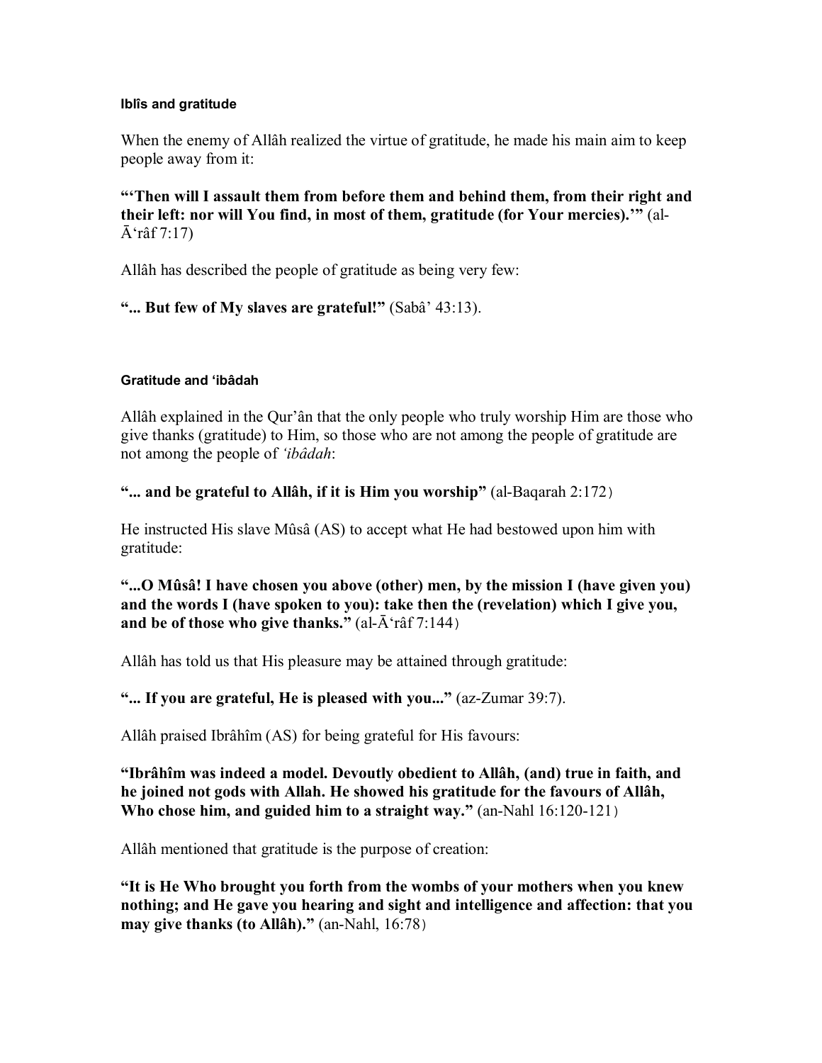#### Iblîs and gratitude

When the enemy of Allâh realized the virtue of gratitude, he made his main aim to keep people away from it:

**"'Then will I assault them from before them and behind them, from their right and their left: nor will You find, in most of them, gratitude (for Your mercies).'"** (al-Ā'râf 7:17)

Allâh has described the people of gratitude as being very few:

**"... But few of My slaves are grateful!"** (Sabâ' 43:13).

#### Gratitude and 'ibâdah

Allâh explained in the Qur'ân that the only people who truly worship Him are those who give thanks (gratitude) to Him, so those who are not among the people of gratitude are not among the people of *'ibâdah*:

**"... and be grateful to Allâh, if it is Him you worship"** (al-Baqarah 2:172)

He instructed His slave Mûsâ (AS) to accept what He had bestowed upon him with gratitude:

**"...O Mûsâ! I have chosen you above (other) men, by the mission I (have given you) and the words I (have spoken to you): take then the (revelation) which I give you, and be of those who give thanks."** (al-Ā'râf 7:144)

Allâh has told us that His pleasure may be attained through gratitude:

**"... If you are grateful, He is pleased with you..."** (az-Zumar 39:7).

Allâh praised Ibrâhîm (AS) for being grateful for His favours:

**"Ibrâhîm was indeed a model. Devoutly obedient to Allâh, (and) true in faith, and he joined not gods with Allah. He showed his gratitude for the favours of Allâh, Who chose him, and guided him to a straight way."** (an-Nahl 16:120-121)

Allâh mentioned that gratitude is the purpose of creation:

**"It is He Who brought you forth from the wombs of your mothers when you knew nothing; and He gave you hearing and sight and intelligence and affection: that you may give thanks (to Allâh)."** (an-Nahl, 16:78)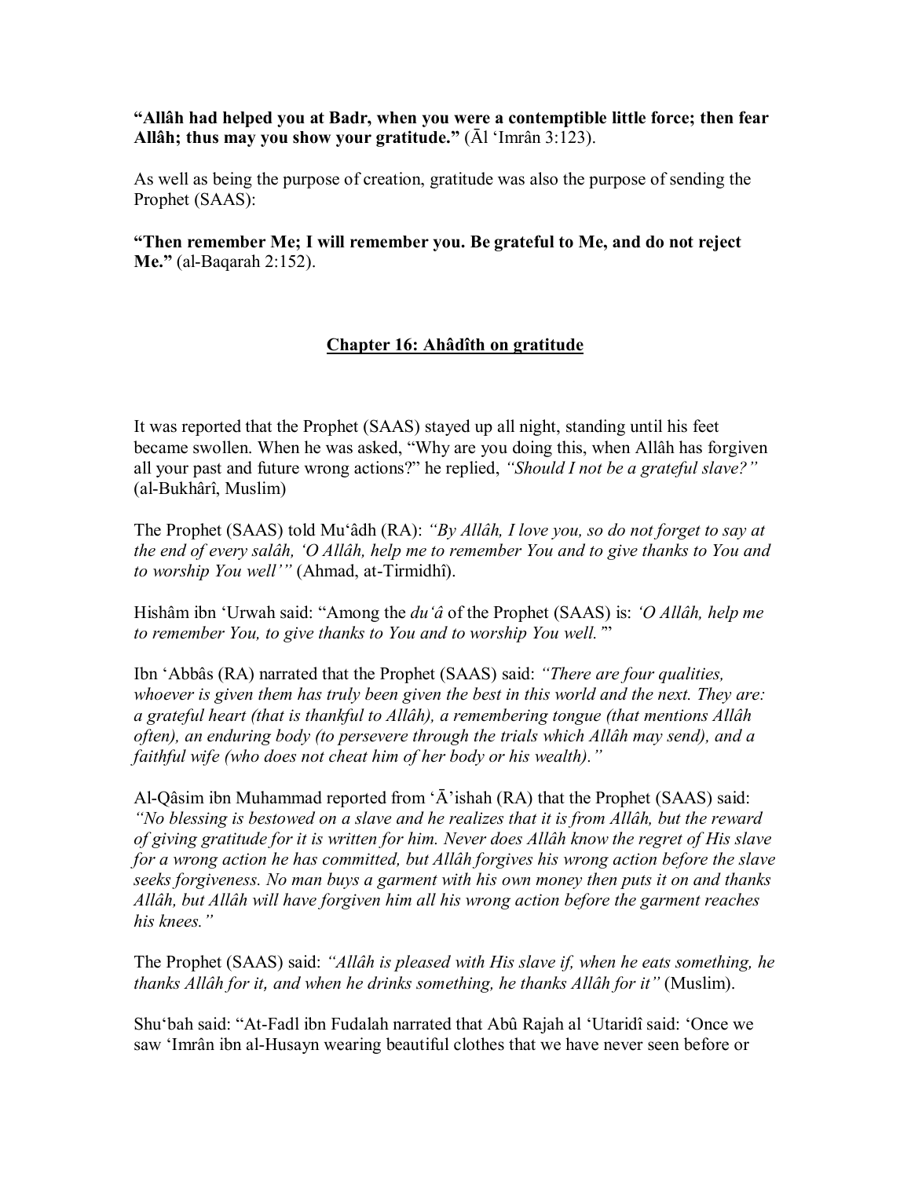**"Allâh had helped you at Badr, when you were a contemptible little force; then fear Allâh; thus may you show your gratitude."** (Āl 'Imrân 3:123).

As well as being the purpose of creation, gratitude was also the purpose of sending the Prophet (SAAS):

**"Then remember Me; I will remember you. Be grateful to Me, and do not reject Me."** (al-Baqarah 2:152).

## Chapter 16: Ahâdîth on gratitude

It was reported that the Prophet (SAAS) stayed up all night, standing until his feet became swollen. When he was asked, "Why are you doing this, when Allâh has forgiven all your past and future wrong actions?" he replied, *"Should I not be a grateful slave?"* (al-Bukhârî, Muslim)

The Prophet (SAAS) told Mu'âdh (RA): *"By Allâh, I love you, so do not forget to say at the end of every salâh, 'O Allâh, help me to remember You and to give thanks to You and to worship You well'"* (Ahmad, at-Tirmidhî).

Hishâm ibn 'Urwah said: "Among the *du'â* of the Prophet (SAAS) is: *'O Allâh, help me to remember You, to give thanks to You and to worship You well.'*"

Ibn 'Abbâs (RA) narrated that the Prophet (SAAS) said: *"There are four qualities, whoever is given them has truly been given the best in this world and the next. They are: a grateful heart (that is thankful to Allâh), a remembering tongue (that mentions Allâh often), an enduring body (to persevere through the trials which Allâh may send), and a faithful wife (who does not cheat him of her body or his wealth)."*

Al-Qâsim ibn Muhammad reported from 'Ā'ishah (RA) that the Prophet (SAAS) said: *"No blessing is bestowed on a slave and he realizes that it is from Allâh, but the reward of giving gratitude for it is written for him. Never does Allâh know the regret of His slave for a wrong action he has committed, but Allâh forgives his wrong action before the slave seeks forgiveness. No man buys a garment with his own money then puts it on and thanks Allâh, but Allâh will have forgiven him all his wrong action before the garment reaches his knees."*

The Prophet (SAAS) said: *"Allâh is pleased with His slave if, when he eats something, he thanks Allâh for it, and when he drinks something, he thanks Allâh for it"* (Muslim).

Shu'bah said: "At-Fadl ibn Fudalah narrated that Abû Rajah al 'Utaridî said: 'Once we saw 'Imrân ibn al-Husayn wearing beautiful clothes that we have never seen before or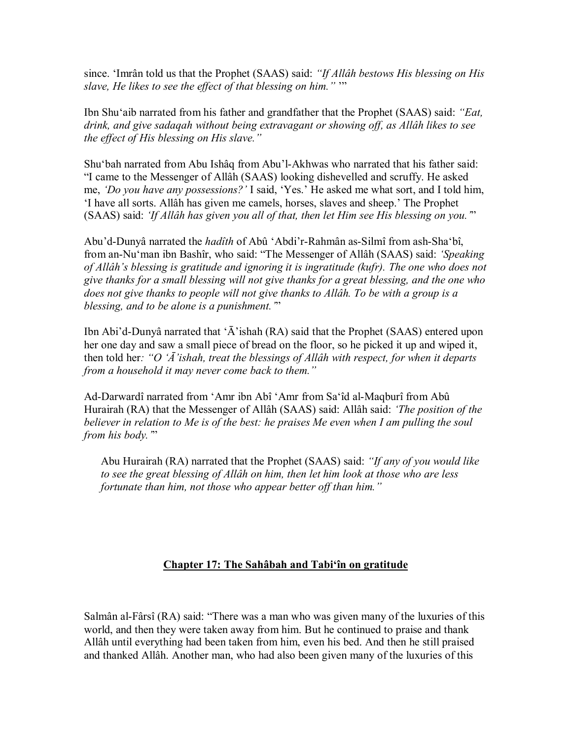since. 'Imrân told us that the Prophet (SAAS) said: *"If Allâh bestows His blessing on His slave, He likes to see the effect of that blessing on him."* '"

Ibn Shu'aib narrated from his father and grandfather that the Prophet (SAAS) said: *"Eat, drink, and give sadaqah without being extravagant or showing off, as Allâh likes to see the effect of His blessing on His slave."*

Shu'bah narrated from Abu Ishâq from Abu'l-Akhwas who narrated that his father said: "I came to the Messenger of Allâh (SAAS) looking dishevelled and scruffy. He asked me, *'Do you have any possessions?'* I said, 'Yes.' He asked me what sort, and I told him, 'I have all sorts. Allâh has given me camels, horses, slaves and sheep.' The Prophet (SAAS) said: *'If Allâh has given you all of that, then let Him see His blessing on you.'*"

Abu'd-Dunyâ narrated the *hadîth* of Abû 'Abdi'r-Rahmân as-Silmî from ash-Sha'bî, from an-Nu'man ibn Bashîr, who said: "The Messenger of Allâh (SAAS) said: *'Speaking of Allâh's blessing is gratitude and ignoring it is ingratitude (kufr). The one who does not give thanks for a small blessing will not give thanks for a great blessing, and the one who does not give thanks to people will not give thanks to Allâh. To be with a group is a blessing, and to be alone is a punishment.'*"

Ibn Abi'd-Dunyâ narrated that 'Ā'ishah (RA) said that the Prophet (SAAS) entered upon her one day and saw a small piece of bread on the floor, so he picked it up and wiped it, then told her*: "O 'Ā'ishah, treat the blessings of Allâh with respect, for when it departs from a household it may never come back to them."*

Ad-Darwardî narrated from 'Amr ibn Abî 'Amr from Sa'îd al-Maqburî from Abû Hurairah (RA) that the Messenger of Allâh (SAAS) said: Allâh said: *'The position of the believer in relation to Me is of the best: he praises Me even when I am pulling the soul from his body.'*"

> Abu Hurairah (RA) narrated that the Prophet (SAAS) said: *"If any of you would like to see the great blessing of Allâh on him, then let him look at those who are less fortunate than him, not those who appear better off than him."*

## Chapter 17: The Sahâbah and Tabi'în on gratitude

Salmân al-Fârsî (RA) said: "There was a man who was given many of the luxuries of this world, and then they were taken away from him. But he continued to praise and thank Allâh until everything had been taken from him, even his bed. And then he still praised and thanked Allâh. Another man, who had also been given many of the luxuries of this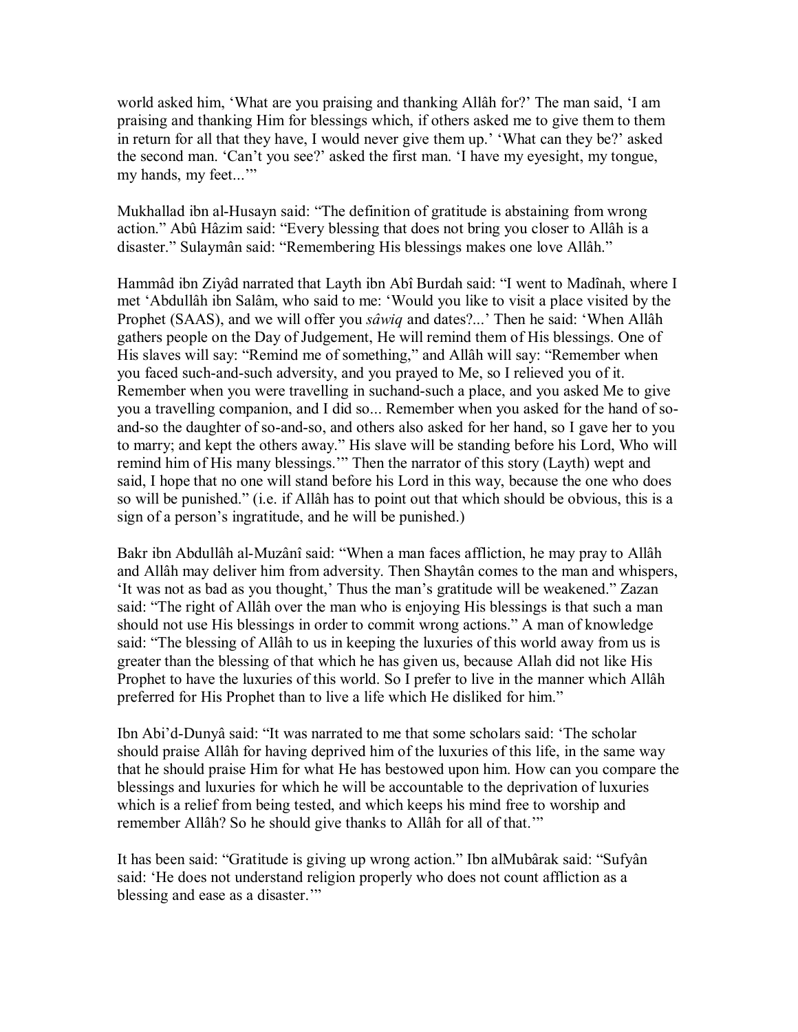world asked him, 'What are you praising and thanking Allâh for?' The man said, 'I am praising and thanking Him for blessings which, if others asked me to give them to them in return for all that they have, I would never give them up.' 'What can they be?' asked the second man. 'Can't you see?' asked the first man. 'I have my eyesight, my tongue, my hands, my feet...'"

Mukhallad ibn al-Husayn said: "The definition of gratitude is abstaining from wrong action." Abû Hâzim said: "Every blessing that does not bring you closer to Allâh is a disaster." Sulaymân said: "Remembering His blessings makes one love Allâh."

Hammâd ibn Ziyâd narrated that Layth ibn Abî Burdah said: "I went to Madînah, where I met 'Abdullâh ibn Salâm, who said to me: 'Would you like to visit a place visited by the Prophet (SAAS), and we will offer you *sâwiq* and dates?...' Then he said: 'When Allâh gathers people on the Day of Judgement, He will remind them of His blessings. One of His slaves will say: "Remind me of something," and Allâh will say: "Remember when you faced such-and-such adversity, and you prayed to Me, so I relieved you of it. Remember when you were travelling in suchand-such a place, and you asked Me to give you a travelling companion, and I did so... Remember when you asked for the hand of so-and-so the daughter of so-and-so, and others also asked for her hand, so I gave her to you to marry; and kept the others away." His slave will be standing before his Lord, Who will remind him of His many blessings.'" Then the narrator of this story (Layth) wept and said, I hope that no one will stand before his Lord in this way, because the one who does so will be punished." (i.e. if Allâh has to point out that which should be obvious, this is a sign of a person's ingratitude, and he will be punished.)

Bakr ibn Abdullâh al-Muzânî said: "When a man faces affliction, he may pray to Allâh and Allâh may deliver him from adversity. Then Shaytân comes to the man and whispers, 'It was not as bad as you thought,' Thus the man's gratitude will be weakened." Zazan said: "The right of Allâh over the man who is enjoying His blessings is that such a man should not use His blessings in order to commit wrong actions." A man of knowledge said: "The blessing of Allâh to us in keeping the luxuries of this world away from us is greater than the blessing of that which he has given us, because Allah did not like His Prophet to have the luxuries of this world. So I prefer to live in the manner which Allâh preferred for His Prophet than to live a life which He disliked for him."

Ibn Abi'd-Dunyâ said: "It was narrated to me that some scholars said: 'The scholar should praise Allâh for having deprived him of the luxuries of this life, in the same way that he should praise Him for what He has bestowed upon him. How can you compare the blessings and luxuries for which he will be accountable to the deprivation of luxuries which is a relief from being tested, and which keeps his mind free to worship and remember Allâh? So he should give thanks to Allâh for all of that.'"

It has been said: "Gratitude is giving up wrong action." Ibn alMubârak said: "Sufyân said: 'He does not understand religion properly who does not count affliction as a blessing and ease as a disaster.'"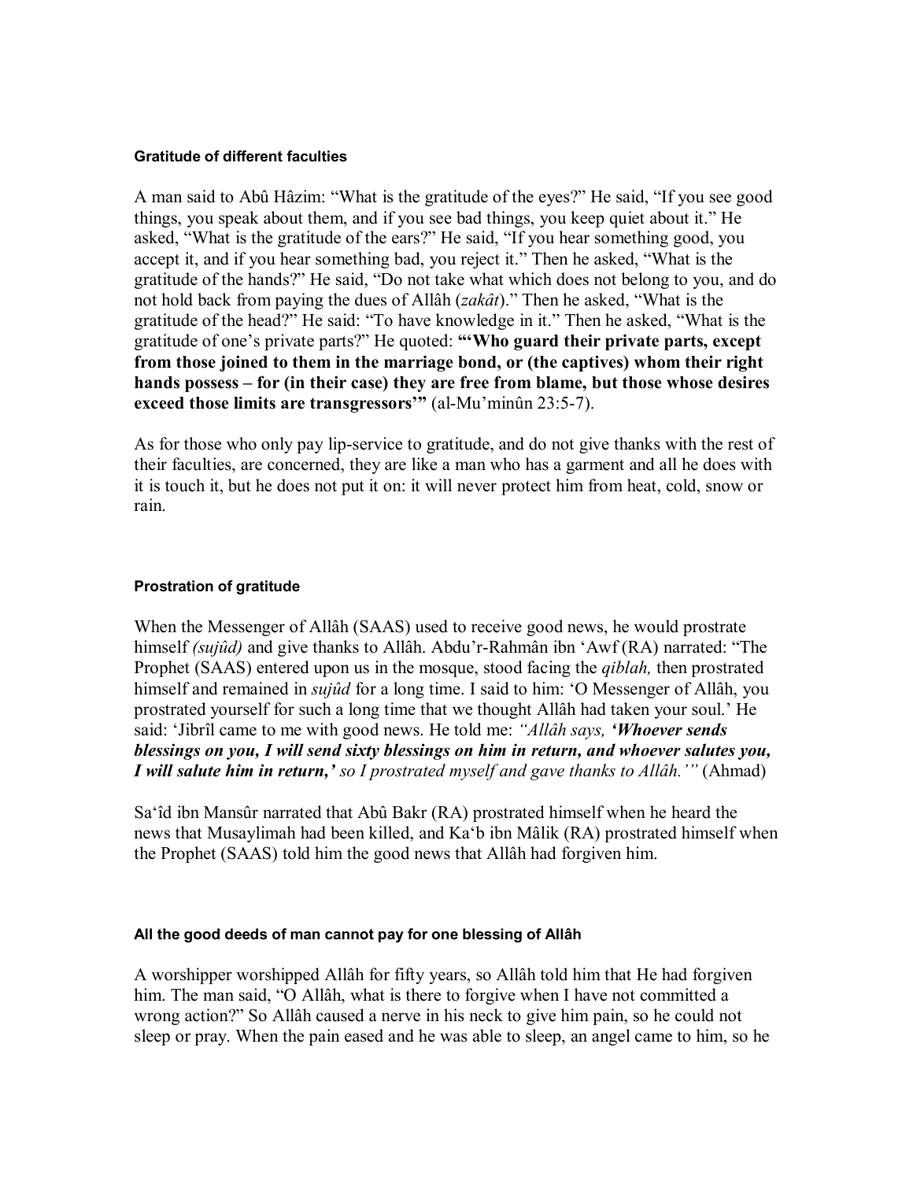#### Gratitude of different faculties

A man said to Abû Hâzim: "What is the gratitude of the eyes?" He said, "If you see good things, you speak about them, and if you see bad things, you keep quiet about it." He asked, "What is the gratitude of the ears?" He said, "If you hear something good, you accept it, and if you hear something bad, you reject it." Then he asked, "What is the gratitude of the hands?" He said, "Do not take what which does not belong to you, and do not hold back from paying the dues of Allâh (*zakât*)." Then he asked, "What is the gratitude of the head?" He said: "To have knowledge in it." Then he asked, "What is the gratitude of one's private parts?" He quoted: **"'Who guard their private parts, except from those joined to them in the marriage bond, or (the captives) whom their right hands possess – for (in their case) they are free from blame, but those whose desires exceed those limits are transgressors'"** (al-Mu'minûn 23:5-7).

As for those who only pay lip-service to gratitude, and do not give thanks with the rest of their faculties, are concerned, they are like a man who has a garment and all he does with it is touch it, but he does not put it on: it will never protect him from heat, cold, snow or rain.

#### Prostration of gratitude

When the Messenger of Allâh (SAAS) used to receive good news, he would prostrate himself *(sujûd)* and give thanks to Allâh. Abdu'r-Rahmân ibn 'Awf (RA) narrated: "The Prophet (SAAS) entered upon us in the mosque, stood facing the *qiblah,* then prostrated himself and remained in *sujûd* for a long time. I said to him: 'O Messenger of Allâh, you prostrated yourself for such a long time that we thought Allâh had taken your soul.' He said: 'Jibrîl came to me with good news. He told me: *"Allâh says, **'Whoever sends blessings on you, I will send sixty blessings on him in return, and whoever salutes you, I will salute him in return,'** so I prostrated myself and gave thanks to Allâh.'"* (Ahmad)

Sa'îd ibn Mansûr narrated that Abû Bakr (RA) prostrated himself when he heard the news that Musaylimah had been killed, and Ka'b ibn Mâlik (RA) prostrated himself when the Prophet (SAAS) told him the good news that Allâh had forgiven him.

#### All the good deeds of man cannot pay for one blessing of Allâh

A worshipper worshipped Allâh for fifty years, so Allâh told him that He had forgiven him. The man said, "O Allâh, what is there to forgive when I have not committed a wrong action?" So Allâh caused a nerve in his neck to give him pain, so he could not sleep or pray. When the pain eased and he was able to sleep, an angel came to him, so he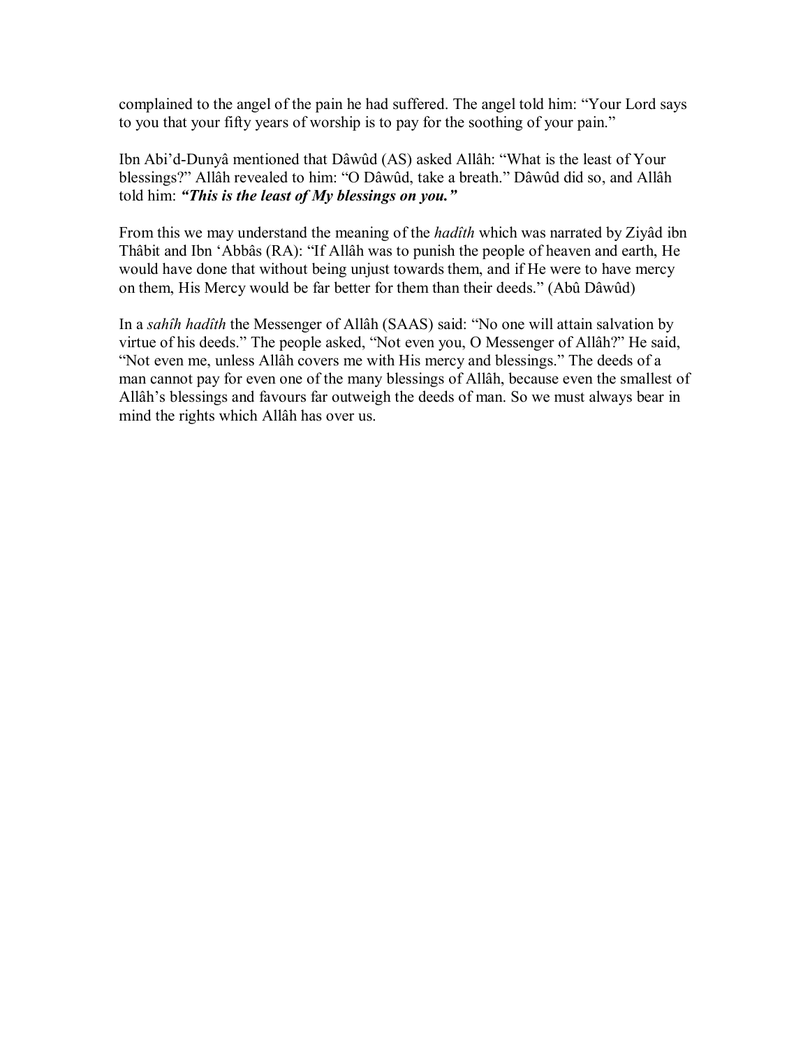complained to the angel of the pain he had suffered. The angel told him: “Your Lord says to you that your fifty years of worship is to pay for the soothing of your pain.”

Ibn Abi’d-Dunyâ mentioned that Dâwûd (AS) asked Allâh: “What is the least of Your blessings?” Allâh revealed to him: “O Dâwûd, take a breath.” Dâwûd did so, and Allâh told him: ***“This is the least of My blessings on you.”***

From this we may understand the meaning of the *hadîth* which was narrated by Ziyâd ibn Thâbit and Ibn ‘Abbâs (RA): “If Allâh was to punish the people of heaven and earth, He would have done that without being unjust towards them, and if He were to have mercy on them, His Mercy would be far better for them than their deeds.” (Abû Dâwûd)

In a *sahîh hadîth* the Messenger of Allâh (SAAS) said: “No one will attain salvation by virtue of his deeds.” The people asked, “Not even you, O Messenger of Allâh?” He said, “Not even me, unless Allâh covers me with His mercy and blessings.” The deeds of a man cannot pay for even one of the many blessings of Allâh, because even the smallest of Allâh’s blessings and favours far outweigh the deeds of man. So we must always bear in mind the rights which Allâh has over us.